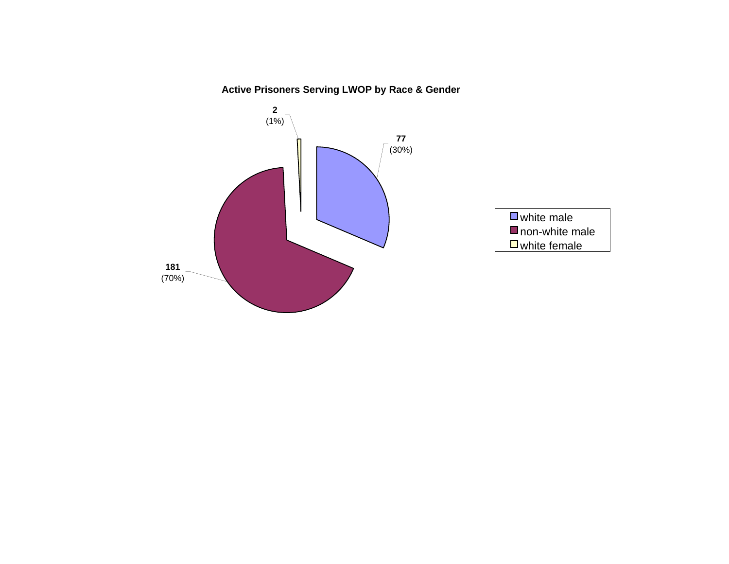**Active Prisoners Serving LWOP by Race & Gender**

| Category | Count | Percent |
|---|---|---|
| white male | 77 | (30%) |
| non-white male | 181 | (70%) |
| white female | 2 | (1%) |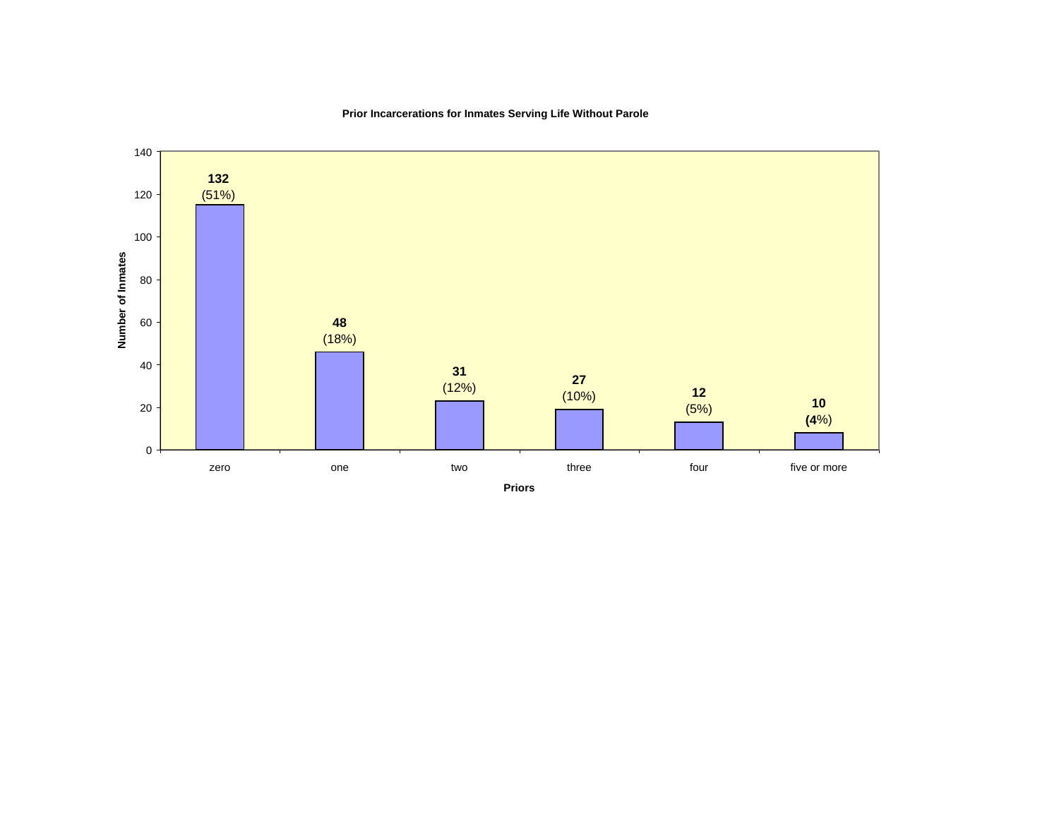**Prior Incarcerations for Inmates Serving Life Without Parole**

| Priors | Number of Inmates | Percent |
|---|---|---|
| zero | 132 | (51%) |
| one | 48 | (18%) |
| two | 31 | (12%) |
| three | 27 | (10%) |
| four | 12 | (5%) |
| five or more | 10 | (4%) |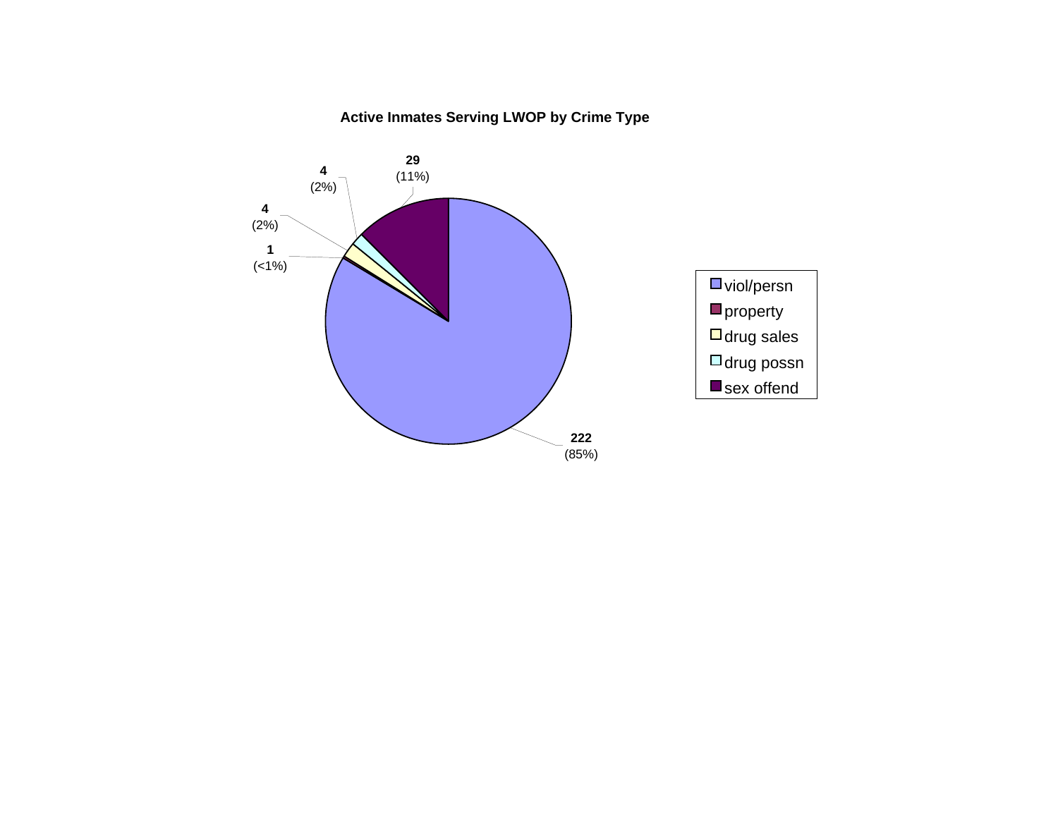**Active Inmates Serving LWOP by Crime Type**

| Crime Type | Count | Percent |
|---|---|---|
| viol/persn | 222 | (85%) |
| property | 1 | (<1%) |
| drug sales | 4 | (2%) |
| drug possn | 4 | (2%) |
| sex offend | 29 | (11%) |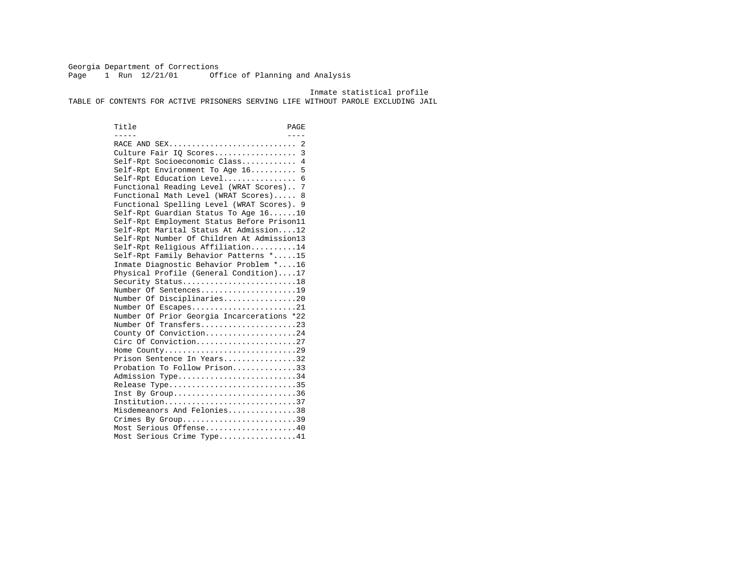Georgia Department of Corrections
Office of Planning and Analysis

Inmate statistical profile

# TABLE OF CONTENTS FOR ACTIVE PRISONERS SERVING LIFE WITHOUT PAROLE EXCLUDING JAIL

| Title | PAGE |
|---|---|
| RACE AND SEX | 2 |
| Culture Fair IQ Scores | 3 |
| Self-Rpt Socioeconomic Class | 4 |
| Self-Rpt Environment To Age 16 | 5 |
| Self-Rpt Education Level | 6 |
| Functional Reading Level (WRAT Scores) | 7 |
| Functional Math Level (WRAT Scores) | 8 |
| Functional Spelling Level (WRAT Scores) | 9 |
| Self-Rpt Guardian Status To Age 16 | 10 |
| Self-Rpt Employment Status Before Prison | 11 |
| Self-Rpt Marital Status At Admission | 12 |
| Self-Rpt Number Of Children At Admission | 13 |
| Self-Rpt Religious Affiliation | 14 |
| Self-Rpt Family Behavior Patterns * | 15 |
| Inmate Diagnostic Behavior Problem * | 16 |
| Physical Profile (General Condition) | 17 |
| Security Status | 18 |
| Number Of Sentences | 19 |
| Number Of Disciplinaries | 20 |
| Number Of Escapes | 21 |
| Number Of Prior Georgia Incarcerations * | 22 |
| Number Of Transfers | 23 |
| County Of Conviction | 24 |
| Circ Of Conviction | 27 |
| Home County | 29 |
| Prison Sentence In Years | 32 |
| Probation To Follow Prison | 33 |
| Admission Type | 34 |
| Release Type | 35 |
| Inst By Group | 36 |
| Institution | 37 |
| Misdemeanors And Felonies | 38 |
| Crimes By Group | 39 |
| Most Serious Offense | 40 |
| Most Serious Crime Type | 41 |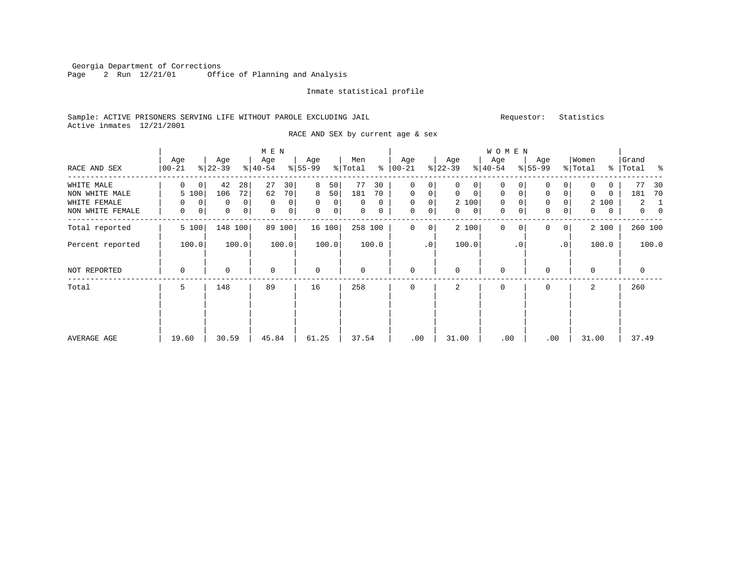Georgia Department of Corrections
Page 2 Run 12/21/01 Office of Planning and Analysis

Inmate statistical profile

Sample: ACTIVE PRISONERS SERVING LIFE WITHOUT PAROLE EXCLUDING JAIL Requestor: Statistics
Active inmates 12/21/2001

RACE AND SEX by current age & sex

| | MEN | | | | | | | | | | WOMEN | | | | | | | | | | | |
|---|---|---|---|---|---|---|---|---|---|---|---|---|---|---|---|---|---|---|---|---|---|---|
| RACE AND SEX | Age 00-21 | % | Age 22-39 | % | Age 40-54 | % | Age 55-99 | % | Men Total | % | Age 00-21 | % | Age 22-39 | % | Age 40-54 | % | Age 55-99 | % | Women Total | % | Grand Total | % |
| WHITE MALE | 0 | 0 | 42 | 28 | 27 | 30 | 8 | 50 | 77 | 30 | 0 | 0 | 0 | 0 | 0 | 0 | 0 | 0 | 0 | 0 | 77 | 30 |
| NON WHITE MALE | 5 | 100 | 106 | 72 | 62 | 70 | 8 | 50 | 181 | 70 | 0 | 0 | 0 | 0 | 0 | 0 | 0 | 0 | 0 | 0 | 181 | 70 |
| WHITE FEMALE | 0 | 0 | 0 | 0 | 0 | 0 | 0 | 0 | 0 | 0 | 0 | 0 | 2 | 100 | 0 | 0 | 0 | 0 | 2 | 100 | 2 | 1 |
| NON WHITE FEMALE | 0 | 0 | 0 | 0 | 0 | 0 | 0 | 0 | 0 | 0 | 0 | 0 | 0 | 0 | 0 | 0 | 0 | 0 | 0 | 0 | 0 | 0 |
| Total reported | 5 | 100 | 148 | 100 | 89 | 100 | 16 | 100 | 258 | 100 | 0 | 0 | 2 | 100 | 0 | 0 | 0 | 0 | 2 | 100 | 260 | 100 |
| Percent reported | | 100.0 | | 100.0 | | 100.0 | | 100.0 | | 100.0 | | .0 | | 100.0 | | .0 | | .0 | | 100.0 | | 100.0 |
| NOT REPORTED | 0 | | 0 | | 0 | | 0 | | 0 | | 0 | | 0 | | 0 | | 0 | | 0 | | 0 | |
| Total | 5 | | 148 | | 89 | | 16 | | 258 | | 0 | | 2 | | 0 | | 0 | | 2 | | 260 | |
| AVERAGE AGE | 19.60 | | 30.59 | | 45.84 | | 61.25 | | 37.54 | | .00 | | 31.00 | | .00 | | .00 | | 31.00 | | 37.49 | |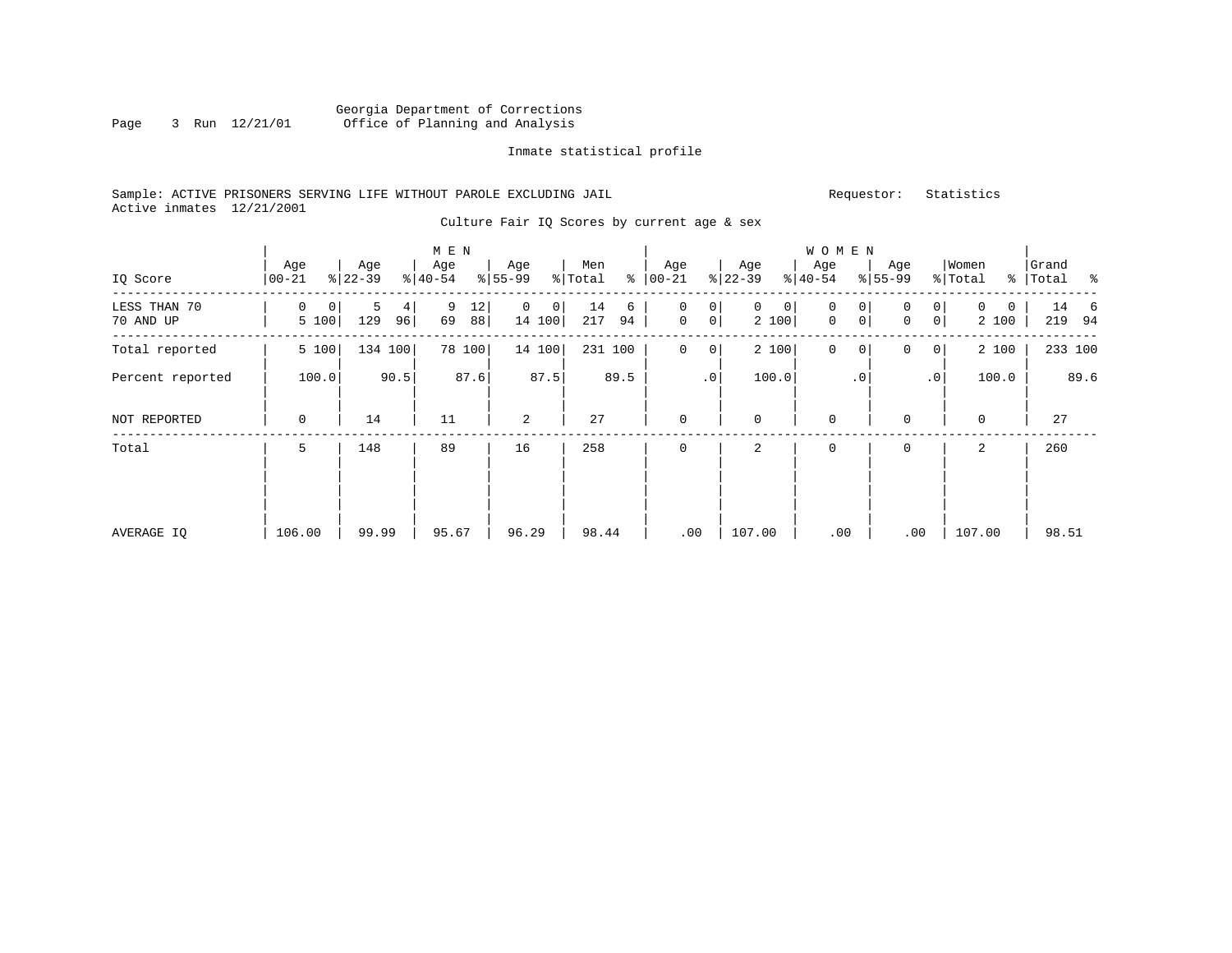Georgia Department of Corrections
Office of Planning and Analysis

Inmate statistical profile

Sample: ACTIVE PRISONERS SERVING LIFE WITHOUT PAROLE EXCLUDING JAIL

Requestor: Statistics

Active inmates 12/21/2001

Culture Fair IQ Scores by current age & sex

| IQ Score | MEN Age 00-21 | % | Age 22-39 | % | Age 40-54 | % | Age 55-99 | % | Men Total | % | WOMEN Age 00-21 | % | Age 22-39 | % | Age 40-54 | % | Age 55-99 | % | Women Total | % | Grand Total | % |
|---|---|---|---|---|---|---|---|---|---|---|---|---|---|---|---|---|---|---|---|---|---|---|
| LESS THAN 70 | 0 | 0 | 5 | 4 | 9 | 12 | 0 | 0 | 14 | 6 | 0 | 0 | 0 | 0 | 0 | 0 | 0 | 0 | 0 | 0 | 14 | 6 |
| 70 AND UP | 5 | 100 | 129 | 96 | 69 | 88 | 14 | 100 | 217 | 94 | 0 | 0 | 2 | 100 | 0 | 0 | 0 | 0 | 2 | 100 | 219 | 94 |
| Total reported | 5 | 100 | 134 | 100 | 78 | 100 | 14 | 100 | 231 | 100 | 0 | 0 | 2 | 100 | 0 | 0 | 0 | 0 | 2 | 100 | 233 | 100 |
| Percent reported | | 100.0 | | 90.5 | | 87.6 | | 87.5 | | 89.5 | | .0 | | 100.0 | | .0 | | .0 | | 100.0 | | 89.6 |
| NOT REPORTED | 0 | | 14 | | 11 | | 2 | | 27 | | 0 | | 0 | | 0 | | 0 | | 0 | | 27 | |
| Total | 5 | | 148 | | 89 | | 16 | | 258 | | 0 | | 2 | | 0 | | 0 | | 2 | | 260 | |
| AVERAGE IQ | 106.00 | | 99.99 | | 95.67 | | 96.29 | | 98.44 | | .00 | | 107.00 | | .00 | | .00 | | 107.00 | | 98.51 | |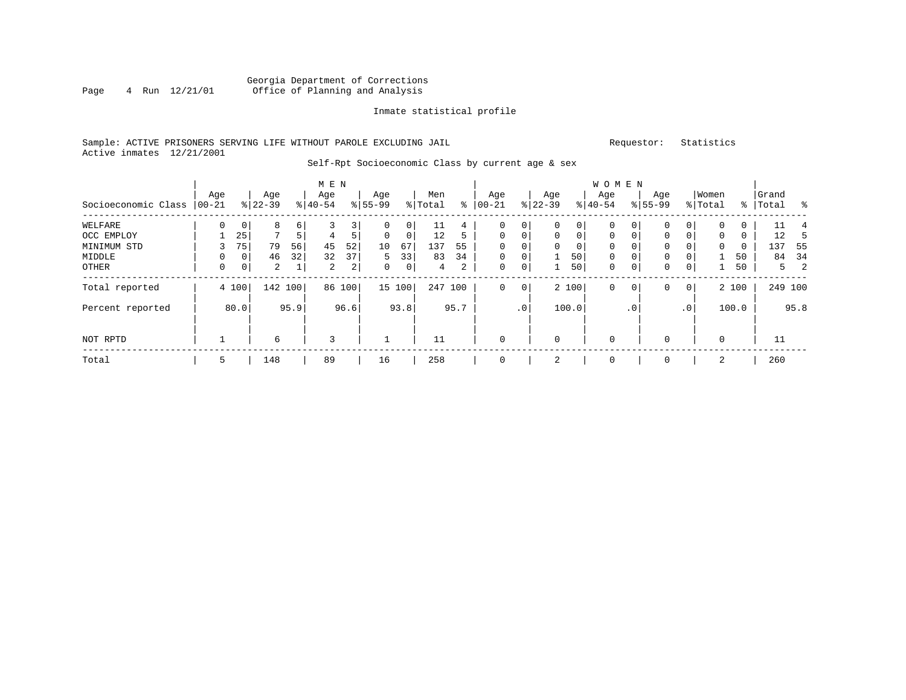Georgia Department of Corrections
Office of Planning and Analysis

Inmate statistical profile

Sample: ACTIVE PRISONERS SERVING LIFE WITHOUT PAROLE EXCLUDING JAIL

Requestor: Statistics

Active inmates 12/21/2001

Self-Rpt Socioeconomic Class by current age & sex

| Socioeconomic Class | MEN Age 00-21 | % | Age 22-39 | % | Age 40-54 | % | Age 55-99 | % | Men Total | % | WOMEN Age 00-21 | % | Age 22-39 | % | Age 40-54 | % | Age 55-99 | % | Women Total | % | Grand Total | % |
|---|---|---|---|---|---|---|---|---|---|---|---|---|---|---|---|---|---|---|---|---|---|---|
| WELFARE | 0 | 0 | 8 | 6 | 3 | 3 | 0 | 0 | 11 | 4 | 0 | 0 | 0 | 0 | 0 | 0 | 0 | 0 | 0 | 0 | 11 | 4 |
| OCC EMPLOY | 1 | 25 | 7 | 5 | 4 | 5 | 0 | 0 | 12 | 5 | 0 | 0 | 0 | 0 | 0 | 0 | 0 | 0 | 0 | 0 | 12 | 5 |
| MINIMUM STD | 3 | 75 | 79 | 56 | 45 | 52 | 10 | 67 | 137 | 55 | 0 | 0 | 0 | 0 | 0 | 0 | 0 | 0 | 0 | 0 | 137 | 55 |
| MIDDLE | 0 | 0 | 46 | 32 | 32 | 37 | 5 | 33 | 83 | 34 | 0 | 0 | 1 | 50 | 0 | 0 | 0 | 0 | 1 | 50 | 84 | 34 |
| OTHER | 0 | 0 | 2 | 1 | 2 | 2 | 0 | 0 | 4 | 2 | 0 | 0 | 1 | 50 | 0 | 0 | 0 | 0 | 1 | 50 | 5 | 2 |
| Total reported | 4 | 100 | 142 | 100 | 86 | 100 | 15 | 100 | 247 | 100 | 0 | 0 | 2 | 100 | 0 | 0 | 0 | 0 | 2 | 100 | 249 | 100 |
| Percent reported | | 80.0 | | 95.9 | | 96.6 | | 93.8 | | 95.7 | | .0 | | 100.0 | | .0 | | .0 | | 100.0 | | 95.8 |
| NOT RPTD | 1 | | 6 | | 3 | | 1 | | 11 | | 0 | | 0 | | 0 | | 0 | | 0 | | 11 | |
| Total | 5 | | 148 | | 89 | | 16 | | 258 | | 0 | | 2 | | 0 | | 0 | | 2 | | 260 | |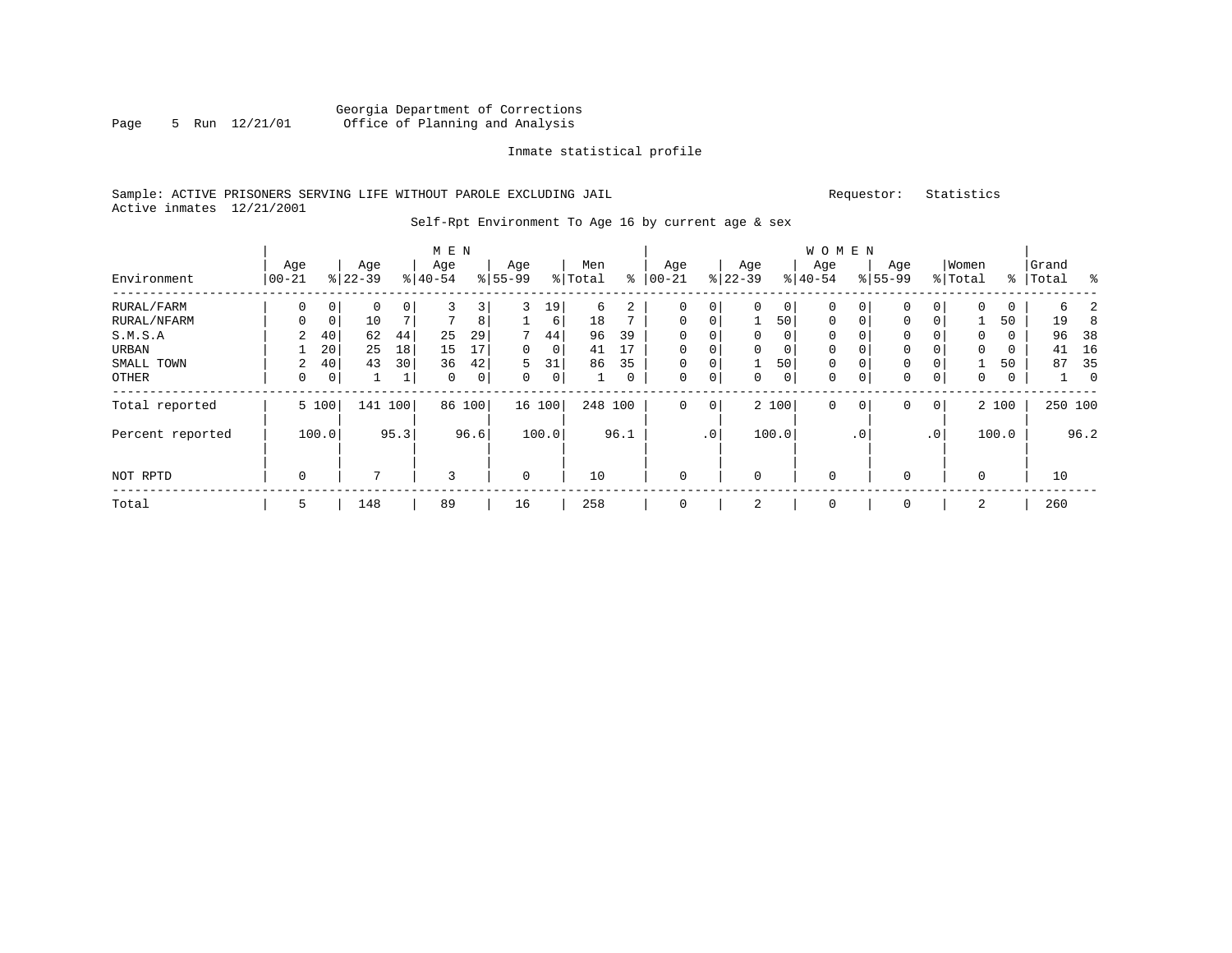Georgia Department of Corrections
Office of Planning and Analysis

Inmate statistical profile

Sample: ACTIVE PRISONERS SERVING LIFE WITHOUT PAROLE EXCLUDING JAIL

Requestor: Statistics

Active inmates 12/21/2001

Self-Rpt Environment To Age 16 by current age & sex

| Environment | MEN Age 00-21 | % | Age 22-39 | % | Age 40-54 | % | Age 55-99 | % | Men Total | % | WOMEN Age 00-21 | % | Age 22-39 | % | Age 40-54 | % | Age 55-99 | % | Women Total | % | Grand Total | % |
|---|---|---|---|---|---|---|---|---|---|---|---|---|---|---|---|---|---|---|---|---|---|---|
| RURAL/FARM | 0 | 0 | 0 | 0 | 3 | 3 | 3 | 19 | 6 | 2 | 0 | 0 | 0 | 0 | 0 | 0 | 0 | 0 | 0 | 0 | 6 | 2 |
| RURAL/NFARM | 0 | 0 | 10 | 7 | 7 | 8 | 1 | 6 | 18 | 7 | 0 | 0 | 1 | 50 | 0 | 0 | 0 | 0 | 1 | 50 | 19 | 8 |
| S.M.S.A | 2 | 40 | 62 | 44 | 25 | 29 | 7 | 44 | 96 | 39 | 0 | 0 | 0 | 0 | 0 | 0 | 0 | 0 | 0 | 0 | 96 | 38 |
| URBAN | 1 | 20 | 25 | 18 | 15 | 17 | 0 | 0 | 41 | 17 | 0 | 0 | 0 | 0 | 0 | 0 | 0 | 0 | 0 | 0 | 41 | 16 |
| SMALL TOWN | 2 | 40 | 43 | 30 | 36 | 42 | 5 | 31 | 86 | 35 | 0 | 0 | 1 | 50 | 0 | 0 | 0 | 0 | 1 | 50 | 87 | 35 |
| OTHER | 0 | 0 | 1 | 1 | 0 | 0 | 0 | 0 | 1 | 0 | 0 | 0 | 0 | 0 | 0 | 0 | 0 | 0 | 0 | 0 | 1 | 0 |
| Total reported | 5 | 100 | 141 | 100 | 86 | 100 | 16 | 100 | 248 | 100 | 0 | 0 | 2 | 100 | 0 | 0 | 0 | 0 | 2 | 100 | 250 | 100 |
| Percent reported | | 100.0 | | 95.3 | | 96.6 | | 100.0 | | 96.1 | | .0 | | 100.0 | | .0 | | .0 | | 100.0 | | 96.2 |
| NOT RPTD | 0 | | 7 | | 3 | | 0 | | 10 | | 0 | | 0 | | 0 | | 0 | | 0 | | 10 | |
| Total | 5 | | 148 | | 89 | | 16 | | 258 | | 0 | | 2 | | 0 | | 0 | | 2 | | 260 | |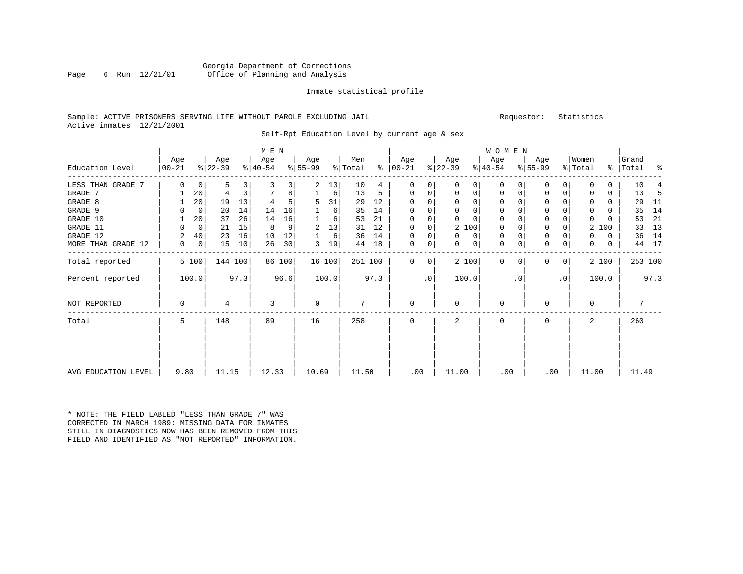Georgia Department of Corrections
Page 6 Run 12/21/01 Office of Planning and Analysis

Inmate statistical profile

Sample: ACTIVE PRISONERS SERVING LIFE WITHOUT PAROLE EXCLUDING JAIL    Requestor: Statistics
Active inmates 12/21/2001

Self-Rpt Education Level by current age & sex

| Education Level | MEN Age 00-21 | % | Age 22-39 | % | Age 40-54 | % | Age 55-99 | % | Men Total | % | WOMEN Age 00-21 | % | Age 22-39 | % | Age 40-54 | % | Age 55-99 | % | Women Total | % | Grand Total | % |
|---|---|---|---|---|---|---|---|---|---|---|---|---|---|---|---|---|---|---|---|---|---|---|
| LESS THAN GRADE 7 | 0 | 0 | 5 | 3 | 3 | 3 | 2 | 13 | 10 | 4 | 0 | 0 | 0 | 0 | 0 | 0 | 0 | 0 | 0 | 0 | 10 | 4 |
| GRADE 7 | 1 | 20 | 4 | 3 | 7 | 8 | 1 | 6 | 13 | 5 | 0 | 0 | 0 | 0 | 0 | 0 | 0 | 0 | 0 | 0 | 13 | 5 |
| GRADE 8 | 1 | 20 | 19 | 13 | 4 | 5 | 5 | 31 | 29 | 12 | 0 | 0 | 0 | 0 | 0 | 0 | 0 | 0 | 0 | 0 | 29 | 11 |
| GRADE 9 | 0 | 0 | 20 | 14 | 14 | 16 | 1 | 6 | 35 | 14 | 0 | 0 | 0 | 0 | 0 | 0 | 0 | 0 | 0 | 0 | 35 | 14 |
| GRADE 10 | 1 | 20 | 37 | 26 | 14 | 16 | 1 | 6 | 53 | 21 | 0 | 0 | 0 | 0 | 0 | 0 | 0 | 0 | 0 | 0 | 53 | 21 |
| GRADE 11 | 0 | 0 | 21 | 15 | 8 | 9 | 2 | 13 | 31 | 12 | 0 | 0 | 2 | 100 | 0 | 0 | 0 | 0 | 2 | 100 | 33 | 13 |
| GRADE 12 | 2 | 40 | 23 | 16 | 10 | 12 | 1 | 6 | 36 | 14 | 0 | 0 | 0 | 0 | 0 | 0 | 0 | 0 | 0 | 0 | 36 | 14 |
| MORE THAN GRADE 12 | 0 | 0 | 15 | 10 | 26 | 30 | 3 | 19 | 44 | 18 | 0 | 0 | 0 | 0 | 0 | 0 | 0 | 0 | 0 | 0 | 44 | 17 |
| Total reported | 5 | 100 | 144 | 100 | 86 | 100 | 16 | 100 | 251 | 100 | 0 | 0 | 2 | 100 | 0 | 0 | 0 | 0 | 2 | 100 | 253 | 100 |
| Percent reported | | 100.0 | | 97.3 | | 96.6 | | 100.0 | | 97.3 | | .0 | | 100.0 | | .0 | | .0 | | 100.0 | | 97.3 |
| NOT REPORTED | 0 | | 4 | | 3 | | 0 | | 7 | | 0 | | 0 | | 0 | | 0 | | 0 | | 7 | |
| Total | 5 | | 148 | | 89 | | 16 | | 258 | | 0 | | 2 | | 0 | | 0 | | 2 | | 260 | |
| AVG EDUCATION LEVEL | 9.80 | | 11.15 | | 12.33 | | 10.69 | | 11.50 | | .00 | | 11.00 | | .00 | | .00 | | 11.00 | | 11.49 | |

* NOTE: THE FIELD LABLED "LESS THAN GRADE 7" WAS CORRECTED IN MARCH 1989: MISSING DATA FOR INMATES STILL IN DIAGNOSTICS NOW HAS BEEN REMOVED FROM THIS FIELD AND IDENTIFIED AS "NOT REPORTED" INFORMATION.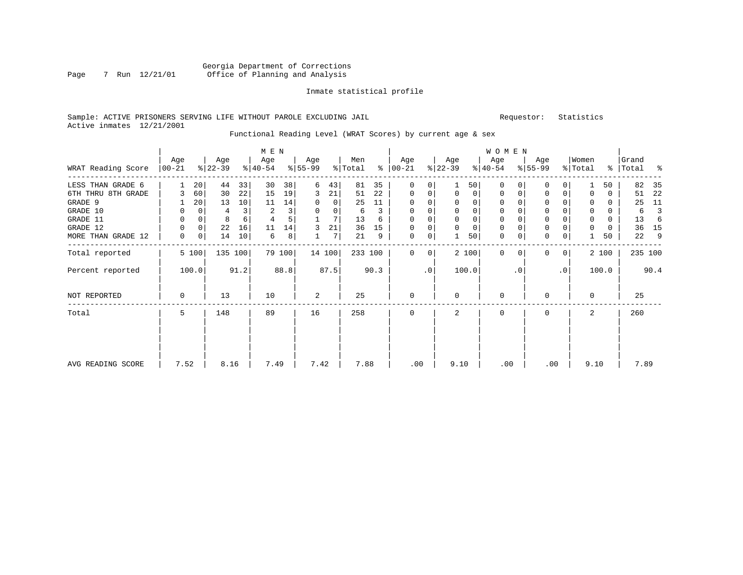Georgia Department of Corrections
Office of Planning and Analysis

Inmate statistical profile

Sample: ACTIVE PRISONERS SERVING LIFE WITHOUT PAROLE EXCLUDING JAIL

Requestor: Statistics

Active inmates 12/21/2001

Functional Reading Level (WRAT Scores) by current age & sex

| WRAT Reading Score | MEN Age 00-21 | % | Age 22-39 | % | Age 40-54 | % | Age 55-99 | % | Men Total | % | WOMEN Age 00-21 | % | Age 22-39 | % | Age 40-54 | % | Age 55-99 | % | Women Total | % | Grand Total | % |
|---|---|---|---|---|---|---|---|---|---|---|---|---|---|---|---|---|---|---|---|---|---|---|
| LESS THAN GRADE 6 | 1 | 20 | 44 | 33 | 30 | 38 | 6 | 43 | 81 | 35 | 0 | 0 | 1 | 50 | 0 | 0 | 0 | 0 | 1 | 50 | 82 | 35 |
| 6TH THRU 8TH GRADE | 3 | 60 | 30 | 22 | 15 | 19 | 3 | 21 | 51 | 22 | 0 | 0 | 0 | 0 | 0 | 0 | 0 | 0 | 0 | 0 | 51 | 22 |
| GRADE 9 | 1 | 20 | 13 | 10 | 11 | 14 | 0 | 0 | 25 | 11 | 0 | 0 | 0 | 0 | 0 | 0 | 0 | 0 | 0 | 0 | 25 | 11 |
| GRADE 10 | 0 | 0 | 4 | 3 | 2 | 3 | 0 | 0 | 6 | 3 | 0 | 0 | 0 | 0 | 0 | 0 | 0 | 0 | 0 | 0 | 6 | 3 |
| GRADE 11 | 0 | 0 | 8 | 6 | 4 | 5 | 1 | 7 | 13 | 6 | 0 | 0 | 0 | 0 | 0 | 0 | 0 | 0 | 0 | 0 | 13 | 6 |
| GRADE 12 | 0 | 0 | 22 | 16 | 11 | 14 | 3 | 21 | 36 | 15 | 0 | 0 | 0 | 0 | 0 | 0 | 0 | 0 | 0 | 0 | 36 | 15 |
| MORE THAN GRADE 12 | 0 | 0 | 14 | 10 | 6 | 8 | 1 | 7 | 21 | 9 | 0 | 0 | 1 | 50 | 0 | 0 | 0 | 0 | 1 | 50 | 22 | 9 |
| Total reported | 5 | 100 | 135 | 100 | 79 | 100 | 14 | 100 | 233 | 100 | 0 | 0 | 2 | 100 | 0 | 0 | 0 | 0 | 2 | 100 | 235 | 100 |
| Percent reported | 100.0 | | 91.2 | | 88.8 | | 87.5 | | 90.3 | | .0 | | 100.0 | | .0 | | .0 | | 100.0 | | 90.4 | |
| NOT REPORTED | 0 | | 13 | | 10 | | 2 | | 25 | | 0 | | 0 | | 0 | | 0 | | 0 | | 25 | |
| Total | 5 | | 148 | | 89 | | 16 | | 258 | | 0 | | 2 | | 0 | | 0 | | 2 | | 260 | |
| AVG READING SCORE | 7.52 | | 8.16 | | 7.49 | | 7.42 | | 7.88 | | .00 | | 9.10 | | .00 | | .00 | | 9.10 | | 7.89 | |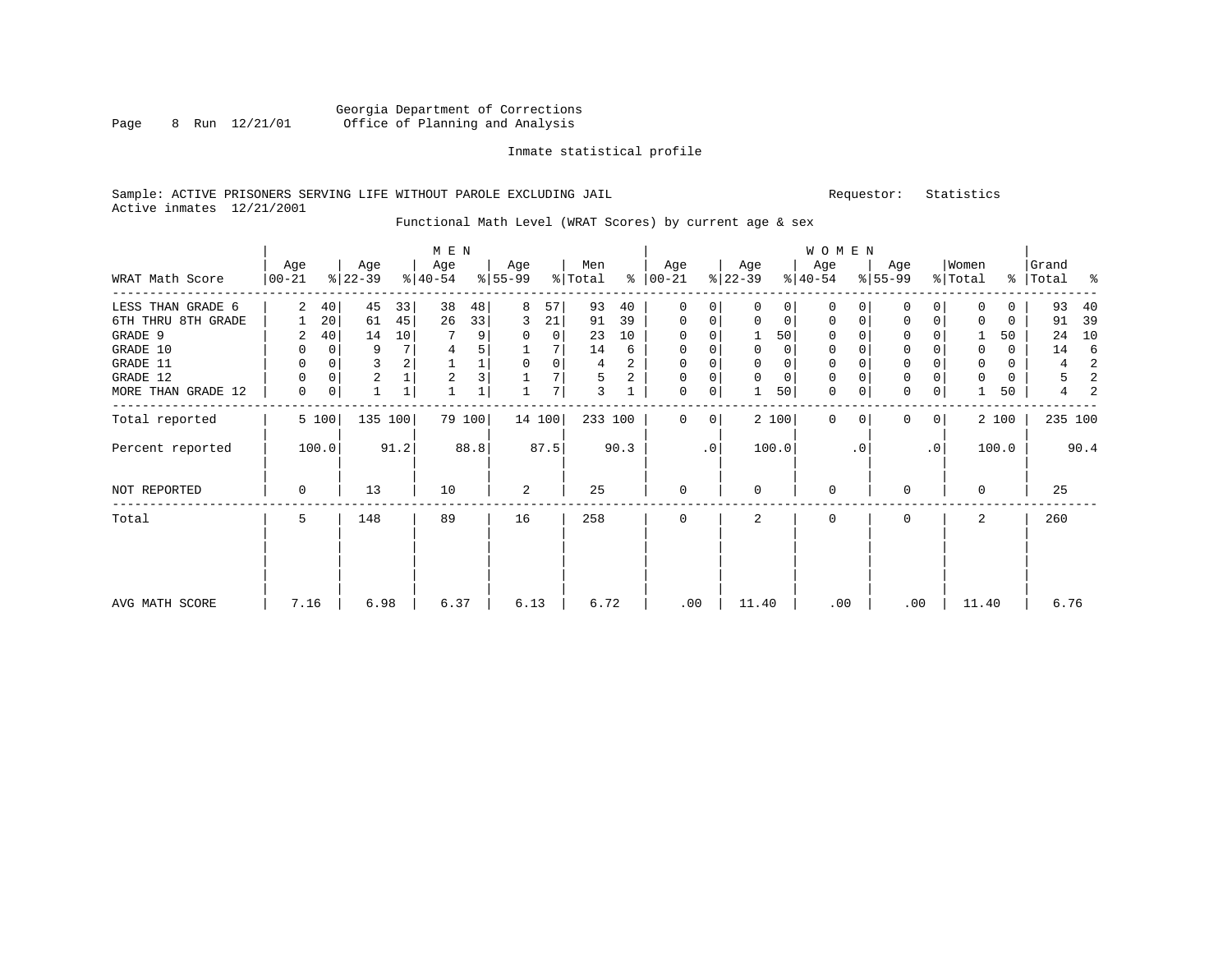Georgia Department of Corrections
Office of Planning and Analysis

Inmate statistical profile

Sample: ACTIVE PRISONERS SERVING LIFE WITHOUT PAROLE EXCLUDING JAIL

Requestor: Statistics

Active inmates 12/21/2001

Functional Math Level (WRAT Scores) by current age & sex

| WRAT Math Score | MEN Age 00-21 | % | MEN Age 22-39 | % | MEN Age 40-54 | % | MEN Age 55-99 | % | Men Total | % | WOMEN Age 00-21 | % | WOMEN Age 22-39 | % | WOMEN Age 40-54 | % | WOMEN Age 55-99 | % | Women Total | % | Grand Total | % |
|---|---|---|---|---|---|---|---|---|---|---|---|---|---|---|---|---|---|---|---|---|---|---|
| LESS THAN GRADE 6 | 2 | 40 | 45 | 33 | 38 | 48 | 8 | 57 | 93 | 40 | 0 | 0 | 0 | 0 | 0 | 0 | 0 | 0 | 0 | 0 | 93 | 40 |
| 6TH THRU 8TH GRADE | 1 | 20 | 61 | 45 | 26 | 33 | 3 | 21 | 91 | 39 | 0 | 0 | 0 | 0 | 0 | 0 | 0 | 0 | 0 | 0 | 91 | 39 |
| GRADE 9 | 2 | 40 | 14 | 10 | 7 | 9 | 0 | 0 | 23 | 10 | 0 | 0 | 1 | 50 | 0 | 0 | 0 | 0 | 1 | 50 | 24 | 10 |
| GRADE 10 | 0 | 0 | 9 | 7 | 4 | 5 | 1 | 7 | 14 | 6 | 0 | 0 | 0 | 0 | 0 | 0 | 0 | 0 | 0 | 0 | 14 | 6 |
| GRADE 11 | 0 | 0 | 3 | 2 | 1 | 1 | 0 | 0 | 4 | 2 | 0 | 0 | 0 | 0 | 0 | 0 | 0 | 0 | 0 | 0 | 4 | 2 |
| GRADE 12 | 0 | 0 | 2 | 1 | 2 | 3 | 1 | 7 | 5 | 2 | 0 | 0 | 0 | 0 | 0 | 0 | 0 | 0 | 0 | 0 | 5 | 2 |
| MORE THAN GRADE 12 | 0 | 0 | 1 | 1 | 1 | 1 | 1 | 7 | 3 | 1 | 0 | 0 | 1 | 50 | 0 | 0 | 0 | 0 | 1 | 50 | 4 | 2 |
| Total reported | 5 | 100 | 135 | 100 | 79 | 100 | 14 | 100 | 233 | 100 | 0 | 0 | 2 | 100 | 0 | 0 | 0 | 0 | 2 | 100 | 235 | 100 |
| Percent reported | 100.0 | | 91.2 | | 88.8 | | 87.5 | | 90.3 | | .0 | | 100.0 | | .0 | | .0 | | 100.0 | | 90.4 | |
| NOT REPORTED | 0 | | 13 | | 10 | | 2 | | 25 | | 0 | | 0 | | 0 | | 0 | | 0 | | 25 | |
| Total | 5 | | 148 | | 89 | | 16 | | 258 | | 0 | | 2 | | 0 | | 0 | | 2 | | 260 | |
| AVG MATH SCORE | 7.16 | | 6.98 | | 6.37 | | 6.13 | | 6.72 | | .00 | | 11.40 | | .00 | | .00 | | 11.40 | | 6.76 | |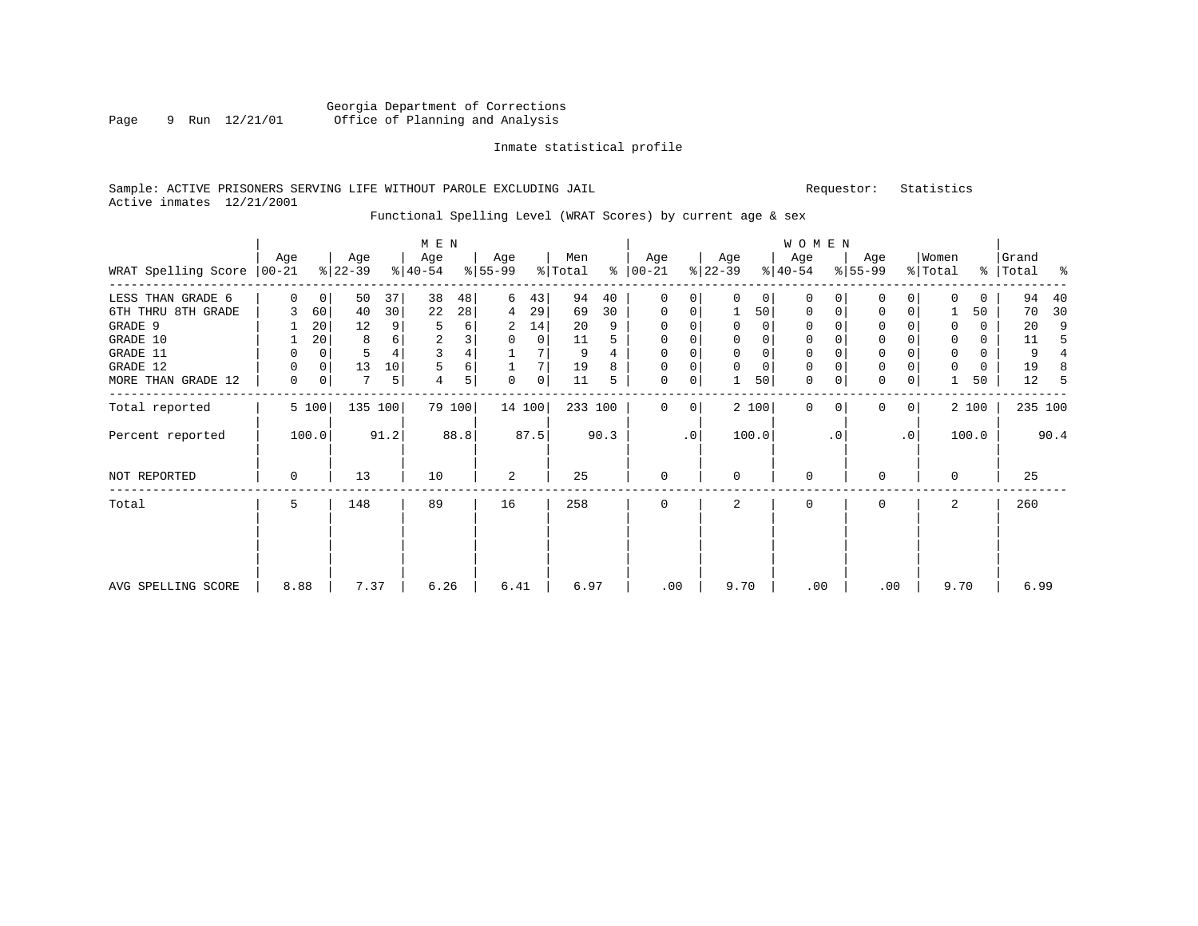Georgia Department of Corrections
Office of Planning and Analysis

Inmate statistical profile

Sample: ACTIVE PRISONERS SERVING LIFE WITHOUT PAROLE EXCLUDING JAIL    Requestor: Statistics
Active inmates 12/21/2001

Functional Spelling Level (WRAT Scores) by current age & sex

| WRAT Spelling Score | MEN Age 00-21 | % | Age 22-39 | % | Age 40-54 | % | Age 55-99 | % | Men Total | % | WOMEN Age 00-21 | % | Age 22-39 | % | Age 40-54 | % | Age 55-99 | % | Women Total | % | Grand Total | % |
|---|---|---|---|---|---|---|---|---|---|---|---|---|---|---|---|---|---|---|---|---|---|---|
| LESS THAN GRADE 6 | 0 | 0 | 50 | 37 | 38 | 48 | 6 | 43 | 94 | 40 | 0 | 0 | 0 | 0 | 0 | 0 | 0 | 0 | 0 | 0 | 94 | 40 |
| 6TH THRU 8TH GRADE | 3 | 60 | 40 | 30 | 22 | 28 | 4 | 29 | 69 | 30 | 0 | 0 | 1 | 50 | 0 | 0 | 0 | 0 | 1 | 50 | 70 | 30 |
| GRADE 9 | 1 | 20 | 12 | 9 | 5 | 6 | 2 | 14 | 20 | 9 | 0 | 0 | 0 | 0 | 0 | 0 | 0 | 0 | 0 | 0 | 20 | 9 |
| GRADE 10 | 1 | 20 | 8 | 6 | 2 | 3 | 0 | 0 | 11 | 5 | 0 | 0 | 0 | 0 | 0 | 0 | 0 | 0 | 0 | 0 | 11 | 5 |
| GRADE 11 | 0 | 0 | 5 | 4 | 3 | 4 | 1 | 7 | 9 | 4 | 0 | 0 | 0 | 0 | 0 | 0 | 0 | 0 | 0 | 0 | 9 | 4 |
| GRADE 12 | 0 | 0 | 13 | 10 | 5 | 6 | 1 | 7 | 19 | 8 | 0 | 0 | 0 | 0 | 0 | 0 | 0 | 0 | 0 | 0 | 19 | 8 |
| MORE THAN GRADE 12 | 0 | 0 | 7 | 5 | 4 | 5 | 0 | 0 | 11 | 5 | 0 | 0 | 1 | 50 | 0 | 0 | 0 | 0 | 1 | 50 | 12 | 5 |
| Total reported | 5 | 100 | 135 | 100 | 79 | 100 | 14 | 100 | 233 | 100 | 0 | 0 | 2 | 100 | 0 | 0 | 0 | 0 | 2 | 100 | 235 | 100 |
| Percent reported | 100.0 | | 91.2 | | 88.8 | | 87.5 | | 90.3 | | .0 | | 100.0 | | .0 | | .0 | | 100.0 | | 90.4 | |
| NOT REPORTED | 0 | | 13 | | 10 | | 2 | | 25 | | 0 | | 0 | | 0 | | 0 | | 0 | | 25 | |
| Total | 5 | | 148 | | 89 | | 16 | | 258 | | 0 | | 2 | | 0 | | 0 | | 2 | | 260 | |
| AVG SPELLING SCORE | 8.88 | | 7.37 | | 6.26 | | 6.41 | | 6.97 | | .00 | | 9.70 | | .00 | | .00 | | 9.70 | | 6.99 | |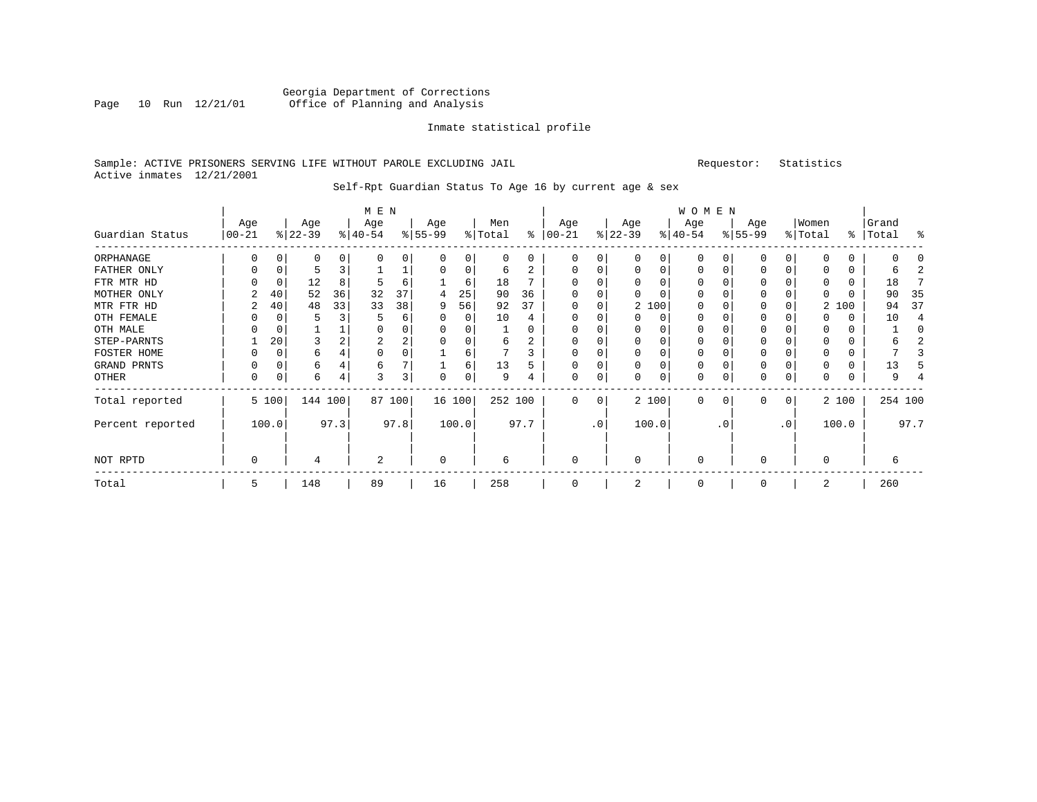Georgia Department of Corrections
Office of Planning and Analysis

Inmate statistical profile

Sample: ACTIVE PRISONERS SERVING LIFE WITHOUT PAROLE EXCLUDING JAIL    Requestor: Statistics
Active inmates 12/21/2001

Self-Rpt Guardian Status To Age 16 by current age & sex

| Guardian Status | MEN Age 00-21 | % | Age 22-39 | % | Age 40-54 | % | Age 55-99 | % | Men Total | % | WOMEN Age 00-21 | % | Age 22-39 | % | Age 40-54 | % | Age 55-99 | % | Women Total | % | Grand Total | % |
|---|---|---|---|---|---|---|---|---|---|---|---|---|---|---|---|---|---|---|---|---|---|---|
| ORPHANAGE | 0 | 0 | 0 | 0 | 0 | 0 | 0 | 0 | 0 | 0 | 0 | 0 | 0 | 0 | 0 | 0 | 0 | 0 | 0 | 0 | 0 | 0 |
| FATHER ONLY | 0 | 0 | 5 | 3 | 1 | 1 | 0 | 0 | 6 | 2 | 0 | 0 | 0 | 0 | 0 | 0 | 0 | 0 | 0 | 0 | 6 | 2 |
| FTR MTR HD | 0 | 0 | 12 | 8 | 5 | 6 | 1 | 6 | 18 | 7 | 0 | 0 | 0 | 0 | 0 | 0 | 0 | 0 | 0 | 0 | 18 | 7 |
| MOTHER ONLY | 2 | 40 | 52 | 36 | 32 | 37 | 4 | 25 | 90 | 36 | 0 | 0 | 0 | 0 | 0 | 0 | 0 | 0 | 0 | 0 | 90 | 35 |
| MTR FTR HD | 2 | 40 | 48 | 33 | 33 | 38 | 9 | 56 | 92 | 37 | 0 | 0 | 2 | 100 | 0 | 0 | 0 | 0 | 2 | 100 | 94 | 37 |
| OTH FEMALE | 0 | 0 | 5 | 3 | 5 | 6 | 0 | 0 | 10 | 4 | 0 | 0 | 0 | 0 | 0 | 0 | 0 | 0 | 0 | 0 | 10 | 4 |
| OTH MALE | 0 | 0 | 1 | 1 | 0 | 0 | 0 | 0 | 1 | 0 | 0 | 0 | 0 | 0 | 0 | 0 | 0 | 0 | 0 | 0 | 1 | 0 |
| STEP-PARNTS | 1 | 20 | 3 | 2 | 2 | 2 | 0 | 0 | 6 | 2 | 0 | 0 | 0 | 0 | 0 | 0 | 0 | 0 | 0 | 0 | 6 | 2 |
| FOSTER HOME | 0 | 0 | 6 | 4 | 0 | 0 | 1 | 6 | 7 | 3 | 0 | 0 | 0 | 0 | 0 | 0 | 0 | 0 | 0 | 0 | 7 | 3 |
| GRAND PRNTS | 0 | 0 | 6 | 4 | 6 | 7 | 1 | 6 | 13 | 5 | 0 | 0 | 0 | 0 | 0 | 0 | 0 | 0 | 0 | 0 | 13 | 5 |
| OTHER | 0 | 0 | 6 | 4 | 3 | 3 | 0 | 0 | 9 | 4 | 0 | 0 | 0 | 0 | 0 | 0 | 0 | 0 | 0 | 0 | 9 | 4 |
| Total reported | 5 | 100 | 144 | 100 | 87 | 100 | 16 | 100 | 252 | 100 | 0 | 0 | 2 | 100 | 0 | 0 | 0 | 0 | 2 | 100 | 254 | 100 |
| Percent reported | | 100.0 | | 97.3 | | 97.8 | | 100.0 | | 97.7 | | .0 | | 100.0 | | .0 | | .0 | | 100.0 | | 97.7 |
| NOT RPTD | 0 | | 4 | | 2 | | 0 | | 6 | | 0 | | 0 | | 0 | | 0 | | 0 | | 6 | |
| Total | 5 | | 148 | | 89 | | 16 | | 258 | | 0 | | 2 | | 0 | | 0 | | 2 | | 260 | |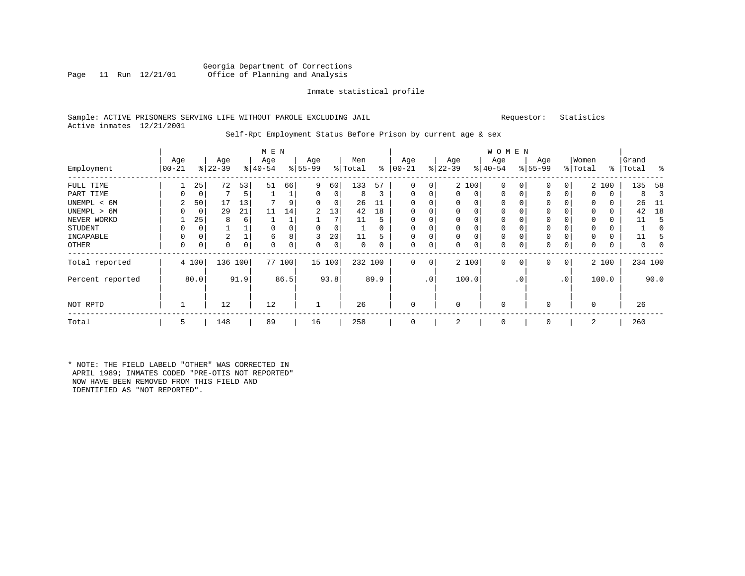Georgia Department of Corrections
Office of Planning and Analysis

Inmate statistical profile

Sample: ACTIVE PRISONERS SERVING LIFE WITHOUT PAROLE EXCLUDING JAIL     Requestor: Statistics
Active inmates 12/21/2001

Self-Rpt Employment Status Before Prison by current age & sex

| Employment | MEN Age 00-21 | % | Age 22-39 | % | Age 40-54 | % | Age 55-99 | % | Men Total | % | WOMEN Age 00-21 | % | Age 22-39 | % | Age 40-54 | % | Age 55-99 | % | Women Total | % | Grand Total | % |
|---|---|---|---|---|---|---|---|---|---|---|---|---|---|---|---|---|---|---|---|---|---|---|
| FULL TIME | 1 | 25 | 72 | 53 | 51 | 66 | 9 | 60 | 133 | 57 | 0 | 0 | 2 | 100 | 0 | 0 | 0 | 0 | 2 | 100 | 135 | 58 |
| PART TIME | 0 | 0 | 7 | 5 | 1 | 1 | 0 | 0 | 8 | 3 | 0 | 0 | 0 | 0 | 0 | 0 | 0 | 0 | 0 | 0 | 8 | 3 |
| UNEMPL < 6M | 2 | 50 | 17 | 13 | 7 | 9 | 0 | 0 | 26 | 11 | 0 | 0 | 0 | 0 | 0 | 0 | 0 | 0 | 0 | 0 | 26 | 11 |
| UNEMPL > 6M | 0 | 0 | 29 | 21 | 11 | 14 | 2 | 13 | 42 | 18 | 0 | 0 | 0 | 0 | 0 | 0 | 0 | 0 | 0 | 0 | 42 | 18 |
| NEVER WORKD | 1 | 25 | 8 | 6 | 1 | 1 | 1 | 7 | 11 | 5 | 0 | 0 | 0 | 0 | 0 | 0 | 0 | 0 | 0 | 0 | 11 | 5 |
| STUDENT | 0 | 0 | 1 | 1 | 0 | 0 | 0 | 0 | 1 | 0 | 0 | 0 | 0 | 0 | 0 | 0 | 0 | 0 | 0 | 0 | 1 | 0 |
| INCAPABLE | 0 | 0 | 2 | 1 | 6 | 8 | 3 | 20 | 11 | 5 | 0 | 0 | 0 | 0 | 0 | 0 | 0 | 0 | 0 | 0 | 11 | 5 |
| OTHER | 0 | 0 | 0 | 0 | 0 | 0 | 0 | 0 | 0 | 0 | 0 | 0 | 0 | 0 | 0 | 0 | 0 | 0 | 0 | 0 | 0 | 0 |
| Total reported | 4 | 100 | 136 | 100 | 77 | 100 | 15 | 100 | 232 | 100 | 0 | 0 | 2 | 100 | 0 | 0 | 0 | 0 | 2 | 100 | 234 | 100 |
| Percent reported | | 80.0 | | 91.9 | | 86.5 | | 93.8 | | 89.9 | | .0 | | 100.0 | | .0 | | .0 | | 100.0 | | 90.0 |
| NOT RPTD | 1 | | 12 | | 12 | | 1 | | 26 | | 0 | | 0 | | 0 | | 0 | | 0 | | 26 | |
| Total | 5 | | 148 | | 89 | | 16 | | 258 | | 0 | | 2 | | 0 | | 0 | | 2 | | 260 | |

* NOTE: THE FIELD LABELD "OTHER" WAS CORRECTED IN APRIL 1989; INMATES CODED "PRE-OTIS NOT REPORTED" NOW HAVE BEEN REMOVED FROM THIS FIELD AND IDENTIFIED AS "NOT REPORTED".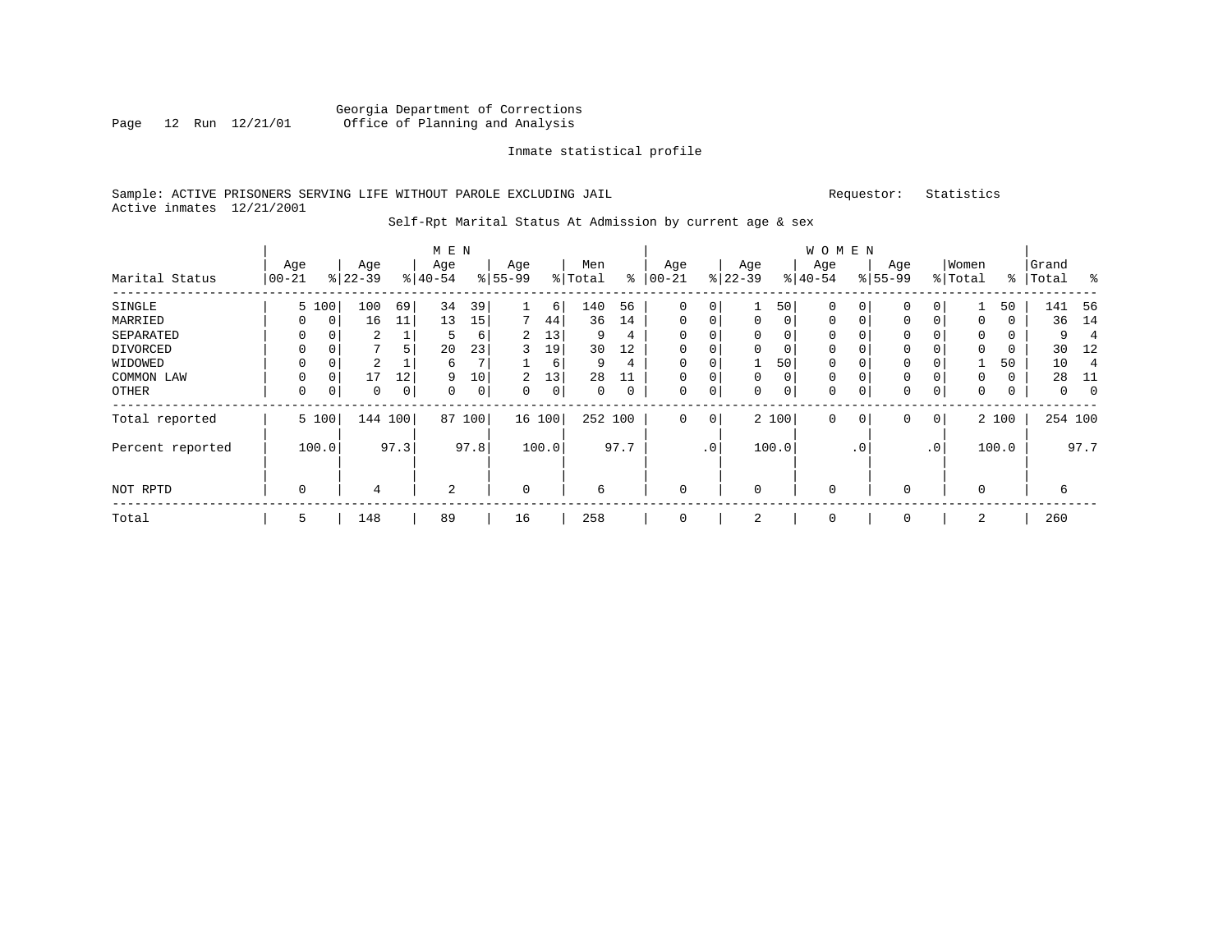Georgia Department of Corrections
Office of Planning and Analysis

Inmate statistical profile

Sample: ACTIVE PRISONERS SERVING LIFE WITHOUT PAROLE EXCLUDING JAIL    Requestor: Statistics
Active inmates 12/21/2001

Self-Rpt Marital Status At Admission by current age & sex

| Marital Status | MEN Age 00-21 | % | Age 22-39 | % | Age 40-54 | % | Age 55-99 | % | Men Total | % | WOMEN Age 00-21 | % | Age 22-39 | % | Age 40-54 | % | Age 55-99 | % | Women Total | % | Grand Total | % |
|---|---|---|---|---|---|---|---|---|---|---|---|---|---|---|---|---|---|---|---|---|---|---|
| SINGLE | 5 | 100 | 100 | 69 | 34 | 39 | 1 | 6 | 140 | 56 | 0 | 0 | 1 | 50 | 0 | 0 | 0 | 0 | 1 | 50 | 141 | 56 |
| MARRIED | 0 | 0 | 16 | 11 | 13 | 15 | 7 | 44 | 36 | 14 | 0 | 0 | 0 | 0 | 0 | 0 | 0 | 0 | 0 | 0 | 36 | 14 |
| SEPARATED | 0 | 0 | 2 | 1 | 5 | 6 | 2 | 13 | 9 | 4 | 0 | 0 | 0 | 0 | 0 | 0 | 0 | 0 | 0 | 0 | 9 | 4 |
| DIVORCED | 0 | 0 | 7 | 5 | 20 | 23 | 3 | 19 | 30 | 12 | 0 | 0 | 0 | 0 | 0 | 0 | 0 | 0 | 0 | 0 | 30 | 12 |
| WIDOWED | 0 | 0 | 2 | 1 | 6 | 7 | 1 | 6 | 9 | 4 | 0 | 0 | 1 | 50 | 0 | 0 | 0 | 0 | 1 | 50 | 10 | 4 |
| COMMON LAW | 0 | 0 | 17 | 12 | 9 | 10 | 2 | 13 | 28 | 11 | 0 | 0 | 0 | 0 | 0 | 0 | 0 | 0 | 0 | 0 | 28 | 11 |
| OTHER | 0 | 0 | 0 | 0 | 0 | 0 | 0 | 0 | 0 | 0 | 0 | 0 | 0 | 0 | 0 | 0 | 0 | 0 | 0 | 0 | 0 | 0 |
| Total reported | 5 | 100 | 144 | 100 | 87 | 100 | 16 | 100 | 252 | 100 | 0 | 0 | 2 | 100 | 0 | 0 | 0 | 0 | 2 | 100 | 254 | 100 |
| Percent reported | | 100.0 | | 97.3 | | 97.8 | | 100.0 | | 97.7 | | .0 | | 100.0 | | .0 | | .0 | | 100.0 | | 97.7 |
| NOT RPTD | 0 | | 4 | | 2 | | 0 | | 6 | | 0 | | 0 | | 0 | | 0 | | 0 | | 6 | |
| Total | 5 | | 148 | | 89 | | 16 | | 258 | | 0 | | 2 | | 0 | | 0 | | 2 | | 260 | |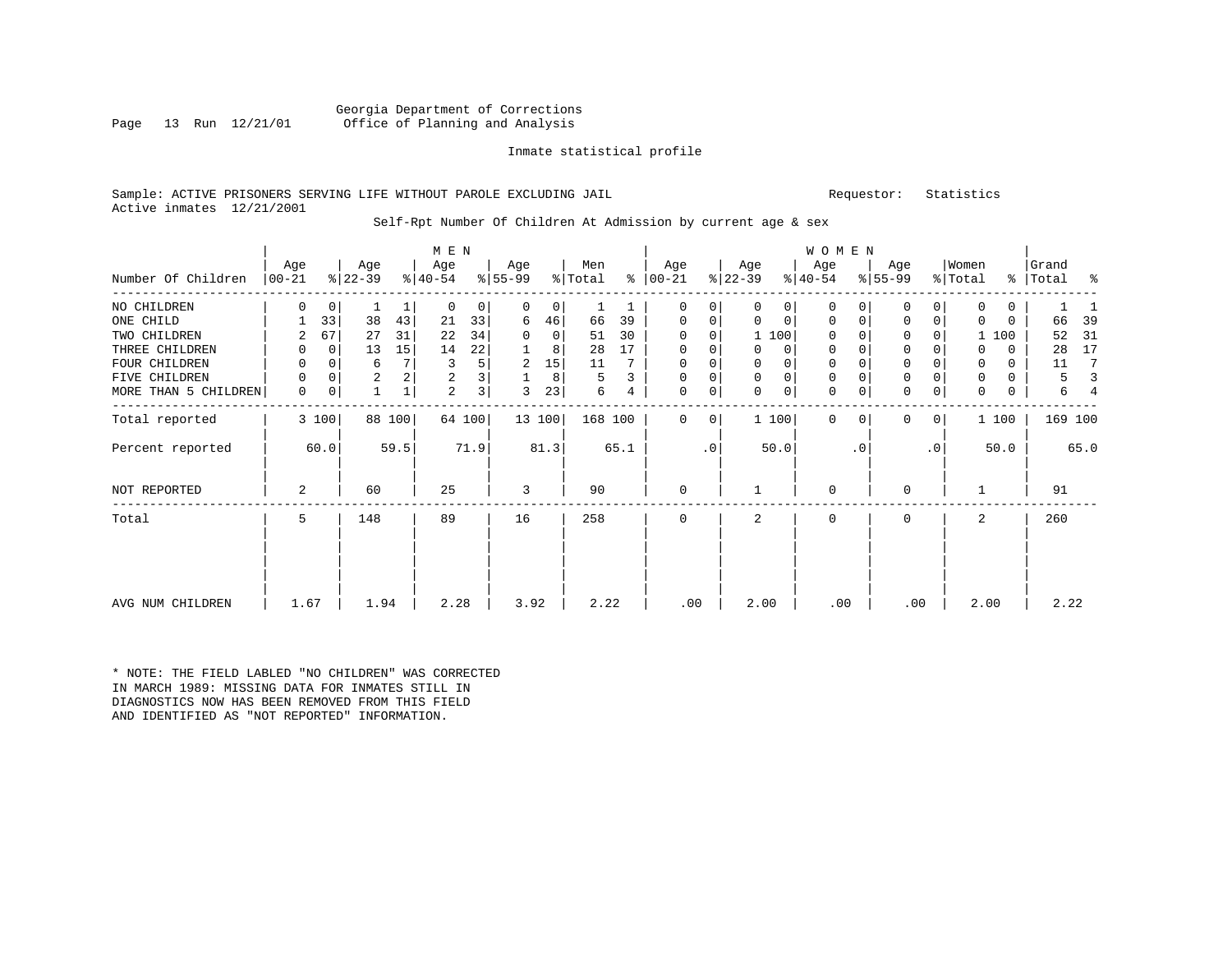Georgia Department of Corrections
Office of Planning and Analysis

Inmate statistical profile

Sample: ACTIVE PRISONERS SERVING LIFE WITHOUT PAROLE EXCLUDING JAIL

Requestor: Statistics

Active inmates 12/21/2001

Self-Rpt Number Of Children At Admission by current age & sex

| Number Of Children | MEN Age 00-21 | % | Age 22-39 | % | Age 40-54 | % | Age 55-99 | % | Men Total | % | WOMEN Age 00-21 | % | Age 22-39 | % | Age 40-54 | % | Age 55-99 | % | Women Total | % | Grand Total | % |
|---|---|---|---|---|---|---|---|---|---|---|---|---|---|---|---|---|---|---|---|---|---|---|
| NO CHILDREN | 0 | 0 | 1 | 1 | 0 | 0 | 0 | 0 | 1 | 1 | 0 | 0 | 0 | 0 | 0 | 0 | 0 | 0 | 0 | 0 | 1 | 1 |
| ONE CHILD | 1 | 33 | 38 | 43 | 21 | 33 | 6 | 46 | 66 | 39 | 0 | 0 | 0 | 0 | 0 | 0 | 0 | 0 | 0 | 0 | 66 | 39 |
| TWO CHILDREN | 2 | 67 | 27 | 31 | 22 | 34 | 0 | 0 | 51 | 30 | 0 | 0 | 1 | 100 | 0 | 0 | 0 | 0 | 1 | 100 | 52 | 31 |
| THREE CHILDREN | 0 | 0 | 13 | 15 | 14 | 22 | 1 | 8 | 28 | 17 | 0 | 0 | 0 | 0 | 0 | 0 | 0 | 0 | 0 | 0 | 28 | 17 |
| FOUR CHILDREN | 0 | 0 | 6 | 7 | 3 | 5 | 2 | 15 | 11 | 7 | 0 | 0 | 0 | 0 | 0 | 0 | 0 | 0 | 0 | 0 | 11 | 7 |
| FIVE CHILDREN | 0 | 0 | 2 | 2 | 2 | 3 | 1 | 8 | 5 | 3 | 0 | 0 | 0 | 0 | 0 | 0 | 0 | 0 | 0 | 0 | 5 | 3 |
| MORE THAN 5 CHILDREN | 0 | 0 | 1 | 1 | 2 | 3 | 3 | 23 | 6 | 4 | 0 | 0 | 0 | 0 | 0 | 0 | 0 | 0 | 0 | 0 | 6 | 4 |
| Total reported | 3 | 100 | 88 | 100 | 64 | 100 | 13 | 100 | 168 | 100 | 0 | 0 | 1 | 100 | 0 | 0 | 0 | 0 | 1 | 100 | 169 | 100 |
| Percent reported | | 60.0 | | 59.5 | | 71.9 | | 81.3 | | 65.1 | | .0 | | 50.0 | | .0 | | .0 | | 50.0 | | 65.0 |
| NOT REPORTED | 2 | | 60 | | 25 | | 3 | | 90 | | 0 | | 1 | | 0 | | 0 | | 1 | | 91 | |
| Total | 5 | | 148 | | 89 | | 16 | | 258 | | 0 | | 2 | | 0 | | 0 | | 2 | | 260 | |
| AVG NUM CHILDREN | 1.67 | | 1.94 | | 2.28 | | 3.92 | | 2.22 | | .00 | | 2.00 | | .00 | | .00 | | 2.00 | | 2.22 | |

* NOTE: THE FIELD LABLED "NO CHILDREN" WAS CORRECTED IN MARCH 1989: MISSING DATA FOR INMATES STILL IN DIAGNOSTICS NOW HAS BEEN REMOVED FROM THIS FIELD AND IDENTIFIED AS "NOT REPORTED" INFORMATION.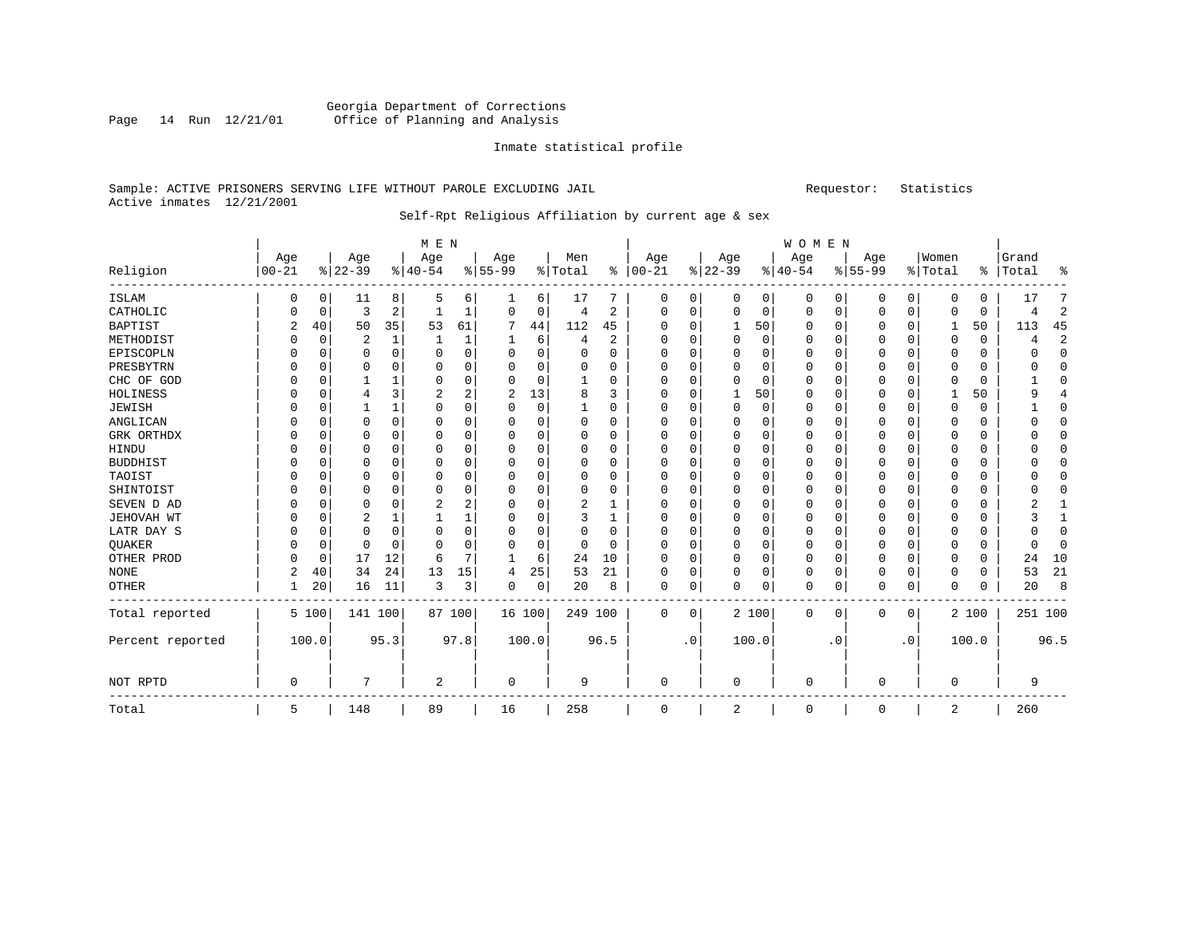Georgia Department of Corrections
Office of Planning and Analysis

Inmate statistical profile

Sample: ACTIVE PRISONERS SERVING LIFE WITHOUT PAROLE EXCLUDING JAIL

Requestor: Statistics

Active inmates 12/21/2001

Self-Rpt Religious Affiliation by current age & sex

| Religion | MEN Age 00-21 | % | Age 22-39 | % | Age 40-54 | % | Age 55-99 | % | Men Total | % | WOMEN Age 00-21 | % | Age 22-39 | % | Age 40-54 | % | Age 55-99 | % | Women Total | % | Grand Total | % |
|---|---|---|---|---|---|---|---|---|---|---|---|---|---|---|---|---|---|---|---|---|---|---|
| ISLAM | 0 | 0 | 11 | 8 | 5 | 6 | 1 | 6 | 17 | 7 | 0 | 0 | 0 | 0 | 0 | 0 | 0 | 0 | 0 | 0 | 17 | 7 |
| CATHOLIC | 0 | 0 | 3 | 2 | 1 | 1 | 0 | 0 | 4 | 2 | 0 | 0 | 0 | 0 | 0 | 0 | 0 | 0 | 0 | 0 | 4 | 2 |
| BAPTIST | 2 | 40 | 50 | 35 | 53 | 61 | 7 | 44 | 112 | 45 | 0 | 0 | 1 | 50 | 0 | 0 | 0 | 0 | 1 | 50 | 113 | 45 |
| METHODIST | 0 | 0 | 2 | 1 | 1 | 1 | 1 | 6 | 4 | 2 | 0 | 0 | 0 | 0 | 0 | 0 | 0 | 0 | 0 | 0 | 4 | 2 |
| EPISCOPLN | 0 | 0 | 0 | 0 | 0 | 0 | 0 | 0 | 0 | 0 | 0 | 0 | 0 | 0 | 0 | 0 | 0 | 0 | 0 | 0 | 0 | 0 |
| PRESBYTRN | 0 | 0 | 0 | 0 | 0 | 0 | 0 | 0 | 0 | 0 | 0 | 0 | 0 | 0 | 0 | 0 | 0 | 0 | 0 | 0 | 0 | 0 |
| CHC OF GOD | 0 | 0 | 1 | 1 | 0 | 0 | 0 | 0 | 1 | 0 | 0 | 0 | 0 | 0 | 0 | 0 | 0 | 0 | 0 | 0 | 1 | 0 |
| HOLINESS | 0 | 0 | 4 | 3 | 2 | 2 | 2 | 13 | 8 | 3 | 0 | 0 | 1 | 50 | 0 | 0 | 0 | 0 | 1 | 50 | 9 | 4 |
| JEWISH | 0 | 0 | 1 | 1 | 0 | 0 | 0 | 0 | 1 | 0 | 0 | 0 | 0 | 0 | 0 | 0 | 0 | 0 | 0 | 0 | 1 | 0 |
| ANGLICAN | 0 | 0 | 0 | 0 | 0 | 0 | 0 | 0 | 0 | 0 | 0 | 0 | 0 | 0 | 0 | 0 | 0 | 0 | 0 | 0 | 0 | 0 |
| GRK ORTHDX | 0 | 0 | 0 | 0 | 0 | 0 | 0 | 0 | 0 | 0 | 0 | 0 | 0 | 0 | 0 | 0 | 0 | 0 | 0 | 0 | 0 | 0 |
| HINDU | 0 | 0 | 0 | 0 | 0 | 0 | 0 | 0 | 0 | 0 | 0 | 0 | 0 | 0 | 0 | 0 | 0 | 0 | 0 | 0 | 0 | 0 |
| BUDDHIST | 0 | 0 | 0 | 0 | 0 | 0 | 0 | 0 | 0 | 0 | 0 | 0 | 0 | 0 | 0 | 0 | 0 | 0 | 0 | 0 | 0 | 0 |
| TAOIST | 0 | 0 | 0 | 0 | 0 | 0 | 0 | 0 | 0 | 0 | 0 | 0 | 0 | 0 | 0 | 0 | 0 | 0 | 0 | 0 | 0 | 0 |
| SHINTOIST | 0 | 0 | 0 | 0 | 0 | 0 | 0 | 0 | 0 | 0 | 0 | 0 | 0 | 0 | 0 | 0 | 0 | 0 | 0 | 0 | 0 | 0 |
| SEVEN D AD | 0 | 0 | 0 | 0 | 2 | 2 | 0 | 0 | 2 | 1 | 0 | 0 | 0 | 0 | 0 | 0 | 0 | 0 | 0 | 0 | 2 | 1 |
| JEHOVAH WT | 0 | 0 | 2 | 1 | 1 | 1 | 0 | 0 | 3 | 1 | 0 | 0 | 0 | 0 | 0 | 0 | 0 | 0 | 0 | 0 | 3 | 1 |
| LATR DAY S | 0 | 0 | 0 | 0 | 0 | 0 | 0 | 0 | 0 | 0 | 0 | 0 | 0 | 0 | 0 | 0 | 0 | 0 | 0 | 0 | 0 | 0 |
| QUAKER | 0 | 0 | 0 | 0 | 0 | 0 | 0 | 0 | 0 | 0 | 0 | 0 | 0 | 0 | 0 | 0 | 0 | 0 | 0 | 0 | 0 | 0 |
| OTHER PROD | 0 | 0 | 17 | 12 | 6 | 7 | 1 | 6 | 24 | 10 | 0 | 0 | 0 | 0 | 0 | 0 | 0 | 0 | 0 | 0 | 24 | 10 |
| NONE | 2 | 40 | 34 | 24 | 13 | 15 | 4 | 25 | 53 | 21 | 0 | 0 | 0 | 0 | 0 | 0 | 0 | 0 | 0 | 0 | 53 | 21 |
| OTHER | 1 | 20 | 16 | 11 | 3 | 3 | 0 | 0 | 20 | 8 | 0 | 0 | 0 | 0 | 0 | 0 | 0 | 0 | 0 | 0 | 20 | 8 |
| Total reported | 5 | 100 | 141 | 100 | 87 | 100 | 16 | 100 | 249 | 100 | 0 | 0 | 2 | 100 | 0 | 0 | 0 | 0 | 2 | 100 | 251 | 100 |
| Percent reported | | 100.0 | | 95.3 | | 97.8 | | 100.0 | | 96.5 | | .0 | | 100.0 | | .0 | | .0 | | 100.0 | | 96.5 |
| NOT RPTD | 0 | | 7 | | 2 | | 0 | | 9 | | 0 | | 0 | | 0 | | 0 | | 0 | | 9 | |
| Total | 5 | | 148 | | 89 | | 16 | | 258 | | 0 | | 2 | | 0 | | 0 | | 2 | | 260 | |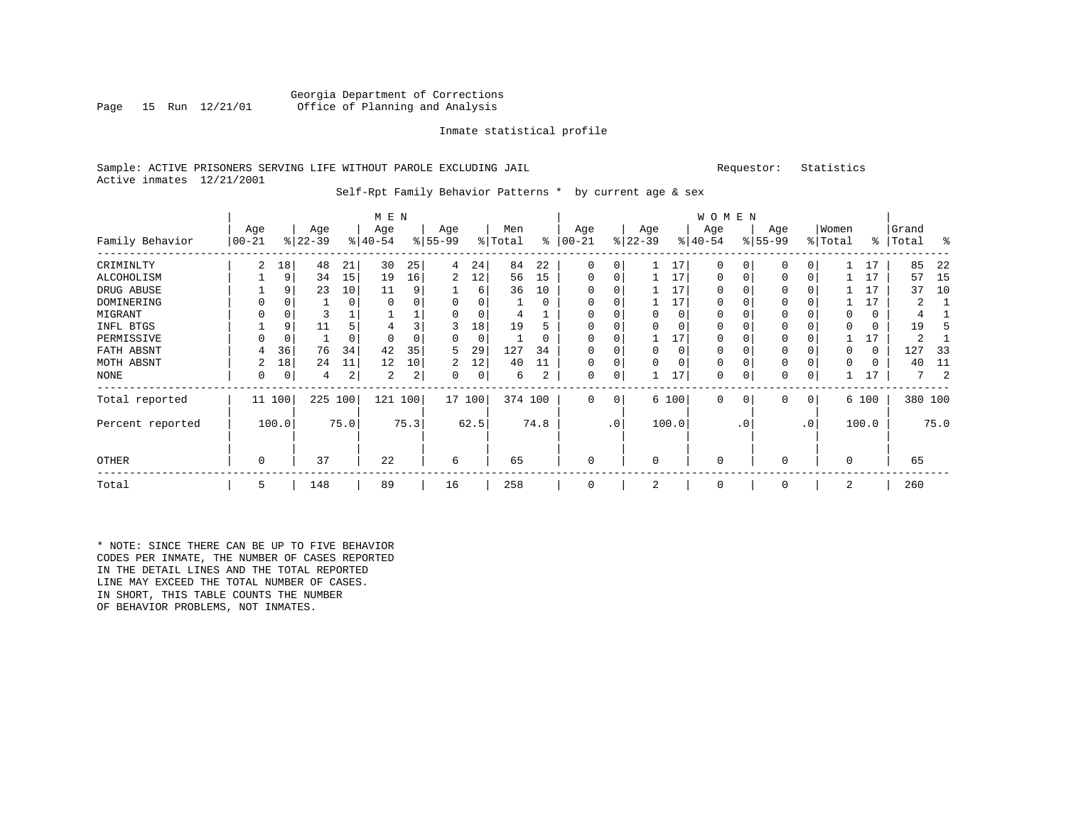Georgia Department of Corrections
Office of Planning and Analysis

Inmate statistical profile

Sample: ACTIVE PRISONERS SERVING LIFE WITHOUT PAROLE EXCLUDING JAIL    Requestor: Statistics
Active inmates 12/21/2001

Self-Rpt Family Behavior Patterns * by current age & sex

| Family Behavior | MEN Age 00-21 | % | Age 22-39 | % | Age 40-54 | % | Age 55-99 | % | Men Total | % | WOMEN Age 00-21 | % | Age 22-39 | % | Age 40-54 | % | Age 55-99 | % | Women Total | % | Grand Total | % |
|---|---|---|---|---|---|---|---|---|---|---|---|---|---|---|---|---|---|---|---|---|---|---|
| CRIMINLTY | 2 | 18 | 48 | 21 | 30 | 25 | 4 | 24 | 84 | 22 | 0 | 0 | 1 | 17 | 0 | 0 | 0 | 0 | 1 | 17 | 85 | 22 |
| ALCOHOLISM | 1 | 9 | 34 | 15 | 19 | 16 | 2 | 12 | 56 | 15 | 0 | 0 | 1 | 17 | 0 | 0 | 0 | 0 | 1 | 17 | 57 | 15 |
| DRUG ABUSE | 1 | 9 | 23 | 10 | 11 | 9 | 1 | 6 | 36 | 10 | 0 | 0 | 1 | 17 | 0 | 0 | 0 | 0 | 1 | 17 | 37 | 10 |
| DOMINERING | 0 | 0 | 1 | 0 | 0 | 0 | 0 | 0 | 1 | 0 | 0 | 0 | 1 | 17 | 0 | 0 | 0 | 0 | 1 | 17 | 2 | 1 |
| MIGRANT | 0 | 0 | 3 | 1 | 1 | 1 | 0 | 0 | 4 | 1 | 0 | 0 | 0 | 0 | 0 | 0 | 0 | 0 | 0 | 0 | 4 | 1 |
| INFL BTGS | 1 | 9 | 11 | 5 | 4 | 3 | 3 | 18 | 19 | 5 | 0 | 0 | 0 | 0 | 0 | 0 | 0 | 0 | 0 | 0 | 19 | 5 |
| PERMISSIVE | 0 | 0 | 1 | 0 | 0 | 0 | 0 | 0 | 1 | 0 | 0 | 0 | 1 | 17 | 0 | 0 | 0 | 0 | 1 | 17 | 2 | 1 |
| FATH ABSNT | 4 | 36 | 76 | 34 | 42 | 35 | 5 | 29 | 127 | 34 | 0 | 0 | 0 | 0 | 0 | 0 | 0 | 0 | 0 | 0 | 127 | 33 |
| MOTH ABSNT | 2 | 18 | 24 | 11 | 12 | 10 | 2 | 12 | 40 | 11 | 0 | 0 | 0 | 0 | 0 | 0 | 0 | 0 | 0 | 0 | 40 | 11 |
| NONE | 0 | 0 | 4 | 2 | 2 | 2 | 0 | 0 | 6 | 2 | 0 | 0 | 1 | 17 | 0 | 0 | 0 | 0 | 1 | 17 | 7 | 2 |
| Total reported | 11 | 100 | 225 | 100 | 121 | 100 | 17 | 100 | 374 | 100 | 0 | 0 | 6 | 100 | 0 | 0 | 0 | 0 | 6 | 100 | 380 | 100 |
| Percent reported | | 100.0 | | 75.0 | | 75.3 | | 62.5 | | 74.8 | | .0 | | 100.0 | | .0 | | .0 | | 100.0 | | 75.0 |
| OTHER | 0 | | 37 | | 22 | | 6 | | 65 | | 0 | | 0 | | 0 | | 0 | | 0 | | 65 | |
| Total | 5 | | 148 | | 89 | | 16 | | 258 | | 0 | | 2 | | 0 | | 0 | | 2 | | 260 | |

\* NOTE: SINCE THERE CAN BE UP TO FIVE BEHAVIOR CODES PER INMATE, THE NUMBER OF CASES REPORTED IN THE DETAIL LINES AND THE TOTAL REPORTED LINE MAY EXCEED THE TOTAL NUMBER OF CASES. IN SHORT, THIS TABLE COUNTS THE NUMBER OF BEHAVIOR PROBLEMS, NOT INMATES.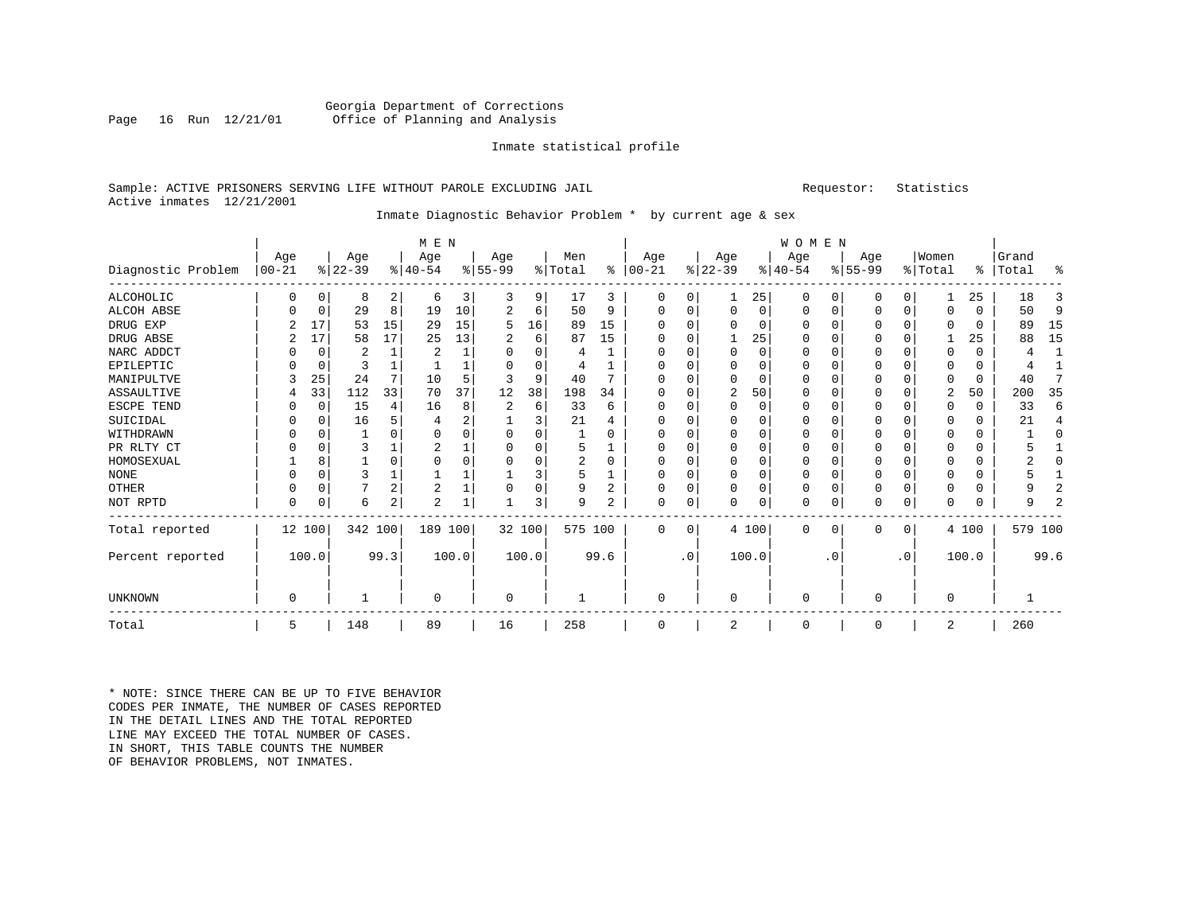Georgia Department of Corrections
Office of Planning and Analysis

Inmate statistical profile

Sample: ACTIVE PRISONERS SERVING LIFE WITHOUT PAROLE EXCLUDING JAIL    Requestor: Statistics
Active inmates 12/21/2001

Inmate Diagnostic Behavior Problem * by current age & sex

| | MEN | | | | | | | | | | WOMEN | | | | | | | | | | | |
|---|---|---|---|---|---|---|---|---|---|---|---|---|---|---|---|---|---|---|---|---|---|---|
| Diagnostic Problem | Age 00-21 | % | Age 22-39 | % | Age 40-54 | % | Age 55-99 | % | Men Total | % | Age 00-21 | % | Age 22-39 | % | Age 40-54 | % | Age 55-99 | % | Women Total | % | Grand Total | % |
| ALCOHOLIC | 0 | 0 | 8 | 2 | 6 | 3 | 3 | 9 | 17 | 3 | 0 | 0 | 1 | 25 | 0 | 0 | 0 | 0 | 1 | 25 | 18 | 3 |
| ALCOH ABSE | 0 | 0 | 29 | 8 | 19 | 10 | 2 | 6 | 50 | 9 | 0 | 0 | 0 | 0 | 0 | 0 | 0 | 0 | 0 | 0 | 50 | 9 |
| DRUG EXP | 2 | 17 | 53 | 15 | 29 | 15 | 5 | 16 | 89 | 15 | 0 | 0 | 0 | 0 | 0 | 0 | 0 | 0 | 0 | 0 | 89 | 15 |
| DRUG ABSE | 2 | 17 | 58 | 17 | 25 | 13 | 2 | 6 | 87 | 15 | 0 | 0 | 1 | 25 | 0 | 0 | 0 | 0 | 1 | 25 | 88 | 15 |
| NARC ADDCT | 0 | 0 | 2 | 1 | 2 | 1 | 0 | 0 | 4 | 1 | 0 | 0 | 0 | 0 | 0 | 0 | 0 | 0 | 0 | 0 | 4 | 1 |
| EPILEPTIC | 0 | 0 | 3 | 1 | 1 | 1 | 0 | 0 | 4 | 1 | 0 | 0 | 0 | 0 | 0 | 0 | 0 | 0 | 0 | 0 | 4 | 1 |
| MANIPULTVE | 3 | 25 | 24 | 7 | 10 | 5 | 3 | 9 | 40 | 7 | 0 | 0 | 0 | 0 | 0 | 0 | 0 | 0 | 0 | 0 | 40 | 7 |
| ASSAULTIVE | 4 | 33 | 112 | 33 | 70 | 37 | 12 | 38 | 198 | 34 | 0 | 0 | 2 | 50 | 0 | 0 | 0 | 0 | 2 | 50 | 200 | 35 |
| ESCPE TEND | 0 | 0 | 15 | 4 | 16 | 8 | 2 | 6 | 33 | 6 | 0 | 0 | 0 | 0 | 0 | 0 | 0 | 0 | 0 | 0 | 33 | 6 |
| SUICIDAL | 0 | 0 | 16 | 5 | 4 | 2 | 1 | 3 | 21 | 4 | 0 | 0 | 0 | 0 | 0 | 0 | 0 | 0 | 0 | 0 | 21 | 4 |
| WITHDRAWN | 0 | 0 | 1 | 0 | 0 | 0 | 0 | 0 | 1 | 0 | 0 | 0 | 0 | 0 | 0 | 0 | 0 | 0 | 0 | 0 | 1 | 0 |
| PR RLTY CT | 0 | 0 | 3 | 1 | 2 | 1 | 0 | 0 | 5 | 1 | 0 | 0 | 0 | 0 | 0 | 0 | 0 | 0 | 0 | 0 | 5 | 1 |
| HOMOSEXUAL | 1 | 8 | 1 | 0 | 0 | 0 | 0 | 0 | 2 | 0 | 0 | 0 | 0 | 0 | 0 | 0 | 0 | 0 | 0 | 0 | 2 | 0 |
| NONE | 0 | 0 | 3 | 1 | 1 | 1 | 1 | 3 | 5 | 1 | 0 | 0 | 0 | 0 | 0 | 0 | 0 | 0 | 0 | 0 | 5 | 1 |
| OTHER | 0 | 0 | 7 | 2 | 2 | 1 | 0 | 0 | 9 | 2 | 0 | 0 | 0 | 0 | 0 | 0 | 0 | 0 | 0 | 0 | 9 | 2 |
| NOT RPTD | 0 | 0 | 6 | 2 | 2 | 1 | 1 | 3 | 9 | 2 | 0 | 0 | 0 | 0 | 0 | 0 | 0 | 0 | 0 | 0 | 9 | 2 |
| Total reported | 12 | 100 | 342 | 100 | 189 | 100 | 32 | 100 | 575 | 100 | 0 | 0 | 4 | 100 | 0 | 0 | 0 | 0 | 4 | 100 | 579 | 100 |
| Percent reported | | 100.0 | | 99.3 | | 100.0 | | 100.0 | | 99.6 | | .0 | | 100.0 | | .0 | | .0 | | 100.0 | | 99.6 |
| UNKNOWN | 0 | | 1 | | 0 | | 0 | | 1 | | 0 | | 0 | | 0 | | 0 | | 0 | | 1 | |
| Total | 5 | | 148 | | 89 | | 16 | | 258 | | 0 | | 2 | | 0 | | 0 | | 2 | | 260 | |

* NOTE: SINCE THERE CAN BE UP TO FIVE BEHAVIOR CODES PER INMATE, THE NUMBER OF CASES REPORTED IN THE DETAIL LINES AND THE TOTAL REPORTED LINE MAY EXCEED THE TOTAL NUMBER OF CASES. IN SHORT, THIS TABLE COUNTS THE NUMBER OF BEHAVIOR PROBLEMS, NOT INMATES.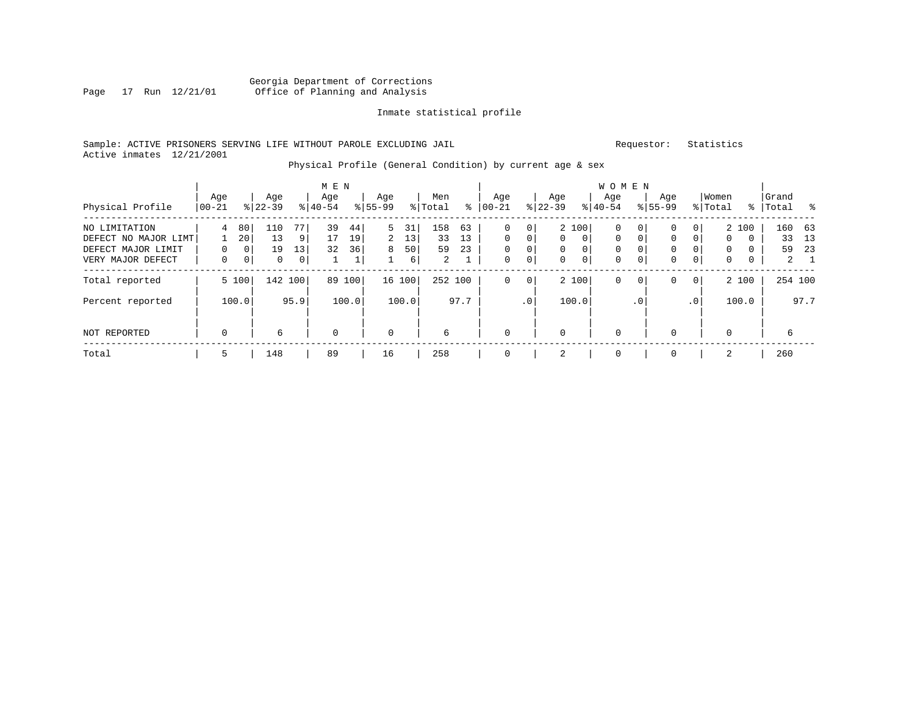Georgia Department of Corrections
Office of Planning and Analysis

Inmate statistical profile

Sample: ACTIVE PRISONERS SERVING LIFE WITHOUT PAROLE EXCLUDING JAIL    Requestor: Statistics
Active inmates 12/21/2001

Physical Profile (General Condition) by current age & sex

| Physical Profile | MEN Age 00-21 | % | Age 22-39 | % | Age 40-54 | % | Age 55-99 | % | Men Total | % | WOMEN Age 00-21 | % | Age 22-39 | % | Age 40-54 | % | Age 55-99 | % | Women Total | % | Grand Total | % |
|---|---|---|---|---|---|---|---|---|---|---|---|---|---|---|---|---|---|---|---|---|---|---|
| NO LIMITATION | 4 | 80 | 110 | 77 | 39 | 44 | 5 | 31 | 158 | 63 | 0 | 0 | 2 | 100 | 0 | 0 | 0 | 0 | 2 | 100 | 160 | 63 |
| DEFECT NO MAJOR LIMT | 1 | 20 | 13 | 9 | 17 | 19 | 2 | 13 | 33 | 13 | 0 | 0 | 0 | 0 | 0 | 0 | 0 | 0 | 0 | 0 | 33 | 13 |
| DEFECT MAJOR LIMIT | 0 | 0 | 19 | 13 | 32 | 36 | 8 | 50 | 59 | 23 | 0 | 0 | 0 | 0 | 0 | 0 | 0 | 0 | 0 | 0 | 59 | 23 |
| VERY MAJOR DEFECT | 0 | 0 | 0 | 0 | 1 | 1 | 1 | 6 | 2 | 1 | 0 | 0 | 0 | 0 | 0 | 0 | 0 | 0 | 0 | 0 | 2 | 1 |
| Total reported | 5 | 100 | 142 | 100 | 89 | 100 | 16 | 100 | 252 | 100 | 0 | 0 | 2 | 100 | 0 | 0 | 0 | 0 | 2 | 100 | 254 | 100 |
| Percent reported | | 100.0 | | 95.9 | | 100.0 | | 100.0 | | 97.7 | | .0 | | 100.0 | | .0 | | .0 | | 100.0 | | 97.7 |
| NOT REPORTED | 0 | | 6 | | 0 | | 0 | | 6 | | 0 | | 0 | | 0 | | 0 | | 0 | | 6 | |
| Total | 5 | | 148 | | 89 | | 16 | | 258 | | 0 | | 2 | | 0 | | 0 | | 2 | | 260 | |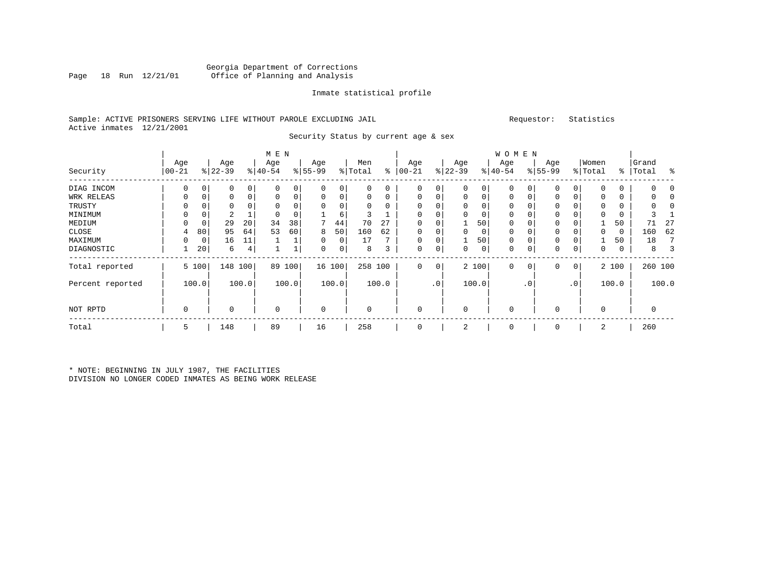Georgia Department of Corrections
Office of Planning and Analysis

Inmate statistical profile

Sample: ACTIVE PRISONERS SERVING LIFE WITHOUT PAROLE EXCLUDING JAIL

Requestor: Statistics

Active inmates 12/21/2001

Security Status by current age & sex

| Security | MEN Age 00-21 | % | Age 22-39 | % | Age 40-54 | % | Age 55-99 | % | Men Total | % | WOMEN Age 00-21 | % | Age 22-39 | % | Age 40-54 | % | Age 55-99 | % | Women Total | % | Grand Total | % |
|---|---|---|---|---|---|---|---|---|---|---|---|---|---|---|---|---|---|---|---|---|---|---|
| DIAG INCOM | 0 | 0 | 0 | 0 | 0 | 0 | 0 | 0 | 0 | 0 | 0 | 0 | 0 | 0 | 0 | 0 | 0 | 0 | 0 | 0 | 0 | 0 |
| WRK RELEAS | 0 | 0 | 0 | 0 | 0 | 0 | 0 | 0 | 0 | 0 | 0 | 0 | 0 | 0 | 0 | 0 | 0 | 0 | 0 | 0 | 0 | 0 |
| TRUSTY | 0 | 0 | 0 | 0 | 0 | 0 | 0 | 0 | 0 | 0 | 0 | 0 | 0 | 0 | 0 | 0 | 0 | 0 | 0 | 0 | 0 | 0 |
| MINIMUM | 0 | 0 | 2 | 1 | 0 | 0 | 1 | 6 | 3 | 1 | 0 | 0 | 0 | 0 | 0 | 0 | 0 | 0 | 0 | 0 | 3 | 1 |
| MEDIUM | 0 | 0 | 29 | 20 | 34 | 38 | 7 | 44 | 70 | 27 | 0 | 0 | 1 | 50 | 0 | 0 | 0 | 0 | 1 | 50 | 71 | 27 |
| CLOSE | 4 | 80 | 95 | 64 | 53 | 60 | 8 | 50 | 160 | 62 | 0 | 0 | 0 | 0 | 0 | 0 | 0 | 0 | 0 | 0 | 160 | 62 |
| MAXIMUM | 0 | 0 | 16 | 11 | 1 | 1 | 0 | 0 | 17 | 7 | 0 | 0 | 1 | 50 | 0 | 0 | 0 | 0 | 1 | 50 | 18 | 7 |
| DIAGNOSTIC | 1 | 20 | 6 | 4 | 1 | 1 | 0 | 0 | 8 | 3 | 0 | 0 | 0 | 0 | 0 | 0 | 0 | 0 | 0 | 0 | 8 | 3 |
| Total reported | 5 | 100 | 148 | 100 | 89 | 100 | 16 | 100 | 258 | 100 | 0 | 0 | 2 | 100 | 0 | 0 | 0 | 0 | 2 | 100 | 260 | 100 |
| Percent reported | | 100.0 | | 100.0 | | 100.0 | | 100.0 | | 100.0 | | .0 | | 100.0 | | .0 | | .0 | | 100.0 | | 100.0 |
| NOT RPTD | 0 | | 0 | | 0 | | 0 | | 0 | | 0 | | 0 | | 0 | | 0 | | 0 | | 0 | |
| Total | 5 | | 148 | | 89 | | 16 | | 258 | | 0 | | 2 | | 0 | | 0 | | 2 | | 260 | |

* NOTE: BEGINNING IN JULY 1987, THE FACILITIES DIVISION NO LONGER CODED INMATES AS BEING WORK RELEASE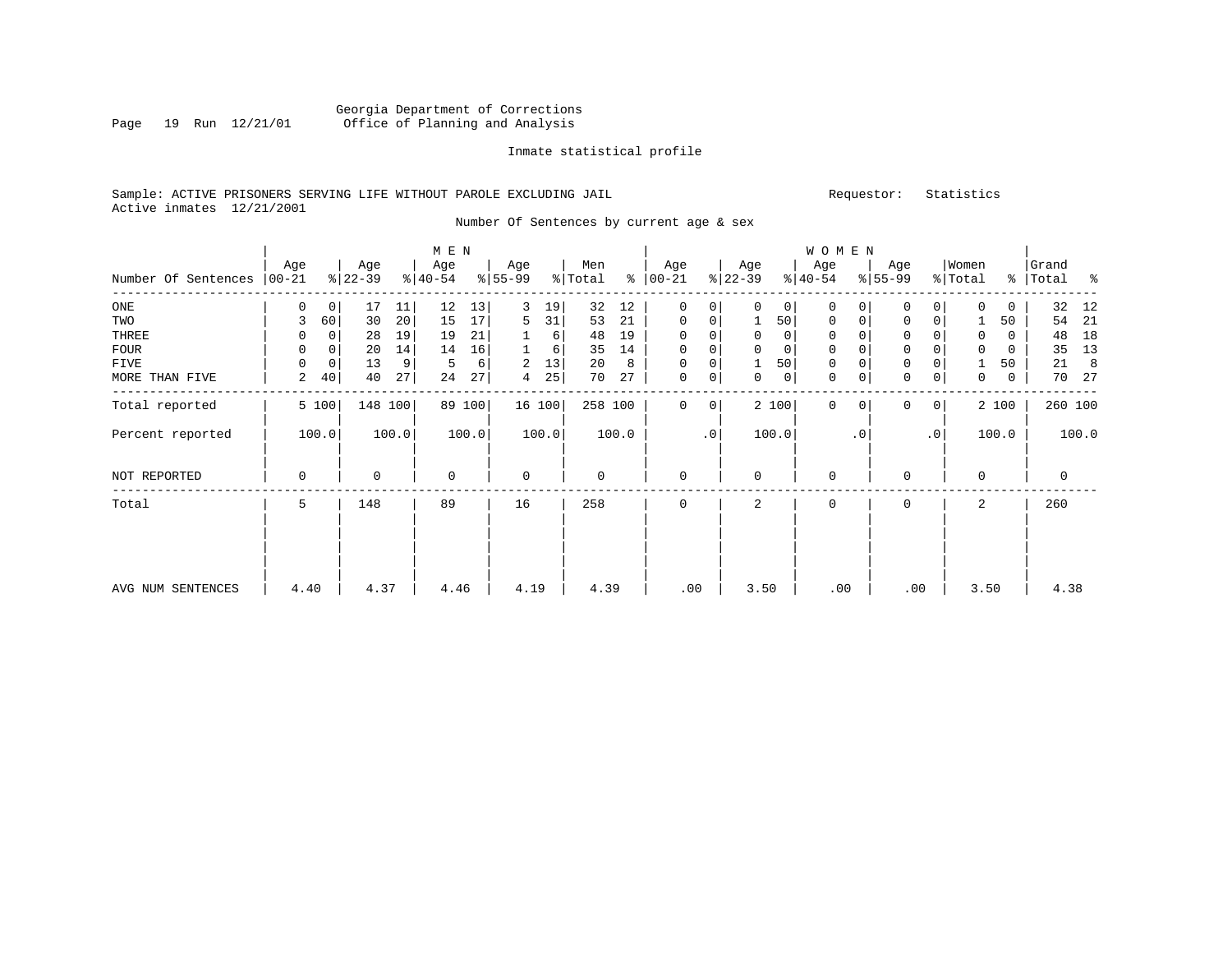Georgia Department of Corrections
Office of Planning and Analysis

Inmate statistical profile

Sample: ACTIVE PRISONERS SERVING LIFE WITHOUT PAROLE EXCLUDING JAIL
Active inmates 12/21/2001

Requestor: Statistics

Number Of Sentences by current age & sex

| Number Of Sentences | MEN Age 00-21 | % | Age 22-39 | % | Age 40-54 | % | Age 55-99 | % | Men Total | % | WOMEN Age 00-21 | % | Age 22-39 | % | Age 40-54 | % | Age 55-99 | % | Women Total | % | Grand Total | % |
|---|---|---|---|---|---|---|---|---|---|---|---|---|---|---|---|---|---|---|---|---|---|---|
| ONE | 0 | 0 | 17 | 11 | 12 | 13 | 3 | 19 | 32 | 12 | 0 | 0 | 0 | 0 | 0 | 0 | 0 | 0 | 0 | 0 | 32 | 12 |
| TWO | 3 | 60 | 30 | 20 | 15 | 17 | 5 | 31 | 53 | 21 | 0 | 0 | 1 | 50 | 0 | 0 | 0 | 0 | 1 | 50 | 54 | 21 |
| THREE | 0 | 0 | 28 | 19 | 19 | 21 | 1 | 6 | 48 | 19 | 0 | 0 | 0 | 0 | 0 | 0 | 0 | 0 | 0 | 0 | 48 | 18 |
| FOUR | 0 | 0 | 20 | 14 | 14 | 16 | 1 | 6 | 35 | 14 | 0 | 0 | 0 | 0 | 0 | 0 | 0 | 0 | 0 | 0 | 35 | 13 |
| FIVE | 0 | 0 | 13 | 9 | 5 | 6 | 2 | 13 | 20 | 8 | 0 | 0 | 1 | 50 | 0 | 0 | 0 | 0 | 1 | 50 | 21 | 8 |
| MORE THAN FIVE | 2 | 40 | 40 | 27 | 24 | 27 | 4 | 25 | 70 | 27 | 0 | 0 | 0 | 0 | 0 | 0 | 0 | 0 | 0 | 0 | 70 | 27 |
| Total reported | 5 | 100 | 148 | 100 | 89 | 100 | 16 | 100 | 258 | 100 | 0 | 0 | 2 | 100 | 0 | 0 | 0 | 0 | 2 | 100 | 260 | 100 |
| Percent reported | | 100.0 | | 100.0 | | 100.0 | | 100.0 | | 100.0 | | .0 | | 100.0 | | .0 | | .0 | | 100.0 | | 100.0 |
| NOT REPORTED | 0 | | 0 | | 0 | | 0 | | 0 | | 0 | | 0 | | 0 | | 0 | | 0 | | 0 | |
| Total | 5 | | 148 | | 89 | | 16 | | 258 | | 0 | | 2 | | 0 | | 0 | | 2 | | 260 | |
| AVG NUM SENTENCES | 4.40 | | 4.37 | | 4.46 | | 4.19 | | 4.39 | | .00 | | 3.50 | | .00 | | .00 | | 3.50 | | 4.38 | |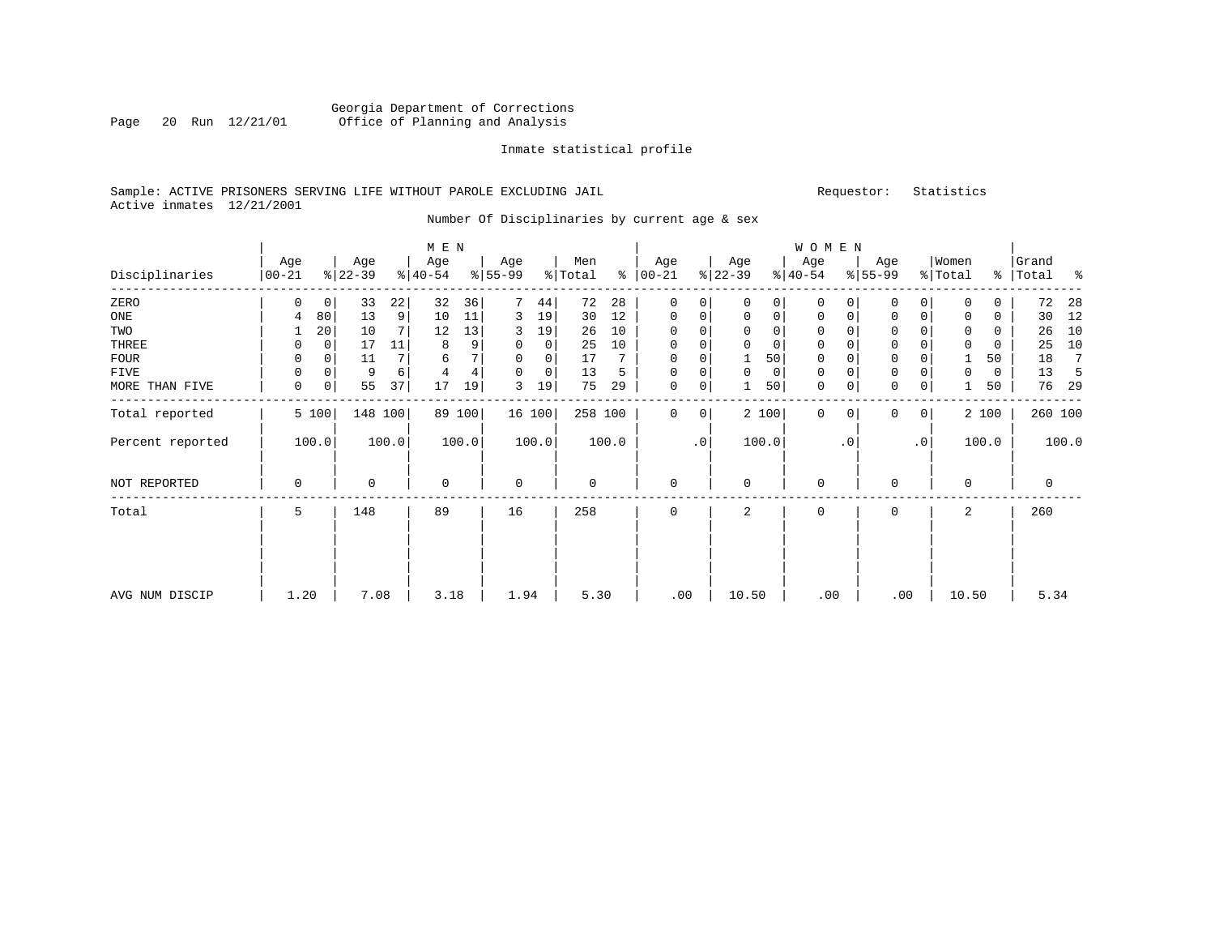Georgia Department of Corrections
Office of Planning and Analysis

Inmate statistical profile

Sample: ACTIVE PRISONERS SERVING LIFE WITHOUT PAROLE EXCLUDING JAIL     Requestor: Statistics
Active inmates 12/21/2001

Number Of Disciplinaries by current age & sex

| Disciplinaries | MEN Age 00-21 | % | Age 22-39 | % | Age 40-54 | % | Age 55-99 | % | Men Total | % | WOMEN Age 00-21 | % | Age 22-39 | % | Age 40-54 | % | Age 55-99 | % | Women Total | % | Grand Total | % |
|---|---|---|---|---|---|---|---|---|---|---|---|---|---|---|---|---|---|---|---|---|---|---|
| ZERO | 0 | 0 | 33 | 22 | 32 | 36 | 7 | 44 | 72 | 28 | 0 | 0 | 0 | 0 | 0 | 0 | 0 | 0 | 0 | 0 | 72 | 28 |
| ONE | 4 | 80 | 13 | 9 | 10 | 11 | 3 | 19 | 30 | 12 | 0 | 0 | 0 | 0 | 0 | 0 | 0 | 0 | 0 | 0 | 30 | 12 |
| TWO | 1 | 20 | 10 | 7 | 12 | 13 | 3 | 19 | 26 | 10 | 0 | 0 | 0 | 0 | 0 | 0 | 0 | 0 | 0 | 0 | 26 | 10 |
| THREE | 0 | 0 | 17 | 11 | 8 | 9 | 0 | 0 | 25 | 10 | 0 | 0 | 0 | 0 | 0 | 0 | 0 | 0 | 0 | 0 | 25 | 10 |
| FOUR | 0 | 0 | 11 | 7 | 6 | 7 | 0 | 0 | 17 | 7 | 0 | 0 | 1 | 50 | 0 | 0 | 0 | 0 | 1 | 50 | 18 | 7 |
| FIVE | 0 | 0 | 9 | 6 | 4 | 4 | 0 | 0 | 13 | 5 | 0 | 0 | 0 | 0 | 0 | 0 | 0 | 0 | 0 | 0 | 13 | 5 |
| MORE THAN FIVE | 0 | 0 | 55 | 37 | 17 | 19 | 3 | 19 | 75 | 29 | 0 | 0 | 1 | 50 | 0 | 0 | 0 | 0 | 1 | 50 | 76 | 29 |
| Total reported | 5 | 100 | 148 | 100 | 89 | 100 | 16 | 100 | 258 | 100 | 0 | 0 | 2 | 100 | 0 | 0 | 0 | 0 | 2 | 100 | 260 | 100 |
| Percent reported | 100.0 | | 100.0 | | 100.0 | | 100.0 | | 100.0 | | .0 | | 100.0 | | .0 | | .0 | | 100.0 | | 100.0 | |
| NOT REPORTED | 0 | | 0 | | 0 | | 0 | | 0 | | 0 | | 0 | | 0 | | 0 | | 0 | | 0 | |
| Total | 5 | | 148 | | 89 | | 16 | | 258 | | 0 | | 2 | | 0 | | 0 | | 2 | | 260 | |
| AVG NUM DISCIP | 1.20 | | 7.08 | | 3.18 | | 1.94 | | 5.30 | | .00 | | 10.50 | | .00 | | .00 | | 10.50 | | 5.34 | |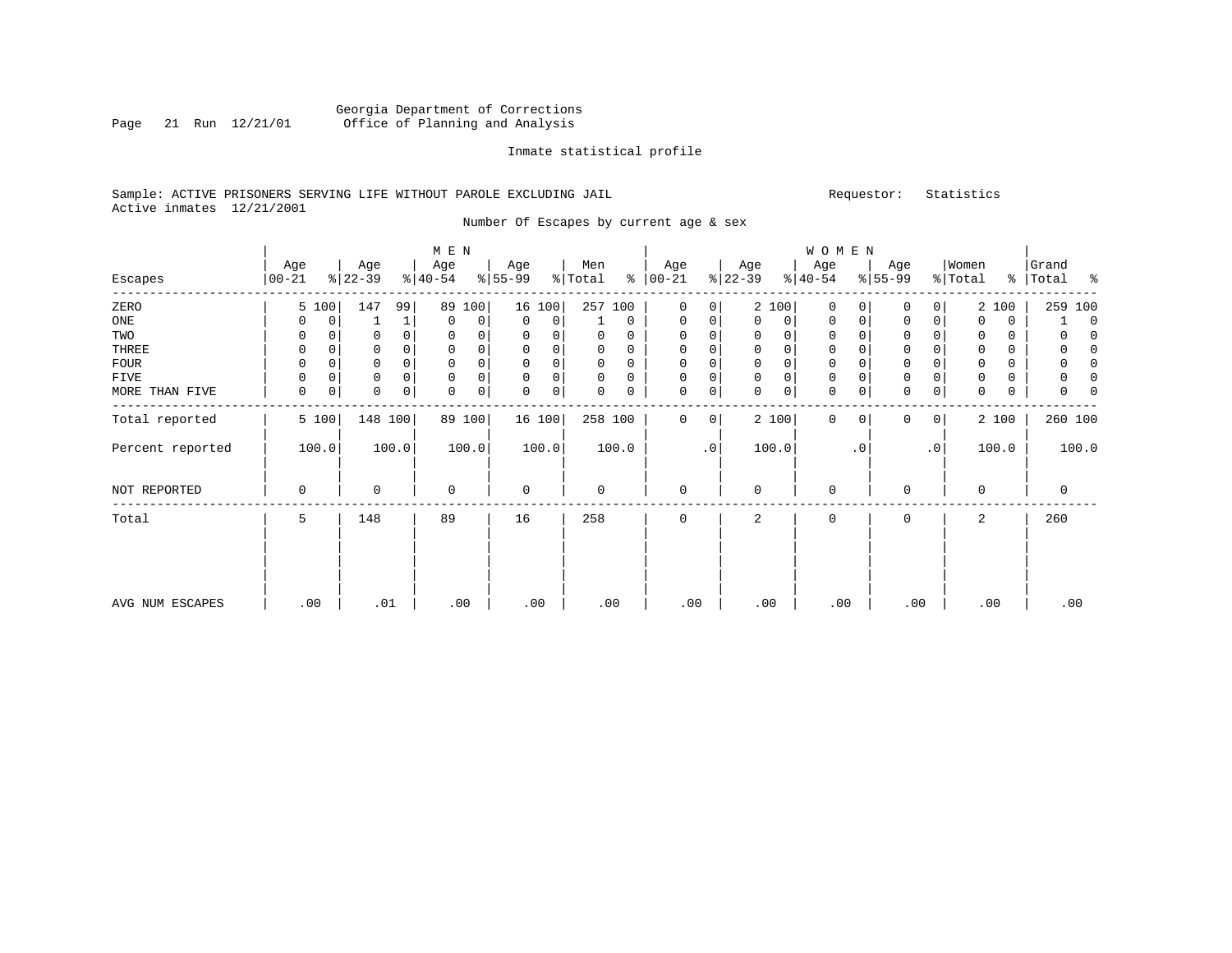Georgia Department of Corrections
Office of Planning and Analysis

Inmate statistical profile

Sample: ACTIVE PRISONERS SERVING LIFE WITHOUT PAROLE EXCLUDING JAIL

Requestor: Statistics

Active inmates 12/21/2001

Number Of Escapes by current age & sex

| Escapes | MEN Age 00-21 | % | Age 22-39 | % | Age 40-54 | % | Age 55-99 | % | Men Total | % | WOMEN Age 00-21 | % | Age 22-39 | % | Age 40-54 | % | Age 55-99 | % | Women Total | % | Grand Total | % |
|---|---|---|---|---|---|---|---|---|---|---|---|---|---|---|---|---|---|---|---|---|---|---|
| ZERO | 5 | 100 | 147 | 99 | 89 | 100 | 16 | 100 | 257 | 100 | 0 | 0 | 2 | 100 | 0 | 0 | 0 | 0 | 2 | 100 | 259 | 100 |
| ONE | 0 | 0 | 1 | 1 | 0 | 0 | 0 | 0 | 1 | 0 | 0 | 0 | 0 | 0 | 0 | 0 | 0 | 0 | 0 | 0 | 1 | 0 |
| TWO | 0 | 0 | 0 | 0 | 0 | 0 | 0 | 0 | 0 | 0 | 0 | 0 | 0 | 0 | 0 | 0 | 0 | 0 | 0 | 0 | 0 | 0 |
| THREE | 0 | 0 | 0 | 0 | 0 | 0 | 0 | 0 | 0 | 0 | 0 | 0 | 0 | 0 | 0 | 0 | 0 | 0 | 0 | 0 | 0 | 0 |
| FOUR | 0 | 0 | 0 | 0 | 0 | 0 | 0 | 0 | 0 | 0 | 0 | 0 | 0 | 0 | 0 | 0 | 0 | 0 | 0 | 0 | 0 | 0 |
| FIVE | 0 | 0 | 0 | 0 | 0 | 0 | 0 | 0 | 0 | 0 | 0 | 0 | 0 | 0 | 0 | 0 | 0 | 0 | 0 | 0 | 0 | 0 |
| MORE THAN FIVE | 0 | 0 | 0 | 0 | 0 | 0 | 0 | 0 | 0 | 0 | 0 | 0 | 0 | 0 | 0 | 0 | 0 | 0 | 0 | 0 | 0 | 0 |
| Total reported | 5 | 100 | 148 | 100 | 89 | 100 | 16 | 100 | 258 | 100 | 0 | 0 | 2 | 100 | 0 | 0 | 0 | 0 | 2 | 100 | 260 | 100 |
| Percent reported | | 100.0 | | 100.0 | | 100.0 | | 100.0 | | 100.0 | | .0 | | 100.0 | | .0 | | .0 | | 100.0 | | 100.0 |
| NOT REPORTED | 0 | | 0 | | 0 | | 0 | | 0 | | 0 | | 0 | | 0 | | 0 | | 0 | | 0 | |
| Total | 5 | | 148 | | 89 | | 16 | | 258 | | 0 | | 2 | | 0 | | 0 | | 2 | | 260 | |
| AVG NUM ESCAPES | .00 | | .01 | | .00 | | .00 | | .00 | | .00 | | .00 | | .00 | | .00 | | .00 | | .00 | |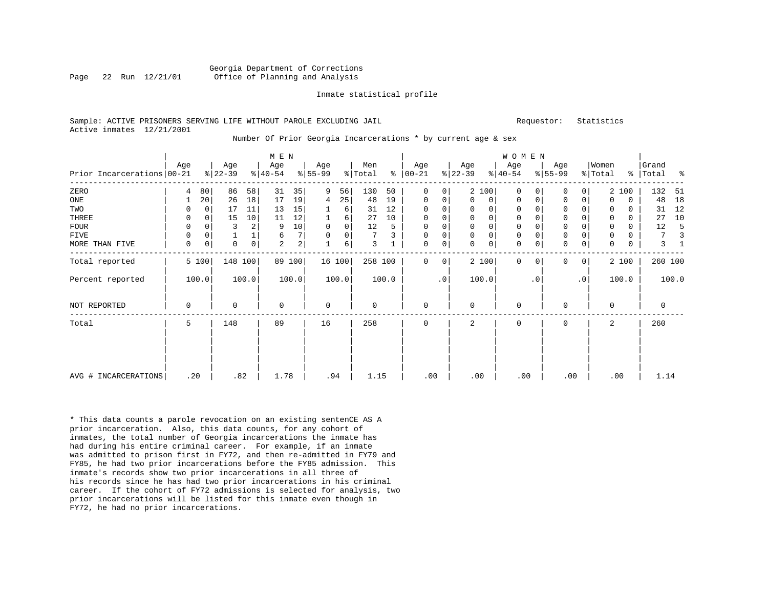Georgia Department of Corrections
Office of Planning and Analysis

Inmate statistical profile

Sample: ACTIVE PRISONERS SERVING LIFE WITHOUT PAROLE EXCLUDING JAIL    Requestor: Statistics
Active inmates 12/21/2001

Number Of Prior Georgia Incarcerations * by current age & sex

| Prior Incarcerations | MEN Age 00-21 | % | Age 22-39 | % | Age 40-54 | % | Age 55-99 | % | Men Total | % | WOMEN Age 00-21 | % | Age 22-39 | % | Age 40-54 | % | Age 55-99 | % | Women Total | % | Grand Total | % |
|---|---|---|---|---|---|---|---|---|---|---|---|---|---|---|---|---|---|---|---|---|---|---|
| ZERO | 4 | 80 | 86 | 58 | 31 | 35 | 9 | 56 | 130 | 50 | 0 | 0 | 2 | 100 | 0 | 0 | 0 | 0 | 2 | 100 | 132 | 51 |
| ONE | 1 | 20 | 26 | 18 | 17 | 19 | 4 | 25 | 48 | 19 | 0 | 0 | 0 | 0 | 0 | 0 | 0 | 0 | 0 | 0 | 48 | 18 |
| TWO | 0 | 0 | 17 | 11 | 13 | 15 | 1 | 6 | 31 | 12 | 0 | 0 | 0 | 0 | 0 | 0 | 0 | 0 | 0 | 0 | 31 | 12 |
| THREE | 0 | 0 | 15 | 10 | 11 | 12 | 1 | 6 | 27 | 10 | 0 | 0 | 0 | 0 | 0 | 0 | 0 | 0 | 0 | 0 | 27 | 10 |
| FOUR | 0 | 0 | 3 | 2 | 9 | 10 | 0 | 0 | 12 | 5 | 0 | 0 | 0 | 0 | 0 | 0 | 0 | 0 | 0 | 0 | 12 | 5 |
| FIVE | 0 | 0 | 1 | 1 | 6 | 7 | 0 | 0 | 7 | 3 | 0 | 0 | 0 | 0 | 0 | 0 | 0 | 0 | 0 | 0 | 7 | 3 |
| MORE THAN FIVE | 0 | 0 | 0 | 0 | 2 | 2 | 1 | 6 | 3 | 1 | 0 | 0 | 0 | 0 | 0 | 0 | 0 | 0 | 0 | 0 | 3 | 1 |
| Total reported | 5 | 100 | 148 | 100 | 89 | 100 | 16 | 100 | 258 | 100 | 0 | 0 | 2 | 100 | 0 | 0 | 0 | 0 | 2 | 100 | 260 | 100 |
| Percent reported | | 100.0 | | 100.0 | | 100.0 | | 100.0 | | 100.0 | | .0 | | 100.0 | | .0 | | .0 | | 100.0 | | 100.0 |
| NOT REPORTED | 0 | | 0 | | 0 | | 0 | | 0 | | 0 | | 0 | | 0 | | 0 | | 0 | | 0 | |
| Total | 5 | | 148 | | 89 | | 16 | | 258 | | 0 | | 2 | | 0 | | 0 | | 2 | | 260 | |
| AVG # INCARCERATIONS | .20 | | .82 | | 1.78 | | .94 | | 1.15 | | .00 | | .00 | | .00 | | .00 | | .00 | | 1.14 | |

* This data counts a parole revocation on an existing sentenCE AS A prior incarceration. Also, this data counts, for any cohort of inmates, the total number of Georgia incarcerations the inmate has had during his entire criminal career. For example, if an inmate was admitted to prison first in FY72, and then re-admitted in FY79 and FY85, he had two prior incarcerations before the FY85 admission. This inmate's records show two prior incarcerations in all three of his records since he has had two prior incarcerations in his criminal career. If the cohort of FY72 admissions is selected for analysis, two prior incarcerations will be listed for this inmate even though in FY72, he had no prior incarcerations.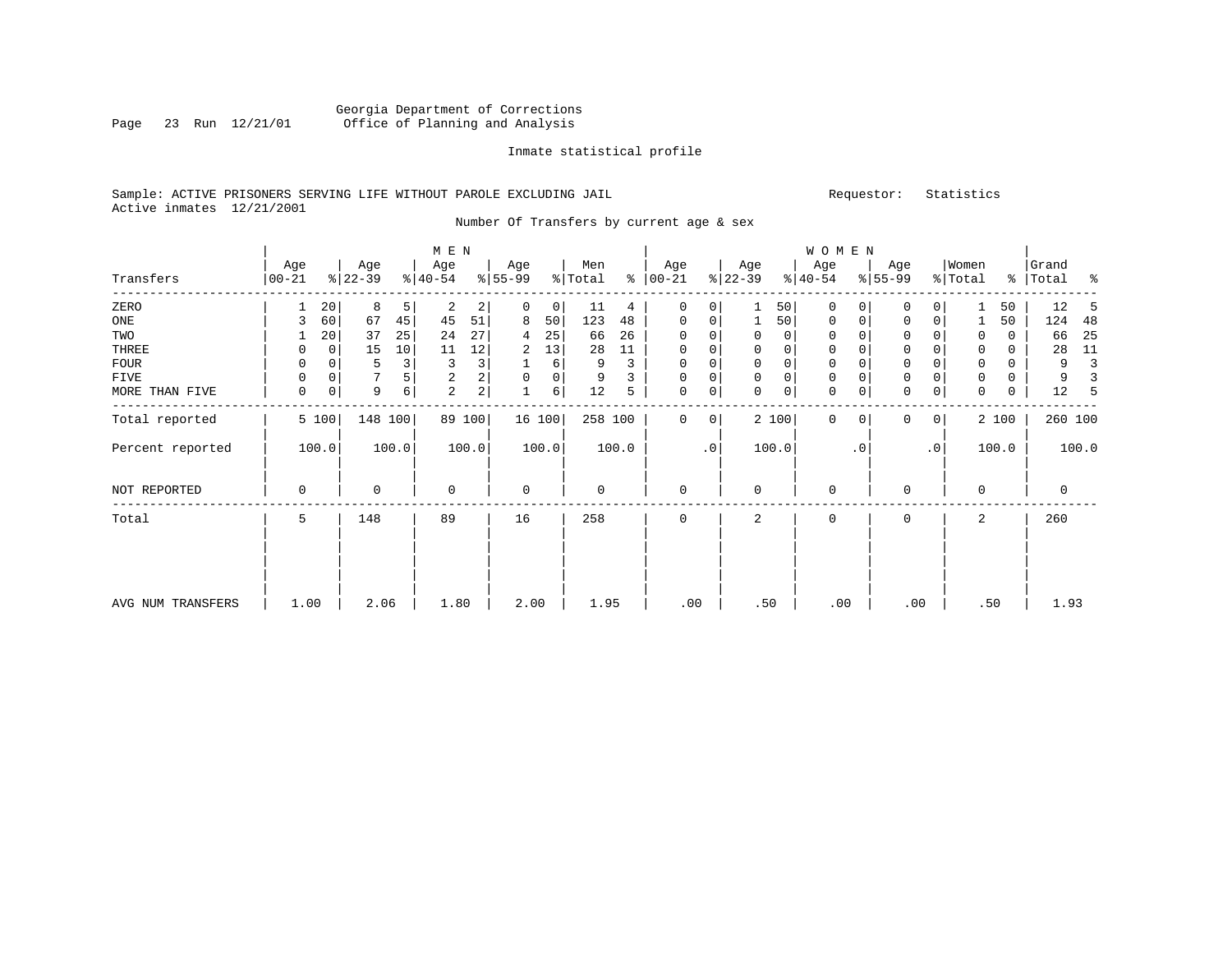Georgia Department of Corrections
Office of Planning and Analysis

Inmate statistical profile

Sample: ACTIVE PRISONERS SERVING LIFE WITHOUT PAROLE EXCLUDING JAIL    Requestor: Statistics
Active inmates 12/21/2001

Number Of Transfers by current age & sex

| Transfers | MEN Age 00-21 | % | Age 22-39 | % | Age 40-54 | % | Age 55-99 | % | Men Total | % | WOMEN Age 00-21 | % | Age 22-39 | % | Age 40-54 | % | Age 55-99 | % | Women Total | % | Grand Total | % |
|---|---|---|---|---|---|---|---|---|---|---|---|---|---|---|---|---|---|---|---|---|---|---|
| ZERO | 1 | 20 | 8 | 5 | 2 | 2 | 0 | 0 | 11 | 4 | 0 | 0 | 1 | 50 | 0 | 0 | 0 | 0 | 1 | 50 | 12 | 5 |
| ONE | 3 | 60 | 67 | 45 | 45 | 51 | 8 | 50 | 123 | 48 | 0 | 0 | 1 | 50 | 0 | 0 | 0 | 0 | 1 | 50 | 124 | 48 |
| TWO | 1 | 20 | 37 | 25 | 24 | 27 | 4 | 25 | 66 | 26 | 0 | 0 | 0 | 0 | 0 | 0 | 0 | 0 | 0 | 0 | 66 | 25 |
| THREE | 0 | 0 | 15 | 10 | 11 | 12 | 2 | 13 | 28 | 11 | 0 | 0 | 0 | 0 | 0 | 0 | 0 | 0 | 0 | 0 | 28 | 11 |
| FOUR | 0 | 0 | 5 | 3 | 3 | 3 | 1 | 6 | 9 | 3 | 0 | 0 | 0 | 0 | 0 | 0 | 0 | 0 | 0 | 0 | 9 | 3 |
| FIVE | 0 | 0 | 7 | 5 | 2 | 2 | 0 | 0 | 9 | 3 | 0 | 0 | 0 | 0 | 0 | 0 | 0 | 0 | 0 | 0 | 9 | 3 |
| MORE THAN FIVE | 0 | 0 | 9 | 6 | 2 | 2 | 1 | 6 | 12 | 5 | 0 | 0 | 0 | 0 | 0 | 0 | 0 | 0 | 0 | 0 | 12 | 5 |
| Total reported | 5 | 100 | 148 | 100 | 89 | 100 | 16 | 100 | 258 | 100 | 0 | 0 | 2 | 100 | 0 | 0 | 0 | 0 | 2 | 100 | 260 | 100 |
| Percent reported | | 100.0 | | 100.0 | | 100.0 | | 100.0 | | 100.0 | | .0 | | 100.0 | | .0 | | .0 | | 100.0 | | 100.0 |
| NOT REPORTED | 0 | | 0 | | 0 | | 0 | | 0 | | 0 | | 0 | | 0 | | 0 | | 0 | | 0 | |
| Total | 5 | | 148 | | 89 | | 16 | | 258 | | 0 | | 2 | | 0 | | 0 | | 2 | | 260 | |
| AVG NUM TRANSFERS | 1.00 | | 2.06 | | 1.80 | | 2.00 | | 1.95 | | .00 | | .50 | | .00 | | .00 | | .50 | | 1.93 | |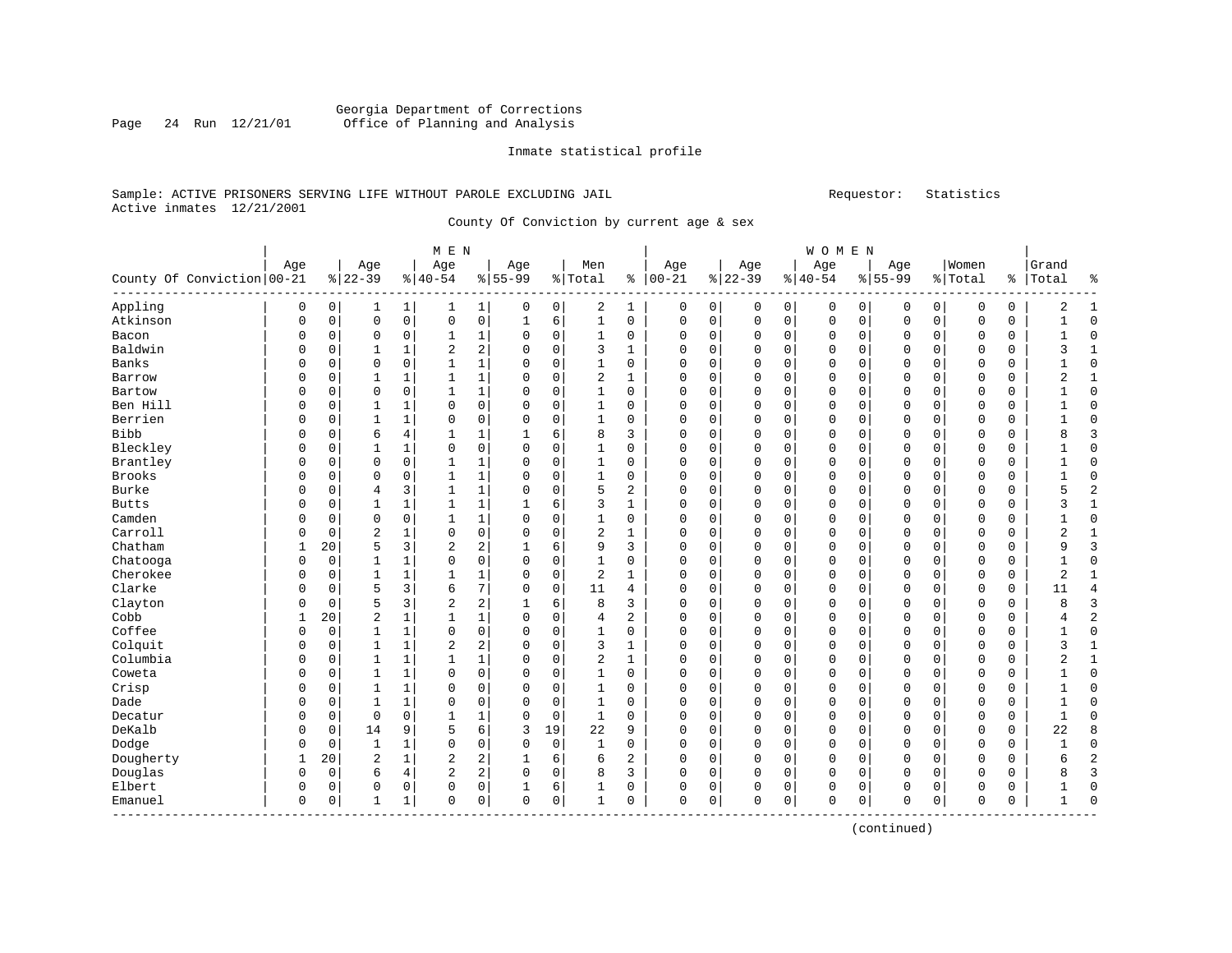Georgia Department of Corrections
Office of Planning and Analysis

Inmate statistical profile

Sample: ACTIVE PRISONERS SERVING LIFE WITHOUT PAROLE EXCLUDING JAIL    Requestor: Statistics
Active inmates 12/21/2001

County Of Conviction by current age & sex

| County Of Conviction | MEN Age 00-21 | % | Age 22-39 | % | Age 40-54 | % | Age 55-99 | % | Men Total | % | WOMEN Age 00-21 | % | Age 22-39 | % | Age 40-54 | % | Age 55-99 | % | Women Total | % | Grand Total | % |
|---|---|---|---|---|---|---|---|---|---|---|---|---|---|---|---|---|---|---|---|---|---|---|
| Appling | 0 | 0 | 1 | 1 | 1 | 1 | 0 | 0 | 2 | 1 | 0 | 0 | 0 | 0 | 0 | 0 | 0 | 0 | 0 | 0 | 2 | 1 |
| Atkinson | 0 | 0 | 0 | 0 | 0 | 0 | 1 | 6 | 1 | 0 | 0 | 0 | 0 | 0 | 0 | 0 | 0 | 0 | 0 | 0 | 1 | 0 |
| Bacon | 0 | 0 | 0 | 0 | 1 | 1 | 0 | 0 | 1 | 0 | 0 | 0 | 0 | 0 | 0 | 0 | 0 | 0 | 0 | 0 | 1 | 0 |
| Baldwin | 0 | 0 | 1 | 1 | 2 | 2 | 0 | 0 | 3 | 1 | 0 | 0 | 0 | 0 | 0 | 0 | 0 | 0 | 0 | 0 | 3 | 1 |
| Banks | 0 | 0 | 0 | 0 | 1 | 1 | 0 | 0 | 1 | 0 | 0 | 0 | 0 | 0 | 0 | 0 | 0 | 0 | 0 | 0 | 1 | 0 |
| Barrow | 0 | 0 | 1 | 1 | 1 | 1 | 0 | 0 | 2 | 1 | 0 | 0 | 0 | 0 | 0 | 0 | 0 | 0 | 0 | 0 | 2 | 1 |
| Bartow | 0 | 0 | 0 | 0 | 1 | 1 | 0 | 0 | 1 | 0 | 0 | 0 | 0 | 0 | 0 | 0 | 0 | 0 | 0 | 0 | 1 | 0 |
| Ben Hill | 0 | 0 | 1 | 1 | 0 | 0 | 0 | 0 | 1 | 0 | 0 | 0 | 0 | 0 | 0 | 0 | 0 | 0 | 0 | 0 | 1 | 0 |
| Berrien | 0 | 0 | 1 | 1 | 0 | 0 | 0 | 0 | 1 | 0 | 0 | 0 | 0 | 0 | 0 | 0 | 0 | 0 | 0 | 0 | 1 | 0 |
| Bibb | 0 | 0 | 6 | 4 | 1 | 1 | 1 | 6 | 8 | 3 | 0 | 0 | 0 | 0 | 0 | 0 | 0 | 0 | 0 | 0 | 8 | 3 |
| Bleckley | 0 | 0 | 1 | 1 | 0 | 0 | 0 | 0 | 1 | 0 | 0 | 0 | 0 | 0 | 0 | 0 | 0 | 0 | 0 | 0 | 1 | 0 |
| Brantley | 0 | 0 | 0 | 0 | 1 | 1 | 0 | 0 | 1 | 0 | 0 | 0 | 0 | 0 | 0 | 0 | 0 | 0 | 0 | 0 | 1 | 0 |
| Brooks | 0 | 0 | 0 | 0 | 1 | 1 | 0 | 0 | 1 | 0 | 0 | 0 | 0 | 0 | 0 | 0 | 0 | 0 | 0 | 0 | 1 | 0 |
| Burke | 0 | 0 | 4 | 3 | 1 | 1 | 0 | 0 | 5 | 2 | 0 | 0 | 0 | 0 | 0 | 0 | 0 | 0 | 0 | 0 | 5 | 2 |
| Butts | 0 | 0 | 1 | 1 | 1 | 1 | 1 | 6 | 3 | 1 | 0 | 0 | 0 | 0 | 0 | 0 | 0 | 0 | 0 | 0 | 3 | 1 |
| Camden | 0 | 0 | 0 | 0 | 1 | 1 | 0 | 0 | 1 | 0 | 0 | 0 | 0 | 0 | 0 | 0 | 0 | 0 | 0 | 0 | 1 | 0 |
| Carroll | 0 | 0 | 2 | 1 | 0 | 0 | 0 | 0 | 2 | 1 | 0 | 0 | 0 | 0 | 0 | 0 | 0 | 0 | 0 | 0 | 2 | 1 |
| Chatham | 1 | 20 | 5 | 3 | 2 | 2 | 1 | 6 | 9 | 3 | 0 | 0 | 0 | 0 | 0 | 0 | 0 | 0 | 0 | 0 | 9 | 3 |
| Chatooga | 0 | 0 | 1 | 1 | 0 | 0 | 0 | 0 | 1 | 0 | 0 | 0 | 0 | 0 | 0 | 0 | 0 | 0 | 0 | 0 | 1 | 0 |
| Cherokee | 0 | 0 | 1 | 1 | 1 | 1 | 0 | 0 | 2 | 1 | 0 | 0 | 0 | 0 | 0 | 0 | 0 | 0 | 0 | 0 | 2 | 1 |
| Clarke | 0 | 0 | 5 | 3 | 6 | 7 | 0 | 0 | 11 | 4 | 0 | 0 | 0 | 0 | 0 | 0 | 0 | 0 | 0 | 0 | 11 | 4 |
| Clayton | 0 | 0 | 5 | 3 | 2 | 2 | 1 | 6 | 8 | 3 | 0 | 0 | 0 | 0 | 0 | 0 | 0 | 0 | 0 | 0 | 8 | 3 |
| Cobb | 1 | 20 | 2 | 1 | 1 | 1 | 0 | 0 | 4 | 2 | 0 | 0 | 0 | 0 | 0 | 0 | 0 | 0 | 0 | 0 | 4 | 2 |
| Coffee | 0 | 0 | 1 | 1 | 0 | 0 | 0 | 0 | 1 | 0 | 0 | 0 | 0 | 0 | 0 | 0 | 0 | 0 | 0 | 0 | 1 | 0 |
| Colquit | 0 | 0 | 1 | 1 | 2 | 2 | 0 | 0 | 3 | 1 | 0 | 0 | 0 | 0 | 0 | 0 | 0 | 0 | 0 | 0 | 3 | 1 |
| Columbia | 0 | 0 | 1 | 1 | 1 | 1 | 0 | 0 | 2 | 1 | 0 | 0 | 0 | 0 | 0 | 0 | 0 | 0 | 0 | 0 | 2 | 1 |
| Coweta | 0 | 0 | 1 | 1 | 0 | 0 | 0 | 0 | 1 | 0 | 0 | 0 | 0 | 0 | 0 | 0 | 0 | 0 | 0 | 0 | 1 | 0 |
| Crisp | 0 | 0 | 1 | 1 | 0 | 0 | 0 | 0 | 1 | 0 | 0 | 0 | 0 | 0 | 0 | 0 | 0 | 0 | 0 | 0 | 1 | 0 |
| Dade | 0 | 0 | 1 | 1 | 0 | 0 | 0 | 0 | 1 | 0 | 0 | 0 | 0 | 0 | 0 | 0 | 0 | 0 | 0 | 0 | 1 | 0 |
| Decatur | 0 | 0 | 0 | 0 | 1 | 1 | 0 | 0 | 1 | 0 | 0 | 0 | 0 | 0 | 0 | 0 | 0 | 0 | 0 | 0 | 1 | 0 |
| DeKalb | 0 | 0 | 14 | 9 | 5 | 6 | 3 | 19 | 22 | 9 | 0 | 0 | 0 | 0 | 0 | 0 | 0 | 0 | 0 | 0 | 22 | 8 |
| Dodge | 0 | 0 | 1 | 1 | 0 | 0 | 0 | 0 | 1 | 0 | 0 | 0 | 0 | 0 | 0 | 0 | 0 | 0 | 0 | 0 | 1 | 0 |
| Dougherty | 1 | 20 | 2 | 1 | 2 | 2 | 1 | 6 | 6 | 2 | 0 | 0 | 0 | 0 | 0 | 0 | 0 | 0 | 0 | 0 | 6 | 2 |
| Douglas | 0 | 0 | 6 | 4 | 2 | 2 | 0 | 0 | 8 | 3 | 0 | 0 | 0 | 0 | 0 | 0 | 0 | 0 | 0 | 0 | 8 | 3 |
| Elbert | 0 | 0 | 0 | 0 | 0 | 0 | 1 | 6 | 1 | 0 | 0 | 0 | 0 | 0 | 0 | 0 | 0 | 0 | 0 | 0 | 1 | 0 |
| Emanuel | 0 | 0 | 1 | 1 | 0 | 0 | 0 | 0 | 1 | 0 | 0 | 0 | 0 | 0 | 0 | 0 | 0 | 0 | 0 | 0 | 1 | 0 |

(continued)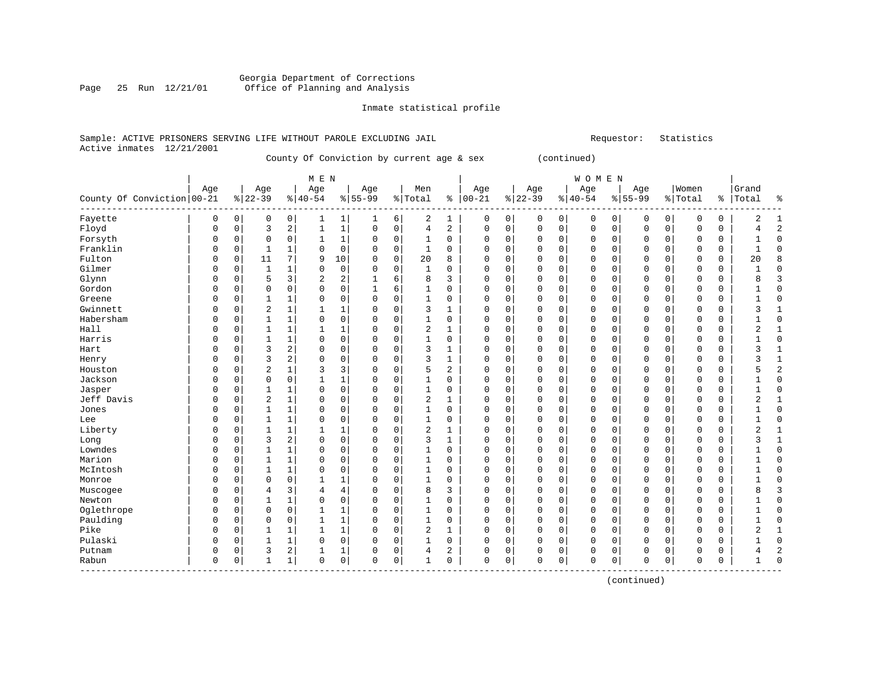Georgia Department of Corrections
Office of Planning and Analysis

Inmate statistical profile

Sample: ACTIVE PRISONERS SERVING LIFE WITHOUT PAROLE EXCLUDING JAIL    Requestor: Statistics
Active inmates 12/21/2001

County Of Conviction by current age & sex (continued)

| County Of Conviction | MEN Age 00-21 | % | Age 22-39 | % | Age 40-54 | % | Age 55-99 | % | Men Total | % | WOMEN Age 00-21 | % | Age 22-39 | % | Age 40-54 | % | Age 55-99 | % | Women Total | % | Grand Total | % |
|---|---|---|---|---|---|---|---|---|---|---|---|---|---|---|---|---|---|---|---|---|---|---|
| Fayette | 0 | 0 | 0 | 0 | 1 | 1 | 1 | 6 | 2 | 1 | 0 | 0 | 0 | 0 | 0 | 0 | 0 | 0 | 0 | 0 | 2 | 1 |
| Floyd | 0 | 0 | 3 | 2 | 1 | 1 | 0 | 0 | 4 | 2 | 0 | 0 | 0 | 0 | 0 | 0 | 0 | 0 | 0 | 0 | 4 | 2 |
| Forsyth | 0 | 0 | 0 | 0 | 1 | 1 | 0 | 0 | 1 | 0 | 0 | 0 | 0 | 0 | 0 | 0 | 0 | 0 | 0 | 0 | 1 | 0 |
| Franklin | 0 | 0 | 1 | 1 | 0 | 0 | 0 | 0 | 1 | 0 | 0 | 0 | 0 | 0 | 0 | 0 | 0 | 0 | 0 | 0 | 1 | 0 |
| Fulton | 0 | 0 | 11 | 7 | 9 | 10 | 0 | 0 | 20 | 8 | 0 | 0 | 0 | 0 | 0 | 0 | 0 | 0 | 0 | 0 | 20 | 8 |
| Gilmer | 0 | 0 | 1 | 1 | 0 | 0 | 0 | 0 | 1 | 0 | 0 | 0 | 0 | 0 | 0 | 0 | 0 | 0 | 0 | 0 | 1 | 0 |
| Glynn | 0 | 0 | 5 | 3 | 2 | 2 | 1 | 6 | 8 | 3 | 0 | 0 | 0 | 0 | 0 | 0 | 0 | 0 | 0 | 0 | 8 | 3 |
| Gordon | 0 | 0 | 0 | 0 | 0 | 0 | 1 | 6 | 1 | 0 | 0 | 0 | 0 | 0 | 0 | 0 | 0 | 0 | 0 | 0 | 1 | 0 |
| Greene | 0 | 0 | 1 | 1 | 0 | 0 | 0 | 0 | 1 | 0 | 0 | 0 | 0 | 0 | 0 | 0 | 0 | 0 | 0 | 0 | 1 | 0 |
| Gwinnett | 0 | 0 | 2 | 1 | 1 | 1 | 0 | 0 | 3 | 1 | 0 | 0 | 0 | 0 | 0 | 0 | 0 | 0 | 0 | 0 | 3 | 1 |
| Habersham | 0 | 0 | 1 | 1 | 0 | 0 | 0 | 0 | 1 | 0 | 0 | 0 | 0 | 0 | 0 | 0 | 0 | 0 | 0 | 0 | 1 | 0 |
| Hall | 0 | 0 | 1 | 1 | 1 | 1 | 0 | 0 | 2 | 1 | 0 | 0 | 0 | 0 | 0 | 0 | 0 | 0 | 0 | 0 | 2 | 1 |
| Harris | 0 | 0 | 1 | 1 | 0 | 0 | 0 | 0 | 1 | 0 | 0 | 0 | 0 | 0 | 0 | 0 | 0 | 0 | 0 | 0 | 1 | 0 |
| Hart | 0 | 0 | 3 | 2 | 0 | 0 | 0 | 0 | 3 | 1 | 0 | 0 | 0 | 0 | 0 | 0 | 0 | 0 | 0 | 0 | 3 | 1 |
| Henry | 0 | 0 | 3 | 2 | 0 | 0 | 0 | 0 | 3 | 1 | 0 | 0 | 0 | 0 | 0 | 0 | 0 | 0 | 0 | 0 | 3 | 1 |
| Houston | 0 | 0 | 2 | 1 | 3 | 3 | 0 | 0 | 5 | 2 | 0 | 0 | 0 | 0 | 0 | 0 | 0 | 0 | 0 | 0 | 5 | 2 |
| Jackson | 0 | 0 | 0 | 0 | 1 | 1 | 0 | 0 | 1 | 0 | 0 | 0 | 0 | 0 | 0 | 0 | 0 | 0 | 0 | 0 | 1 | 0 |
| Jasper | 0 | 0 | 1 | 1 | 0 | 0 | 0 | 0 | 1 | 0 | 0 | 0 | 0 | 0 | 0 | 0 | 0 | 0 | 0 | 0 | 1 | 0 |
| Jeff Davis | 0 | 0 | 2 | 1 | 0 | 0 | 0 | 0 | 2 | 1 | 0 | 0 | 0 | 0 | 0 | 0 | 0 | 0 | 0 | 0 | 2 | 1 |
| Jones | 0 | 0 | 1 | 1 | 0 | 0 | 0 | 0 | 1 | 0 | 0 | 0 | 0 | 0 | 0 | 0 | 0 | 0 | 0 | 0 | 1 | 0 |
| Lee | 0 | 0 | 1 | 1 | 0 | 0 | 0 | 0 | 1 | 0 | 0 | 0 | 0 | 0 | 0 | 0 | 0 | 0 | 0 | 0 | 1 | 0 |
| Liberty | 0 | 0 | 1 | 1 | 1 | 1 | 0 | 0 | 2 | 1 | 0 | 0 | 0 | 0 | 0 | 0 | 0 | 0 | 0 | 0 | 2 | 1 |
| Long | 0 | 0 | 3 | 2 | 0 | 0 | 0 | 0 | 3 | 1 | 0 | 0 | 0 | 0 | 0 | 0 | 0 | 0 | 0 | 0 | 3 | 1 |
| Lowndes | 0 | 0 | 1 | 1 | 0 | 0 | 0 | 0 | 1 | 0 | 0 | 0 | 0 | 0 | 0 | 0 | 0 | 0 | 0 | 0 | 1 | 0 |
| Marion | 0 | 0 | 1 | 1 | 0 | 0 | 0 | 0 | 1 | 0 | 0 | 0 | 0 | 0 | 0 | 0 | 0 | 0 | 0 | 0 | 1 | 0 |
| McIntosh | 0 | 0 | 1 | 1 | 0 | 0 | 0 | 0 | 1 | 0 | 0 | 0 | 0 | 0 | 0 | 0 | 0 | 0 | 0 | 0 | 1 | 0 |
| Monroe | 0 | 0 | 0 | 0 | 1 | 1 | 0 | 0 | 1 | 0 | 0 | 0 | 0 | 0 | 0 | 0 | 0 | 0 | 0 | 0 | 1 | 0 |
| Muscogee | 0 | 0 | 4 | 3 | 4 | 4 | 0 | 0 | 8 | 3 | 0 | 0 | 0 | 0 | 0 | 0 | 0 | 0 | 0 | 0 | 8 | 3 |
| Newton | 0 | 0 | 1 | 1 | 0 | 0 | 0 | 0 | 1 | 0 | 0 | 0 | 0 | 0 | 0 | 0 | 0 | 0 | 0 | 0 | 1 | 0 |
| Oglethrope | 0 | 0 | 0 | 0 | 1 | 1 | 0 | 0 | 1 | 0 | 0 | 0 | 0 | 0 | 0 | 0 | 0 | 0 | 0 | 0 | 1 | 0 |
| Paulding | 0 | 0 | 0 | 0 | 1 | 1 | 0 | 0 | 1 | 0 | 0 | 0 | 0 | 0 | 0 | 0 | 0 | 0 | 0 | 0 | 1 | 0 |
| Pike | 0 | 0 | 1 | 1 | 1 | 1 | 0 | 0 | 2 | 1 | 0 | 0 | 0 | 0 | 0 | 0 | 0 | 0 | 0 | 0 | 2 | 1 |
| Pulaski | 0 | 0 | 1 | 1 | 0 | 0 | 0 | 0 | 1 | 0 | 0 | 0 | 0 | 0 | 0 | 0 | 0 | 0 | 0 | 0 | 1 | 0 |
| Putnam | 0 | 0 | 3 | 2 | 1 | 1 | 0 | 0 | 4 | 2 | 0 | 0 | 0 | 0 | 0 | 0 | 0 | 0 | 0 | 0 | 4 | 2 |
| Rabun | 0 | 0 | 1 | 1 | 0 | 0 | 0 | 0 | 1 | 0 | 0 | 0 | 0 | 0 | 0 | 0 | 0 | 0 | 0 | 0 | 1 | 0 |

(continued)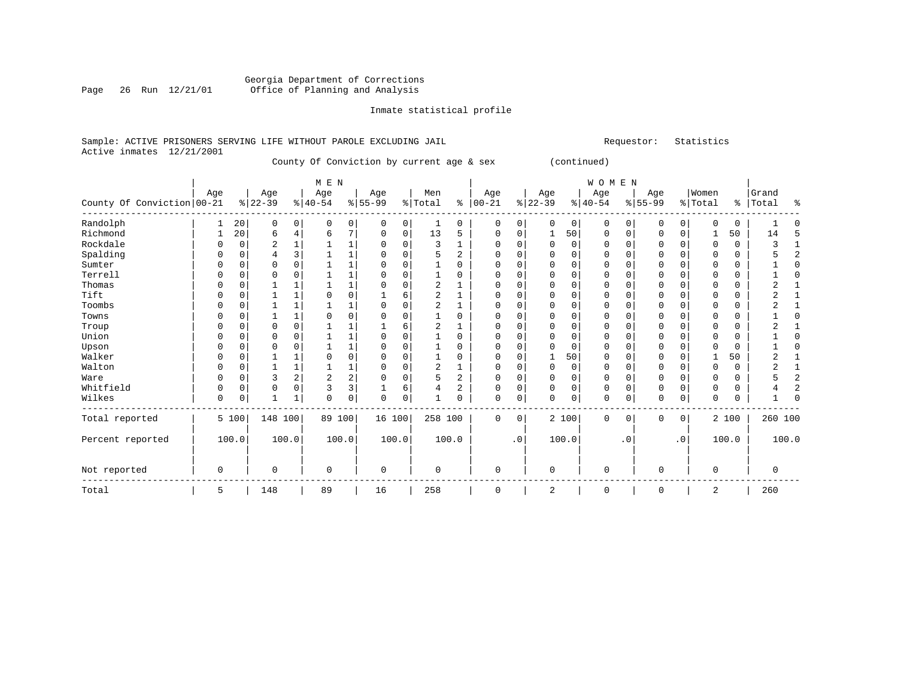Georgia Department of Corrections
Office of Planning and Analysis

Inmate statistical profile

Sample: ACTIVE PRISONERS SERVING LIFE WITHOUT PAROLE EXCLUDING JAIL
Active inmates 12/21/2001

Requestor: Statistics

County Of Conviction by current age & sex (continued)

| County Of Conviction | MEN Age 00-21 | % | Age 22-39 | % | Age 40-54 | % | Age 55-99 | % | Men Total | % | WOMEN Age 00-21 | % | Age 22-39 | % | Age 40-54 | % | Age 55-99 | % | Women Total | % | Grand Total | % |
|---|---|---|---|---|---|---|---|---|---|---|---|---|---|---|---|---|---|---|---|---|---|---|
| Randolph | 1 | 20 | 0 | 0 | 0 | 0 | 0 | 0 | 1 | 0 | 0 | 0 | 0 | 0 | 0 | 0 | 0 | 0 | 0 | 0 | 1 | 0 |
| Richmond | 1 | 20 | 6 | 4 | 6 | 7 | 0 | 0 | 13 | 5 | 0 | 0 | 1 | 50 | 0 | 0 | 0 | 0 | 1 | 50 | 14 | 5 |
| Rockdale | 0 | 0 | 2 | 1 | 1 | 1 | 0 | 0 | 3 | 1 | 0 | 0 | 0 | 0 | 0 | 0 | 0 | 0 | 0 | 0 | 3 | 1 |
| Spalding | 0 | 0 | 4 | 3 | 1 | 1 | 0 | 0 | 5 | 2 | 0 | 0 | 0 | 0 | 0 | 0 | 0 | 0 | 0 | 0 | 5 | 2 |
| Sumter | 0 | 0 | 0 | 0 | 1 | 1 | 0 | 0 | 1 | 0 | 0 | 0 | 0 | 0 | 0 | 0 | 0 | 0 | 0 | 0 | 1 | 0 |
| Terrell | 0 | 0 | 0 | 0 | 1 | 1 | 0 | 0 | 1 | 0 | 0 | 0 | 0 | 0 | 0 | 0 | 0 | 0 | 0 | 0 | 1 | 0 |
| Thomas | 0 | 0 | 1 | 1 | 1 | 1 | 0 | 0 | 2 | 1 | 0 | 0 | 0 | 0 | 0 | 0 | 0 | 0 | 0 | 0 | 2 | 1 |
| Tift | 0 | 0 | 1 | 1 | 0 | 0 | 1 | 6 | 2 | 1 | 0 | 0 | 0 | 0 | 0 | 0 | 0 | 0 | 0 | 0 | 2 | 1 |
| Toombs | 0 | 0 | 1 | 1 | 1 | 1 | 0 | 0 | 2 | 1 | 0 | 0 | 0 | 0 | 0 | 0 | 0 | 0 | 0 | 0 | 2 | 1 |
| Towns | 0 | 0 | 1 | 1 | 0 | 0 | 0 | 0 | 1 | 0 | 0 | 0 | 0 | 0 | 0 | 0 | 0 | 0 | 0 | 0 | 1 | 0 |
| Troup | 0 | 0 | 0 | 0 | 1 | 1 | 1 | 6 | 2 | 1 | 0 | 0 | 0 | 0 | 0 | 0 | 0 | 0 | 0 | 0 | 2 | 1 |
| Union | 0 | 0 | 0 | 0 | 1 | 1 | 0 | 0 | 1 | 0 | 0 | 0 | 0 | 0 | 0 | 0 | 0 | 0 | 0 | 0 | 1 | 0 |
| Upson | 0 | 0 | 0 | 0 | 1 | 1 | 0 | 0 | 1 | 0 | 0 | 0 | 0 | 0 | 0 | 0 | 0 | 0 | 0 | 0 | 1 | 0 |
| Walker | 0 | 0 | 1 | 1 | 0 | 0 | 0 | 0 | 1 | 0 | 0 | 0 | 1 | 50 | 0 | 0 | 0 | 0 | 1 | 50 | 2 | 1 |
| Walton | 0 | 0 | 1 | 1 | 1 | 1 | 0 | 0 | 2 | 1 | 0 | 0 | 0 | 0 | 0 | 0 | 0 | 0 | 0 | 0 | 2 | 1 |
| Ware | 0 | 0 | 3 | 2 | 2 | 2 | 0 | 0 | 5 | 2 | 0 | 0 | 0 | 0 | 0 | 0 | 0 | 0 | 0 | 0 | 5 | 2 |
| Whitfield | 0 | 0 | 0 | 0 | 3 | 3 | 1 | 6 | 4 | 2 | 0 | 0 | 0 | 0 | 0 | 0 | 0 | 0 | 0 | 0 | 4 | 2 |
| Wilkes | 0 | 0 | 1 | 1 | 0 | 0 | 0 | 0 | 1 | 0 | 0 | 0 | 0 | 0 | 0 | 0 | 0 | 0 | 0 | 0 | 1 | 0 |
| Total reported | 5 | 100 | 148 | 100 | 89 | 100 | 16 | 100 | 258 | 100 | 0 | 0 | 2 | 100 | 0 | 0 | 0 | 0 | 2 | 100 | 260 | 100 |
| Percent reported | 100.0 | | 100.0 | | 100.0 | | 100.0 | | 100.0 | | .0 | | 100.0 | | .0 | | .0 | | 100.0 | | 100.0 | |
| Not reported | 0 | | 0 | | 0 | | 0 | | 0 | | 0 | | 0 | | 0 | | 0 | | 0 | | 0 | |
| Total | 5 | | 148 | | 89 | | 16 | | 258 | | 0 | | 2 | | 0 | | 0 | | 2 | | 260 | |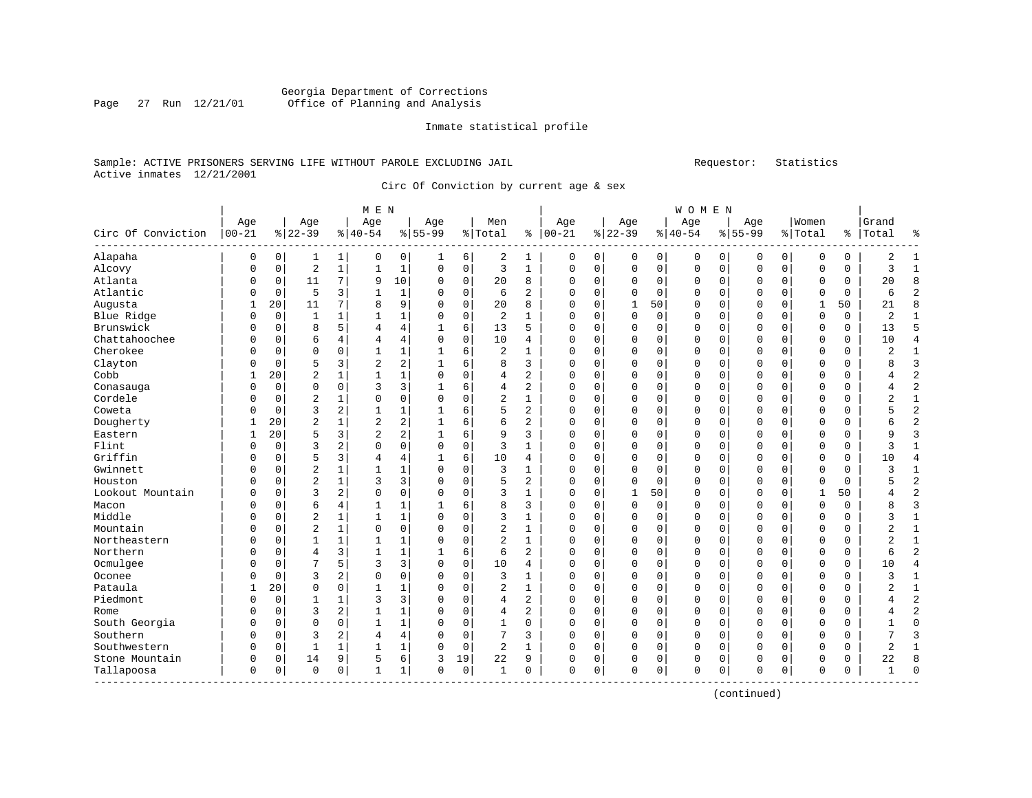Georgia Department of Corrections
Office of Planning and Analysis

Inmate statistical profile

Sample: ACTIVE PRISONERS SERVING LIFE WITHOUT PAROLE EXCLUDING JAIL          Requestor: Statistics
Active inmates 12/21/2001

Circ Of Conviction by current age & sex

| Circ Of Conviction | MEN Age 00-21 | % | Age 22-39 | % | Age 40-54 | % | Age 55-99 | % | Men Total | % | WOMEN Age 00-21 | % | Age 22-39 | % | Age 40-54 | % | Age 55-99 | % | Women Total | % | Grand Total | % |
|---|---|---|---|---|---|---|---|---|---|---|---|---|---|---|---|---|---|---|---|---|---|---|
| Alapaha | 0 | 0 | 1 | 1 | 0 | 0 | 1 | 6 | 2 | 1 | 0 | 0 | 0 | 0 | 0 | 0 | 0 | 0 | 0 | 0 | 2 | 1 |
| Alcovy | 0 | 0 | 2 | 1 | 1 | 1 | 0 | 0 | 3 | 1 | 0 | 0 | 0 | 0 | 0 | 0 | 0 | 0 | 0 | 0 | 3 | 1 |
| Atlanta | 0 | 0 | 11 | 7 | 9 | 10 | 0 | 0 | 20 | 8 | 0 | 0 | 0 | 0 | 0 | 0 | 0 | 0 | 0 | 0 | 20 | 8 |
| Atlantic | 0 | 0 | 5 | 3 | 1 | 1 | 0 | 0 | 6 | 2 | 0 | 0 | 0 | 0 | 0 | 0 | 0 | 0 | 0 | 0 | 6 | 2 |
| Augusta | 1 | 20 | 11 | 7 | 8 | 9 | 0 | 0 | 20 | 8 | 0 | 0 | 1 | 50 | 0 | 0 | 0 | 0 | 1 | 50 | 21 | 8 |
| Blue Ridge | 0 | 0 | 1 | 1 | 1 | 1 | 0 | 0 | 2 | 1 | 0 | 0 | 0 | 0 | 0 | 0 | 0 | 0 | 0 | 0 | 2 | 1 |
| Brunswick | 0 | 0 | 8 | 5 | 4 | 4 | 1 | 6 | 13 | 5 | 0 | 0 | 0 | 0 | 0 | 0 | 0 | 0 | 0 | 0 | 13 | 5 |
| Chattahoochee | 0 | 0 | 6 | 4 | 4 | 4 | 0 | 0 | 10 | 4 | 0 | 0 | 0 | 0 | 0 | 0 | 0 | 0 | 0 | 0 | 10 | 4 |
| Cherokee | 0 | 0 | 0 | 0 | 1 | 1 | 1 | 6 | 2 | 1 | 0 | 0 | 0 | 0 | 0 | 0 | 0 | 0 | 0 | 0 | 2 | 1 |
| Clayton | 0 | 0 | 5 | 3 | 2 | 2 | 1 | 6 | 8 | 3 | 0 | 0 | 0 | 0 | 0 | 0 | 0 | 0 | 0 | 0 | 8 | 3 |
| Cobb | 1 | 20 | 2 | 1 | 1 | 1 | 0 | 0 | 4 | 2 | 0 | 0 | 0 | 0 | 0 | 0 | 0 | 0 | 0 | 0 | 4 | 2 |
| Conasauga | 0 | 0 | 0 | 0 | 3 | 3 | 1 | 6 | 4 | 2 | 0 | 0 | 0 | 0 | 0 | 0 | 0 | 0 | 0 | 0 | 4 | 2 |
| Cordele | 0 | 0 | 2 | 1 | 0 | 0 | 0 | 0 | 2 | 1 | 0 | 0 | 0 | 0 | 0 | 0 | 0 | 0 | 0 | 0 | 2 | 1 |
| Coweta | 0 | 0 | 3 | 2 | 1 | 1 | 1 | 6 | 5 | 2 | 0 | 0 | 0 | 0 | 0 | 0 | 0 | 0 | 0 | 0 | 5 | 2 |
| Dougherty | 1 | 20 | 2 | 1 | 2 | 2 | 1 | 6 | 6 | 2 | 0 | 0 | 0 | 0 | 0 | 0 | 0 | 0 | 0 | 0 | 6 | 2 |
| Eastern | 1 | 20 | 5 | 3 | 2 | 2 | 1 | 6 | 9 | 3 | 0 | 0 | 0 | 0 | 0 | 0 | 0 | 0 | 0 | 0 | 9 | 3 |
| Flint | 0 | 0 | 3 | 2 | 0 | 0 | 0 | 0 | 3 | 1 | 0 | 0 | 0 | 0 | 0 | 0 | 0 | 0 | 0 | 0 | 3 | 1 |
| Griffin | 0 | 0 | 5 | 3 | 4 | 4 | 1 | 6 | 10 | 4 | 0 | 0 | 0 | 0 | 0 | 0 | 0 | 0 | 0 | 0 | 10 | 4 |
| Gwinnett | 0 | 0 | 2 | 1 | 1 | 1 | 0 | 0 | 3 | 1 | 0 | 0 | 0 | 0 | 0 | 0 | 0 | 0 | 0 | 0 | 3 | 1 |
| Houston | 0 | 0 | 2 | 1 | 3 | 3 | 0 | 0 | 5 | 2 | 0 | 0 | 0 | 0 | 0 | 0 | 0 | 0 | 0 | 0 | 5 | 2 |
| Lookout Mountain | 0 | 0 | 3 | 2 | 0 | 0 | 0 | 0 | 3 | 1 | 0 | 0 | 1 | 50 | 0 | 0 | 0 | 0 | 1 | 50 | 4 | 2 |
| Macon | 0 | 0 | 6 | 4 | 1 | 1 | 1 | 6 | 8 | 3 | 0 | 0 | 0 | 0 | 0 | 0 | 0 | 0 | 0 | 0 | 8 | 3 |
| Middle | 0 | 0 | 2 | 1 | 1 | 1 | 0 | 0 | 3 | 1 | 0 | 0 | 0 | 0 | 0 | 0 | 0 | 0 | 0 | 0 | 3 | 1 |
| Mountain | 0 | 0 | 2 | 1 | 0 | 0 | 0 | 0 | 2 | 1 | 0 | 0 | 0 | 0 | 0 | 0 | 0 | 0 | 0 | 0 | 2 | 1 |
| Northeastern | 0 | 0 | 1 | 1 | 1 | 1 | 0 | 0 | 2 | 1 | 0 | 0 | 0 | 0 | 0 | 0 | 0 | 0 | 0 | 0 | 2 | 1 |
| Northern | 0 | 0 | 4 | 3 | 1 | 1 | 1 | 6 | 6 | 2 | 0 | 0 | 0 | 0 | 0 | 0 | 0 | 0 | 0 | 0 | 6 | 2 |
| Ocmulgee | 0 | 0 | 7 | 5 | 3 | 3 | 0 | 0 | 10 | 4 | 0 | 0 | 0 | 0 | 0 | 0 | 0 | 0 | 0 | 0 | 10 | 4 |
| Oconee | 0 | 0 | 3 | 2 | 0 | 0 | 0 | 0 | 3 | 1 | 0 | 0 | 0 | 0 | 0 | 0 | 0 | 0 | 0 | 0 | 3 | 1 |
| Pataula | 1 | 20 | 0 | 0 | 1 | 1 | 0 | 0 | 2 | 1 | 0 | 0 | 0 | 0 | 0 | 0 | 0 | 0 | 0 | 0 | 2 | 1 |
| Piedmont | 0 | 0 | 1 | 1 | 3 | 3 | 0 | 0 | 4 | 2 | 0 | 0 | 0 | 0 | 0 | 0 | 0 | 0 | 0 | 0 | 4 | 2 |
| Rome | 0 | 0 | 3 | 2 | 1 | 1 | 0 | 0 | 4 | 2 | 0 | 0 | 0 | 0 | 0 | 0 | 0 | 0 | 0 | 0 | 4 | 2 |
| South Georgia | 0 | 0 | 0 | 0 | 1 | 1 | 0 | 0 | 1 | 0 | 0 | 0 | 0 | 0 | 0 | 0 | 0 | 0 | 0 | 0 | 1 | 0 |
| Southern | 0 | 0 | 3 | 2 | 4 | 4 | 0 | 0 | 7 | 3 | 0 | 0 | 0 | 0 | 0 | 0 | 0 | 0 | 0 | 0 | 7 | 3 |
| Southwestern | 0 | 0 | 1 | 1 | 1 | 1 | 0 | 0 | 2 | 1 | 0 | 0 | 0 | 0 | 0 | 0 | 0 | 0 | 0 | 0 | 2 | 1 |
| Stone Mountain | 0 | 0 | 14 | 9 | 5 | 6 | 3 | 19 | 22 | 9 | 0 | 0 | 0 | 0 | 0 | 0 | 0 | 0 | 0 | 0 | 22 | 8 |
| Tallapoosa | 0 | 0 | 0 | 0 | 1 | 1 | 0 | 0 | 1 | 0 | 0 | 0 | 0 | 0 | 0 | 0 | 0 | 0 | 0 | 0 | 1 | 0 |

(continued)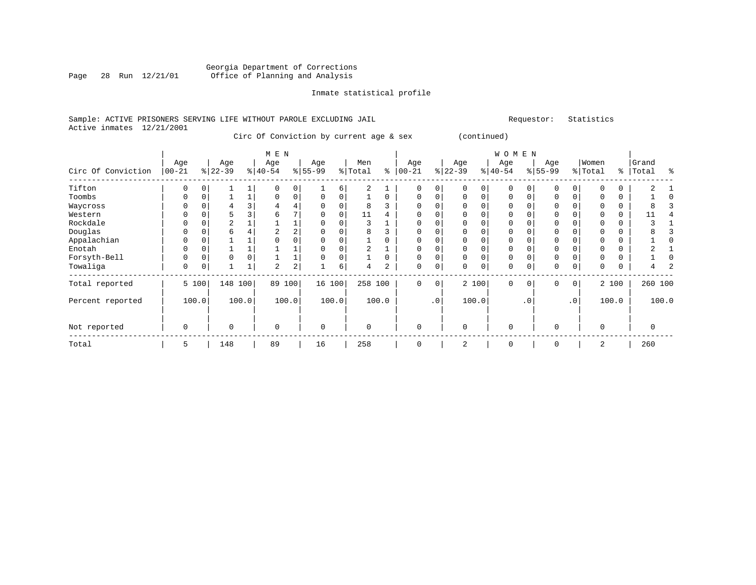Georgia Department of Corrections
Office of Planning and Analysis

Inmate statistical profile

Sample: ACTIVE PRISONERS SERVING LIFE WITHOUT PAROLE EXCLUDING JAIL    Requestor: Statistics
Active inmates 12/21/2001

Circ Of Conviction by current age & sex (continued)

| Circ Of Conviction | MEN Age 00-21 | % | Age 22-39 | % | Age 40-54 | % | Age 55-99 | % | Men Total | % | WOMEN Age 00-21 | % | Age 22-39 | % | Age 40-54 | % | Age 55-99 | % | Women Total | % | Grand Total | % |
|---|---|---|---|---|---|---|---|---|---|---|---|---|---|---|---|---|---|---|---|---|---|---|
| Tifton | 0 | 0 | 1 | 1 | 0 | 0 | 1 | 6 | 2 | 1 | 0 | 0 | 0 | 0 | 0 | 0 | 0 | 0 | 0 | 0 | 2 | 1 |
| Toombs | 0 | 0 | 1 | 1 | 0 | 0 | 0 | 0 | 1 | 0 | 0 | 0 | 0 | 0 | 0 | 0 | 0 | 0 | 0 | 0 | 1 | 0 |
| Waycross | 0 | 0 | 4 | 3 | 4 | 4 | 0 | 0 | 8 | 3 | 0 | 0 | 0 | 0 | 0 | 0 | 0 | 0 | 0 | 0 | 8 | 3 |
| Western | 0 | 0 | 5 | 3 | 6 | 7 | 0 | 0 | 11 | 4 | 0 | 0 | 0 | 0 | 0 | 0 | 0 | 0 | 0 | 0 | 11 | 4 |
| Rockdale | 0 | 0 | 2 | 1 | 1 | 1 | 0 | 0 | 3 | 1 | 0 | 0 | 0 | 0 | 0 | 0 | 0 | 0 | 0 | 0 | 3 | 1 |
| Douglas | 0 | 0 | 6 | 4 | 2 | 2 | 0 | 0 | 8 | 3 | 0 | 0 | 0 | 0 | 0 | 0 | 0 | 0 | 0 | 0 | 8 | 3 |
| Appalachian | 0 | 0 | 1 | 1 | 0 | 0 | 0 | 0 | 1 | 0 | 0 | 0 | 0 | 0 | 0 | 0 | 0 | 0 | 0 | 0 | 1 | 0 |
| Enotah | 0 | 0 | 1 | 1 | 1 | 1 | 0 | 0 | 2 | 1 | 0 | 0 | 0 | 0 | 0 | 0 | 0 | 0 | 0 | 0 | 2 | 1 |
| Forsyth-Bell | 0 | 0 | 0 | 0 | 1 | 1 | 0 | 0 | 1 | 0 | 0 | 0 | 0 | 0 | 0 | 0 | 0 | 0 | 0 | 0 | 1 | 0 |
| Towaliga | 0 | 0 | 1 | 1 | 2 | 2 | 1 | 6 | 4 | 2 | 0 | 0 | 0 | 0 | 0 | 0 | 0 | 0 | 0 | 0 | 4 | 2 |
| Total reported | 5 | 100 | 148 | 100 | 89 | 100 | 16 | 100 | 258 | 100 | 0 | 0 | 2 | 100 | 0 | 0 | 0 | 0 | 2 | 100 | 260 | 100 |
| Percent reported | 100.0 | | 100.0 | | 100.0 | | 100.0 | | 100.0 | | .0 | | 100.0 | | .0 | | .0 | | 100.0 | | 100.0 | |
| Not reported | 0 | | 0 | | 0 | | 0 | | 0 | | 0 | | 0 | | 0 | | 0 | | 0 | | 0 | |
| Total | 5 | | 148 | | 89 | | 16 | | 258 | | 0 | | 2 | | 0 | | 0 | | 2 | | 260 | |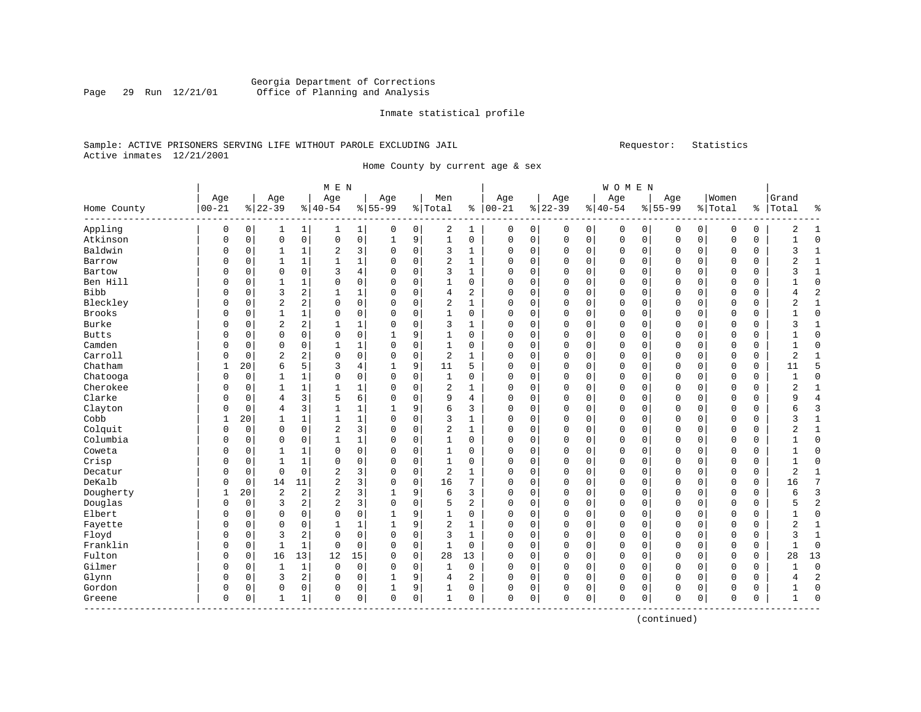Georgia Department of Corrections
Office of Planning and Analysis

Inmate statistical profile

Sample: ACTIVE PRISONERS SERVING LIFE WITHOUT PAROLE EXCLUDING JAIL

Requestor: Statistics

Active inmates 12/21/2001

Home County by current age & sex

| Home County | MEN Age 00-21 | % | Age 22-39 | % | Age 40-54 | % | Age 55-99 | % | Men Total | % | WOMEN Age 00-21 | % | Age 22-39 | % | Age 40-54 | % | Age 55-99 | % | Women Total | % | Grand Total | % |
|---|---|---|---|---|---|---|---|---|---|---|---|---|---|---|---|---|---|---|---|---|---|---|
| Appling | 0 | 0 | 1 | 1 | 1 | 1 | 0 | 0 | 2 | 1 | 0 | 0 | 0 | 0 | 0 | 0 | 0 | 0 | 0 | 0 | 2 | 1 |
| Atkinson | 0 | 0 | 0 | 0 | 0 | 0 | 1 | 9 | 1 | 0 | 0 | 0 | 0 | 0 | 0 | 0 | 0 | 0 | 0 | 0 | 1 | 0 |
| Baldwin | 0 | 0 | 1 | 1 | 2 | 3 | 0 | 0 | 3 | 1 | 0 | 0 | 0 | 0 | 0 | 0 | 0 | 0 | 0 | 0 | 3 | 1 |
| Barrow | 0 | 0 | 1 | 1 | 1 | 1 | 0 | 0 | 2 | 1 | 0 | 0 | 0 | 0 | 0 | 0 | 0 | 0 | 0 | 0 | 2 | 1 |
| Bartow | 0 | 0 | 0 | 0 | 3 | 4 | 0 | 0 | 3 | 1 | 0 | 0 | 0 | 0 | 0 | 0 | 0 | 0 | 0 | 0 | 3 | 1 |
| Ben Hill | 0 | 0 | 1 | 1 | 0 | 0 | 0 | 0 | 1 | 0 | 0 | 0 | 0 | 0 | 0 | 0 | 0 | 0 | 0 | 0 | 1 | 0 |
| Bibb | 0 | 0 | 3 | 2 | 1 | 1 | 0 | 0 | 4 | 2 | 0 | 0 | 0 | 0 | 0 | 0 | 0 | 0 | 0 | 0 | 4 | 2 |
| Bleckley | 0 | 0 | 2 | 2 | 0 | 0 | 0 | 0 | 2 | 1 | 0 | 0 | 0 | 0 | 0 | 0 | 0 | 0 | 0 | 0 | 2 | 1 |
| Brooks | 0 | 0 | 1 | 1 | 0 | 0 | 0 | 0 | 1 | 0 | 0 | 0 | 0 | 0 | 0 | 0 | 0 | 0 | 0 | 0 | 1 | 0 |
| Burke | 0 | 0 | 2 | 2 | 1 | 1 | 0 | 0 | 3 | 1 | 0 | 0 | 0 | 0 | 0 | 0 | 0 | 0 | 0 | 0 | 3 | 1 |
| Butts | 0 | 0 | 0 | 0 | 0 | 0 | 1 | 9 | 1 | 0 | 0 | 0 | 0 | 0 | 0 | 0 | 0 | 0 | 0 | 0 | 1 | 0 |
| Camden | 0 | 0 | 0 | 0 | 1 | 1 | 0 | 0 | 1 | 0 | 0 | 0 | 0 | 0 | 0 | 0 | 0 | 0 | 0 | 0 | 1 | 0 |
| Carroll | 0 | 0 | 2 | 2 | 0 | 0 | 0 | 0 | 2 | 1 | 0 | 0 | 0 | 0 | 0 | 0 | 0 | 0 | 0 | 0 | 2 | 1 |
| Chatham | 1 | 20 | 6 | 5 | 3 | 4 | 1 | 9 | 11 | 5 | 0 | 0 | 0 | 0 | 0 | 0 | 0 | 0 | 0 | 0 | 11 | 5 |
| Chatooga | 0 | 0 | 1 | 1 | 0 | 0 | 0 | 0 | 1 | 0 | 0 | 0 | 0 | 0 | 0 | 0 | 0 | 0 | 0 | 0 | 1 | 0 |
| Cherokee | 0 | 0 | 1 | 1 | 1 | 1 | 0 | 0 | 2 | 1 | 0 | 0 | 0 | 0 | 0 | 0 | 0 | 0 | 0 | 0 | 2 | 1 |
| Clarke | 0 | 0 | 4 | 3 | 5 | 6 | 0 | 0 | 9 | 4 | 0 | 0 | 0 | 0 | 0 | 0 | 0 | 0 | 0 | 0 | 9 | 4 |
| Clayton | 0 | 0 | 4 | 3 | 1 | 1 | 1 | 9 | 6 | 3 | 0 | 0 | 0 | 0 | 0 | 0 | 0 | 0 | 0 | 0 | 6 | 3 |
| Cobb | 1 | 20 | 1 | 1 | 1 | 1 | 0 | 0 | 3 | 1 | 0 | 0 | 0 | 0 | 0 | 0 | 0 | 0 | 0 | 0 | 3 | 1 |
| Colquit | 0 | 0 | 0 | 0 | 2 | 3 | 0 | 0 | 2 | 1 | 0 | 0 | 0 | 0 | 0 | 0 | 0 | 0 | 0 | 0 | 2 | 1 |
| Columbia | 0 | 0 | 0 | 0 | 1 | 1 | 0 | 0 | 1 | 0 | 0 | 0 | 0 | 0 | 0 | 0 | 0 | 0 | 0 | 0 | 1 | 0 |
| Coweta | 0 | 0 | 1 | 1 | 0 | 0 | 0 | 0 | 1 | 0 | 0 | 0 | 0 | 0 | 0 | 0 | 0 | 0 | 0 | 0 | 1 | 0 |
| Crisp | 0 | 0 | 1 | 1 | 0 | 0 | 0 | 0 | 1 | 0 | 0 | 0 | 0 | 0 | 0 | 0 | 0 | 0 | 0 | 0 | 1 | 0 |
| Decatur | 0 | 0 | 0 | 0 | 2 | 3 | 0 | 0 | 2 | 1 | 0 | 0 | 0 | 0 | 0 | 0 | 0 | 0 | 0 | 0 | 2 | 1 |
| DeKalb | 0 | 0 | 14 | 11 | 2 | 3 | 0 | 0 | 16 | 7 | 0 | 0 | 0 | 0 | 0 | 0 | 0 | 0 | 0 | 0 | 16 | 7 |
| Dougherty | 1 | 20 | 2 | 2 | 2 | 3 | 1 | 9 | 6 | 3 | 0 | 0 | 0 | 0 | 0 | 0 | 0 | 0 | 0 | 0 | 6 | 3 |
| Douglas | 0 | 0 | 3 | 2 | 2 | 3 | 0 | 0 | 5 | 2 | 0 | 0 | 0 | 0 | 0 | 0 | 0 | 0 | 0 | 0 | 5 | 2 |
| Elbert | 0 | 0 | 0 | 0 | 0 | 0 | 1 | 9 | 1 | 0 | 0 | 0 | 0 | 0 | 0 | 0 | 0 | 0 | 0 | 0 | 1 | 0 |
| Fayette | 0 | 0 | 0 | 0 | 1 | 1 | 1 | 9 | 2 | 1 | 0 | 0 | 0 | 0 | 0 | 0 | 0 | 0 | 0 | 0 | 2 | 1 |
| Floyd | 0 | 0 | 3 | 2 | 0 | 0 | 0 | 0 | 3 | 1 | 0 | 0 | 0 | 0 | 0 | 0 | 0 | 0 | 0 | 0 | 3 | 1 |
| Franklin | 0 | 0 | 1 | 1 | 0 | 0 | 0 | 0 | 1 | 0 | 0 | 0 | 0 | 0 | 0 | 0 | 0 | 0 | 0 | 0 | 1 | 0 |
| Fulton | 0 | 0 | 16 | 13 | 12 | 15 | 0 | 0 | 28 | 13 | 0 | 0 | 0 | 0 | 0 | 0 | 0 | 0 | 0 | 0 | 28 | 13 |
| Gilmer | 0 | 0 | 1 | 1 | 0 | 0 | 0 | 0 | 1 | 0 | 0 | 0 | 0 | 0 | 0 | 0 | 0 | 0 | 0 | 0 | 1 | 0 |
| Glynn | 0 | 0 | 3 | 2 | 0 | 0 | 1 | 9 | 4 | 2 | 0 | 0 | 0 | 0 | 0 | 0 | 0 | 0 | 0 | 0 | 4 | 2 |
| Gordon | 0 | 0 | 0 | 0 | 0 | 0 | 1 | 9 | 1 | 0 | 0 | 0 | 0 | 0 | 0 | 0 | 0 | 0 | 0 | 0 | 1 | 0 |
| Greene | 0 | 0 | 1 | 1 | 0 | 0 | 0 | 0 | 1 | 0 | 0 | 0 | 0 | 0 | 0 | 0 | 0 | 0 | 0 | 0 | 1 | 0 |

(continued)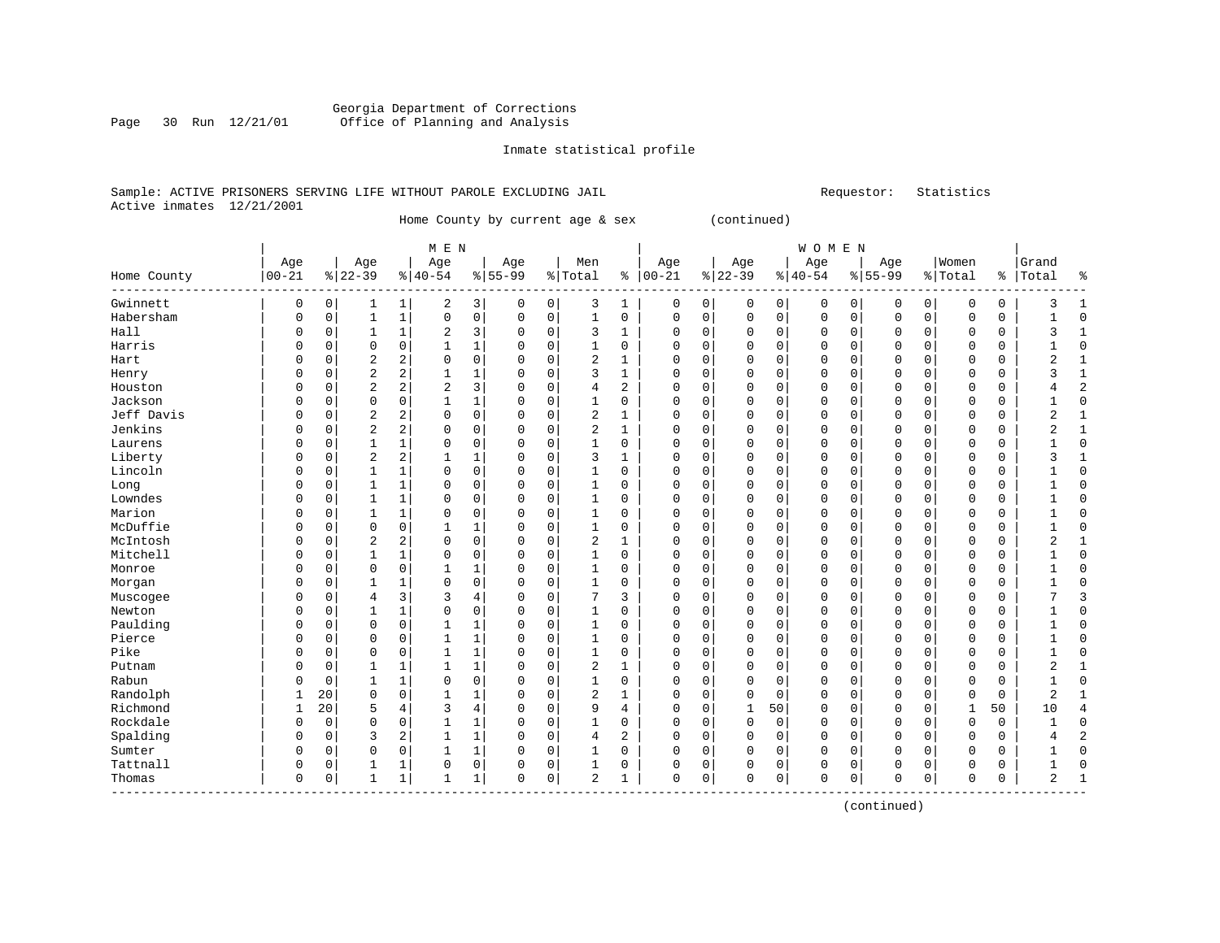Georgia Department of Corrections
Office of Planning and Analysis

Inmate statistical profile

Sample: ACTIVE PRISONERS SERVING LIFE WITHOUT PAROLE EXCLUDING JAIL                                        Requestor: Statistics
Active inmates 12/21/2001

Home County by current age & sex (continued)

| Home County | MEN Age 00-21 | % | Age 22-39 | % | Age 40-54 | % | Age 55-99 | % | Men Total | % | WOMEN Age 00-21 | % | Age 22-39 | % | Age 40-54 | % | Age 55-99 | % | Women Total | % | Grand Total | % |
|---|---|---|---|---|---|---|---|---|---|---|---|---|---|---|---|---|---|---|---|---|---|---|
| Gwinnett | 0 | 0 | 1 | 1 | 2 | 3 | 0 | 0 | 3 | 1 | 0 | 0 | 0 | 0 | 0 | 0 | 0 | 0 | 0 | 0 | 3 | 1 |
| Habersham | 0 | 0 | 1 | 1 | 0 | 0 | 0 | 0 | 1 | 0 | 0 | 0 | 0 | 0 | 0 | 0 | 0 | 0 | 0 | 0 | 1 | 0 |
| Hall | 0 | 0 | 1 | 1 | 2 | 3 | 0 | 0 | 3 | 1 | 0 | 0 | 0 | 0 | 0 | 0 | 0 | 0 | 0 | 0 | 3 | 1 |
| Harris | 0 | 0 | 0 | 0 | 1 | 1 | 0 | 0 | 1 | 0 | 0 | 0 | 0 | 0 | 0 | 0 | 0 | 0 | 0 | 0 | 1 | 0 |
| Hart | 0 | 0 | 2 | 2 | 0 | 0 | 0 | 0 | 2 | 1 | 0 | 0 | 0 | 0 | 0 | 0 | 0 | 0 | 0 | 0 | 2 | 1 |
| Henry | 0 | 0 | 2 | 2 | 1 | 1 | 0 | 0 | 3 | 1 | 0 | 0 | 0 | 0 | 0 | 0 | 0 | 0 | 0 | 0 | 3 | 1 |
| Houston | 0 | 0 | 2 | 2 | 2 | 3 | 0 | 0 | 4 | 2 | 0 | 0 | 0 | 0 | 0 | 0 | 0 | 0 | 0 | 0 | 4 | 2 |
| Jackson | 0 | 0 | 0 | 0 | 1 | 1 | 0 | 0 | 1 | 0 | 0 | 0 | 0 | 0 | 0 | 0 | 0 | 0 | 0 | 0 | 1 | 0 |
| Jeff Davis | 0 | 0 | 2 | 2 | 0 | 0 | 0 | 0 | 2 | 1 | 0 | 0 | 0 | 0 | 0 | 0 | 0 | 0 | 0 | 0 | 2 | 1 |
| Jenkins | 0 | 0 | 2 | 2 | 0 | 0 | 0 | 0 | 2 | 1 | 0 | 0 | 0 | 0 | 0 | 0 | 0 | 0 | 0 | 0 | 2 | 1 |
| Laurens | 0 | 0 | 1 | 1 | 0 | 0 | 0 | 0 | 1 | 0 | 0 | 0 | 0 | 0 | 0 | 0 | 0 | 0 | 0 | 0 | 1 | 0 |
| Liberty | 0 | 0 | 2 | 2 | 1 | 1 | 0 | 0 | 3 | 1 | 0 | 0 | 0 | 0 | 0 | 0 | 0 | 0 | 0 | 0 | 3 | 1 |
| Lincoln | 0 | 0 | 1 | 1 | 0 | 0 | 0 | 0 | 1 | 0 | 0 | 0 | 0 | 0 | 0 | 0 | 0 | 0 | 0 | 0 | 1 | 0 |
| Long | 0 | 0 | 1 | 1 | 0 | 0 | 0 | 0 | 1 | 0 | 0 | 0 | 0 | 0 | 0 | 0 | 0 | 0 | 0 | 0 | 1 | 0 |
| Lowndes | 0 | 0 | 1 | 1 | 0 | 0 | 0 | 0 | 1 | 0 | 0 | 0 | 0 | 0 | 0 | 0 | 0 | 0 | 0 | 0 | 1 | 0 |
| Marion | 0 | 0 | 1 | 1 | 0 | 0 | 0 | 0 | 1 | 0 | 0 | 0 | 0 | 0 | 0 | 0 | 0 | 0 | 0 | 0 | 1 | 0 |
| McDuffie | 0 | 0 | 0 | 0 | 1 | 1 | 0 | 0 | 1 | 0 | 0 | 0 | 0 | 0 | 0 | 0 | 0 | 0 | 0 | 0 | 1 | 0 |
| McIntosh | 0 | 0 | 2 | 2 | 0 | 0 | 0 | 0 | 2 | 1 | 0 | 0 | 0 | 0 | 0 | 0 | 0 | 0 | 0 | 0 | 2 | 1 |
| Mitchell | 0 | 0 | 1 | 1 | 0 | 0 | 0 | 0 | 1 | 0 | 0 | 0 | 0 | 0 | 0 | 0 | 0 | 0 | 0 | 0 | 1 | 0 |
| Monroe | 0 | 0 | 0 | 0 | 1 | 1 | 0 | 0 | 1 | 0 | 0 | 0 | 0 | 0 | 0 | 0 | 0 | 0 | 0 | 0 | 1 | 0 |
| Morgan | 0 | 0 | 1 | 1 | 0 | 0 | 0 | 0 | 1 | 0 | 0 | 0 | 0 | 0 | 0 | 0 | 0 | 0 | 0 | 0 | 1 | 0 |
| Muscogee | 0 | 0 | 4 | 3 | 3 | 4 | 0 | 0 | 7 | 3 | 0 | 0 | 0 | 0 | 0 | 0 | 0 | 0 | 0 | 0 | 7 | 3 |
| Newton | 0 | 0 | 1 | 1 | 0 | 0 | 0 | 0 | 1 | 0 | 0 | 0 | 0 | 0 | 0 | 0 | 0 | 0 | 0 | 0 | 1 | 0 |
| Paulding | 0 | 0 | 0 | 0 | 1 | 1 | 0 | 0 | 1 | 0 | 0 | 0 | 0 | 0 | 0 | 0 | 0 | 0 | 0 | 0 | 1 | 0 |
| Pierce | 0 | 0 | 0 | 0 | 1 | 1 | 0 | 0 | 1 | 0 | 0 | 0 | 0 | 0 | 0 | 0 | 0 | 0 | 0 | 0 | 1 | 0 |
| Pike | 0 | 0 | 0 | 0 | 1 | 1 | 0 | 0 | 1 | 0 | 0 | 0 | 0 | 0 | 0 | 0 | 0 | 0 | 0 | 0 | 1 | 0 |
| Putnam | 0 | 0 | 1 | 1 | 1 | 1 | 0 | 0 | 2 | 1 | 0 | 0 | 0 | 0 | 0 | 0 | 0 | 0 | 0 | 0 | 2 | 1 |
| Rabun | 0 | 0 | 1 | 1 | 0 | 0 | 0 | 0 | 1 | 0 | 0 | 0 | 0 | 0 | 0 | 0 | 0 | 0 | 0 | 0 | 1 | 0 |
| Randolph | 1 | 20 | 0 | 0 | 1 | 1 | 0 | 0 | 2 | 1 | 0 | 0 | 0 | 0 | 0 | 0 | 0 | 0 | 0 | 0 | 2 | 1 |
| Richmond | 1 | 20 | 5 | 4 | 3 | 4 | 0 | 0 | 9 | 4 | 0 | 0 | 1 | 50 | 0 | 0 | 0 | 0 | 1 | 50 | 10 | 4 |
| Rockdale | 0 | 0 | 0 | 0 | 1 | 1 | 0 | 0 | 1 | 0 | 0 | 0 | 0 | 0 | 0 | 0 | 0 | 0 | 0 | 0 | 1 | 0 |
| Spalding | 0 | 0 | 3 | 2 | 1 | 1 | 0 | 0 | 4 | 2 | 0 | 0 | 0 | 0 | 0 | 0 | 0 | 0 | 0 | 0 | 4 | 2 |
| Sumter | 0 | 0 | 0 | 0 | 1 | 1 | 0 | 0 | 1 | 0 | 0 | 0 | 0 | 0 | 0 | 0 | 0 | 0 | 0 | 0 | 1 | 0 |
| Tattnall | 0 | 0 | 1 | 1 | 0 | 0 | 0 | 0 | 1 | 0 | 0 | 0 | 0 | 0 | 0 | 0 | 0 | 0 | 0 | 0 | 1 | 0 |
| Thomas | 0 | 0 | 1 | 1 | 1 | 1 | 0 | 0 | 2 | 1 | 0 | 0 | 0 | 0 | 0 | 0 | 0 | 0 | 0 | 0 | 2 | 1 |

(continued)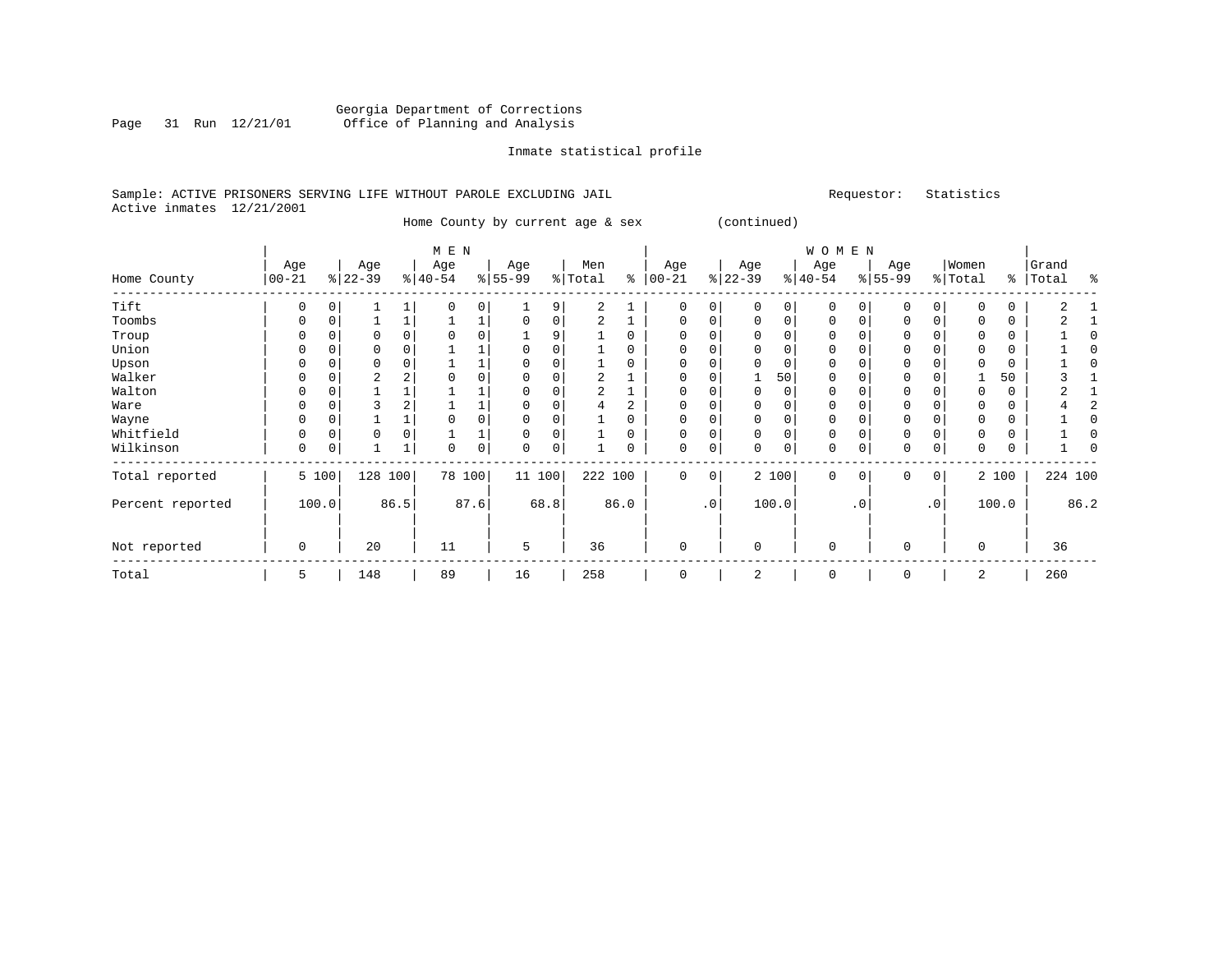Georgia Department of Corrections
Office of Planning and Analysis

Inmate statistical profile

Sample: ACTIVE PRISONERS SERVING LIFE WITHOUT PAROLE EXCLUDING JAIL

Requestor: Statistics

Active inmates 12/21/2001

Home County by current age & sex (continued)

| Home County | MEN Age 00-21 | % | Age 22-39 | % | Age 40-54 | % | Age 55-99 | % | Men Total | % | WOMEN Age 00-21 | % | Age 22-39 | % | Age 40-54 | % | Age 55-99 | % | Women Total | % | Grand Total | % |
|---|---|---|---|---|---|---|---|---|---|---|---|---|---|---|---|---|---|---|---|---|---|---|
| Tift | 0 | 0 | 1 | 1 | 0 | 0 | 1 | 9 | 2 | 1 | 0 | 0 | 0 | 0 | 0 | 0 | 0 | 0 | 0 | 0 | 2 | 1 |
| Toombs | 0 | 0 | 1 | 1 | 1 | 1 | 0 | 0 | 2 | 1 | 0 | 0 | 0 | 0 | 0 | 0 | 0 | 0 | 0 | 0 | 2 | 1 |
| Troup | 0 | 0 | 0 | 0 | 0 | 0 | 1 | 9 | 1 | 0 | 0 | 0 | 0 | 0 | 0 | 0 | 0 | 0 | 0 | 0 | 1 | 0 |
| Union | 0 | 0 | 0 | 0 | 1 | 1 | 0 | 0 | 1 | 0 | 0 | 0 | 0 | 0 | 0 | 0 | 0 | 0 | 0 | 0 | 1 | 0 |
| Upson | 0 | 0 | 0 | 0 | 1 | 1 | 0 | 0 | 1 | 0 | 0 | 0 | 0 | 0 | 0 | 0 | 0 | 0 | 0 | 0 | 1 | 0 |
| Walker | 0 | 0 | 2 | 2 | 0 | 0 | 0 | 0 | 2 | 1 | 0 | 0 | 1 | 50 | 0 | 0 | 0 | 0 | 1 | 50 | 3 | 1 |
| Walton | 0 | 0 | 1 | 1 | 1 | 1 | 0 | 0 | 2 | 1 | 0 | 0 | 0 | 0 | 0 | 0 | 0 | 0 | 0 | 0 | 2 | 1 |
| Ware | 0 | 0 | 3 | 2 | 1 | 1 | 0 | 0 | 4 | 2 | 0 | 0 | 0 | 0 | 0 | 0 | 0 | 0 | 0 | 0 | 4 | 2 |
| Wayne | 0 | 0 | 1 | 1 | 0 | 0 | 0 | 0 | 1 | 0 | 0 | 0 | 0 | 0 | 0 | 0 | 0 | 0 | 0 | 0 | 1 | 0 |
| Whitfield | 0 | 0 | 0 | 0 | 1 | 1 | 0 | 0 | 1 | 0 | 0 | 0 | 0 | 0 | 0 | 0 | 0 | 0 | 0 | 0 | 1 | 0 |
| Wilkinson | 0 | 0 | 1 | 1 | 0 | 0 | 0 | 0 | 1 | 0 | 0 | 0 | 0 | 0 | 0 | 0 | 0 | 0 | 0 | 0 | 1 | 0 |
| Total reported | 5 | 100 | 128 | 100 | 78 | 100 | 11 | 100 | 222 | 100 | 0 | 0 | 2 | 100 | 0 | 0 | 0 | 0 | 2 | 100 | 224 | 100 |
| Percent reported | | 100.0 | | 86.5 | | 87.6 | | 68.8 | | 86.0 | | .0 | | 100.0 | | .0 | | .0 | | 100.0 | | 86.2 |
| Not reported | 0 | | 20 | | 11 | | 5 | | 36 | | 0 | | 0 | | 0 | | 0 | | 0 | | 36 | |
| Total | 5 | | 148 | | 89 | | 16 | | 258 | | 0 | | 2 | | 0 | | 0 | | 2 | | 260 | |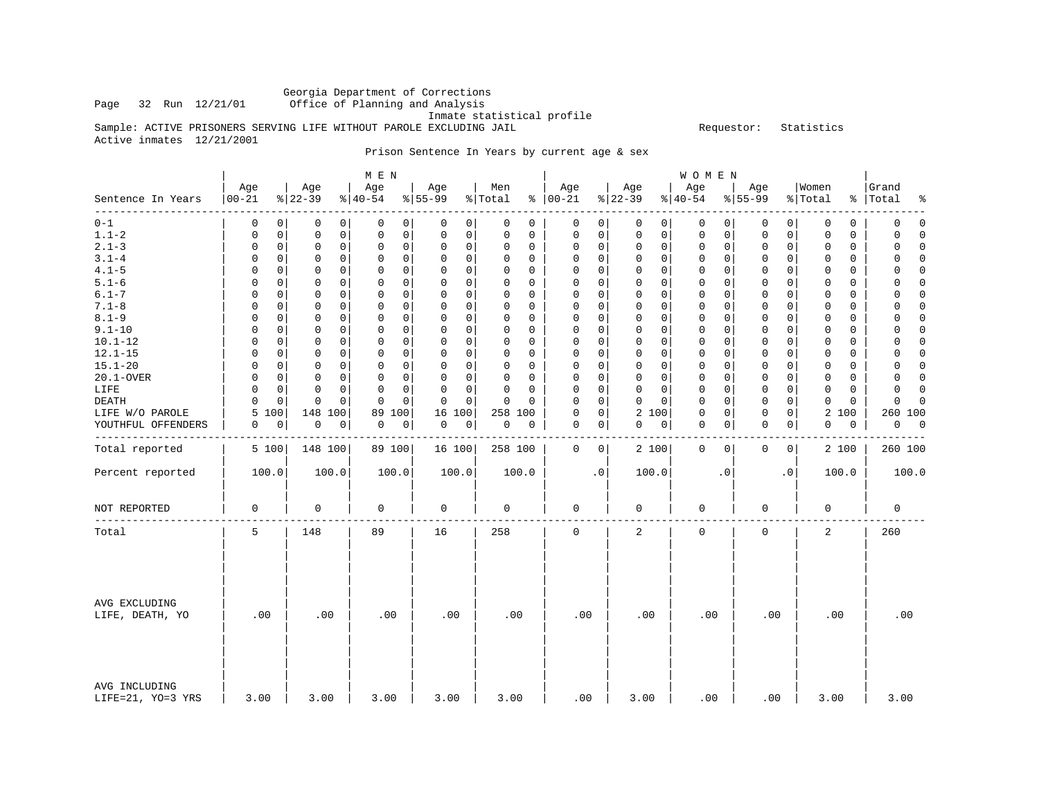Georgia Department of Corrections
Office of Planning and Analysis
Inmate statistical profile

Page 32 Run 12/21/01

Sample: ACTIVE PRISONERS SERVING LIFE WITHOUT PAROLE EXCLUDING JAIL

Requestor: Statistics

Active inmates 12/21/2001

Prison Sentence In Years by current age & sex

| | MEN | | | | | | | | | | WOMEN | | | | | | | | | | | |
|---|---|---|---|---|---|---|---|---|---|---|---|---|---|---|---|---|---|---|---|---|---|---|
| Sentence In Years | Age 00-21 | % | Age 22-39 | % | Age 40-54 | % | Age 55-99 | % | Men Total | % | Age 00-21 | % | Age 22-39 | % | Age 40-54 | % | Age 55-99 | % | Women Total | % | Grand Total | % |
| 0-1 | 0 | 0 | 0 | 0 | 0 | 0 | 0 | 0 | 0 | 0 | 0 | 0 | 0 | 0 | 0 | 0 | 0 | 0 | 0 | 0 | 0 | 0 |
| 1.1-2 | 0 | 0 | 0 | 0 | 0 | 0 | 0 | 0 | 0 | 0 | 0 | 0 | 0 | 0 | 0 | 0 | 0 | 0 | 0 | 0 | 0 | 0 |
| 2.1-3 | 0 | 0 | 0 | 0 | 0 | 0 | 0 | 0 | 0 | 0 | 0 | 0 | 0 | 0 | 0 | 0 | 0 | 0 | 0 | 0 | 0 | 0 |
| 3.1-4 | 0 | 0 | 0 | 0 | 0 | 0 | 0 | 0 | 0 | 0 | 0 | 0 | 0 | 0 | 0 | 0 | 0 | 0 | 0 | 0 | 0 | 0 |
| 4.1-5 | 0 | 0 | 0 | 0 | 0 | 0 | 0 | 0 | 0 | 0 | 0 | 0 | 0 | 0 | 0 | 0 | 0 | 0 | 0 | 0 | 0 | 0 |
| 5.1-6 | 0 | 0 | 0 | 0 | 0 | 0 | 0 | 0 | 0 | 0 | 0 | 0 | 0 | 0 | 0 | 0 | 0 | 0 | 0 | 0 | 0 | 0 |
| 6.1-7 | 0 | 0 | 0 | 0 | 0 | 0 | 0 | 0 | 0 | 0 | 0 | 0 | 0 | 0 | 0 | 0 | 0 | 0 | 0 | 0 | 0 | 0 |
| 7.1-8 | 0 | 0 | 0 | 0 | 0 | 0 | 0 | 0 | 0 | 0 | 0 | 0 | 0 | 0 | 0 | 0 | 0 | 0 | 0 | 0 | 0 | 0 |
| 8.1-9 | 0 | 0 | 0 | 0 | 0 | 0 | 0 | 0 | 0 | 0 | 0 | 0 | 0 | 0 | 0 | 0 | 0 | 0 | 0 | 0 | 0 | 0 |
| 9.1-10 | 0 | 0 | 0 | 0 | 0 | 0 | 0 | 0 | 0 | 0 | 0 | 0 | 0 | 0 | 0 | 0 | 0 | 0 | 0 | 0 | 0 | 0 |
| 10.1-12 | 0 | 0 | 0 | 0 | 0 | 0 | 0 | 0 | 0 | 0 | 0 | 0 | 0 | 0 | 0 | 0 | 0 | 0 | 0 | 0 | 0 | 0 |
| 12.1-15 | 0 | 0 | 0 | 0 | 0 | 0 | 0 | 0 | 0 | 0 | 0 | 0 | 0 | 0 | 0 | 0 | 0 | 0 | 0 | 0 | 0 | 0 |
| 15.1-20 | 0 | 0 | 0 | 0 | 0 | 0 | 0 | 0 | 0 | 0 | 0 | 0 | 0 | 0 | 0 | 0 | 0 | 0 | 0 | 0 | 0 | 0 |
| 20.1-OVER | 0 | 0 | 0 | 0 | 0 | 0 | 0 | 0 | 0 | 0 | 0 | 0 | 0 | 0 | 0 | 0 | 0 | 0 | 0 | 0 | 0 | 0 |
| LIFE | 0 | 0 | 0 | 0 | 0 | 0 | 0 | 0 | 0 | 0 | 0 | 0 | 0 | 0 | 0 | 0 | 0 | 0 | 0 | 0 | 0 | 0 |
| DEATH | 0 | 0 | 0 | 0 | 0 | 0 | 0 | 0 | 0 | 0 | 0 | 0 | 0 | 0 | 0 | 0 | 0 | 0 | 0 | 0 | 0 | 0 |
| LIFE W/O PAROLE | 5 | 100 | 148 | 100 | 89 | 100 | 16 | 100 | 258 | 100 | 0 | 0 | 2 | 100 | 0 | 0 | 0 | 0 | 2 | 100 | 260 | 100 |
| YOUTHFUL OFFENDERS | 0 | 0 | 0 | 0 | 0 | 0 | 0 | 0 | 0 | 0 | 0 | 0 | 0 | 0 | 0 | 0 | 0 | 0 | 0 | 0 | 0 | 0 |
| Total reported | 5 | 100 | 148 | 100 | 89 | 100 | 16 | 100 | 258 | 100 | 0 | 0 | 2 | 100 | 0 | 0 | 0 | 0 | 2 | 100 | 260 | 100 |
| Percent reported | 100.0 | | 100.0 | | 100.0 | | 100.0 | | 100.0 | | .0 | | 100.0 | | .0 | | .0 | | 100.0 | | 100.0 | |
| NOT REPORTED | 0 | | 0 | | 0 | | 0 | | 0 | | 0 | | 0 | | 0 | | 0 | | 0 | | 0 | |
| Total | 5 | | 148 | | 89 | | 16 | | 258 | | 0 | | 2 | | 0 | | 0 | | 2 | | 260 | |
| AVG EXCLUDING LIFE, DEATH, YO | .00 | | .00 | | .00 | | .00 | | .00 | | .00 | | .00 | | .00 | | .00 | | .00 | | .00 | |
| AVG INCLUDING LIFE=21, YO=3 YRS | 3.00 | | 3.00 | | 3.00 | | 3.00 | | 3.00 | | .00 | | 3.00 | | .00 | | .00 | | 3.00 | | 3.00 | |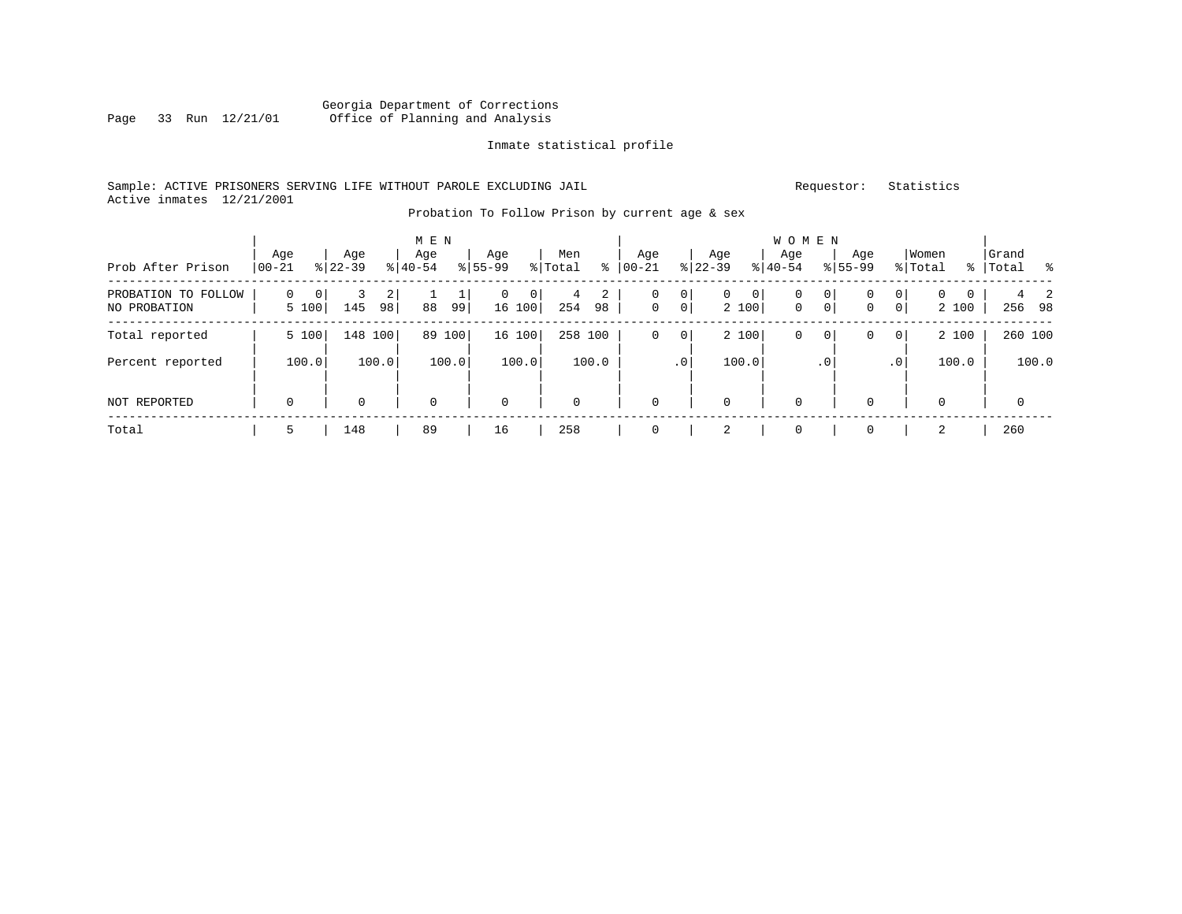Georgia Department of Corrections
Office of Planning and Analysis

Inmate statistical profile

Sample: ACTIVE PRISONERS SERVING LIFE WITHOUT PAROLE EXCLUDING JAIL Requestor: Statistics
Active inmates 12/21/2001

Probation To Follow Prison by current age & sex

| Prob After Prison | MEN Age 00-21 | % | Age 22-39 | % | Age 40-54 | % | Age 55-99 | % | Men Total | % | WOMEN Age 00-21 | % | Age 22-39 | % | Age 40-54 | % | Age 55-99 | % | Women Total | % | Grand Total | % |
|---|---|---|---|---|---|---|---|---|---|---|---|---|---|---|---|---|---|---|---|---|---|---|
| PROBATION TO FOLLOW | 0 | 0 | 3 | 2 | 1 | 1 | 0 | 0 | 4 | 2 | 0 | 0 | 0 | 0 | 0 | 0 | 0 | 0 | 0 | 0 | 4 | 2 |
| NO PROBATION | 5 | 100 | 145 | 98 | 88 | 99 | 16 | 100 | 254 | 98 | 0 | 0 | 2 | 100 | 0 | 0 | 0 | 0 | 2 | 100 | 256 | 98 |
| Total reported | 5 | 100 | 148 | 100 | 89 | 100 | 16 | 100 | 258 | 100 | 0 | 0 | 2 | 100 | 0 | 0 | 0 | 0 | 2 | 100 | 260 | 100 |
| Percent reported | | 100.0 | | 100.0 | | 100.0 | | 100.0 | | 100.0 | | .0 | | 100.0 | | .0 | | .0 | | 100.0 | | 100.0 |
| NOT REPORTED | 0 | | 0 | | 0 | | 0 | | 0 | | 0 | | 0 | | 0 | | 0 | | 0 | | 0 | |
| Total | 5 | | 148 | | 89 | | 16 | | 258 | | 0 | | 2 | | 0 | | 0 | | 2 | | 260 | |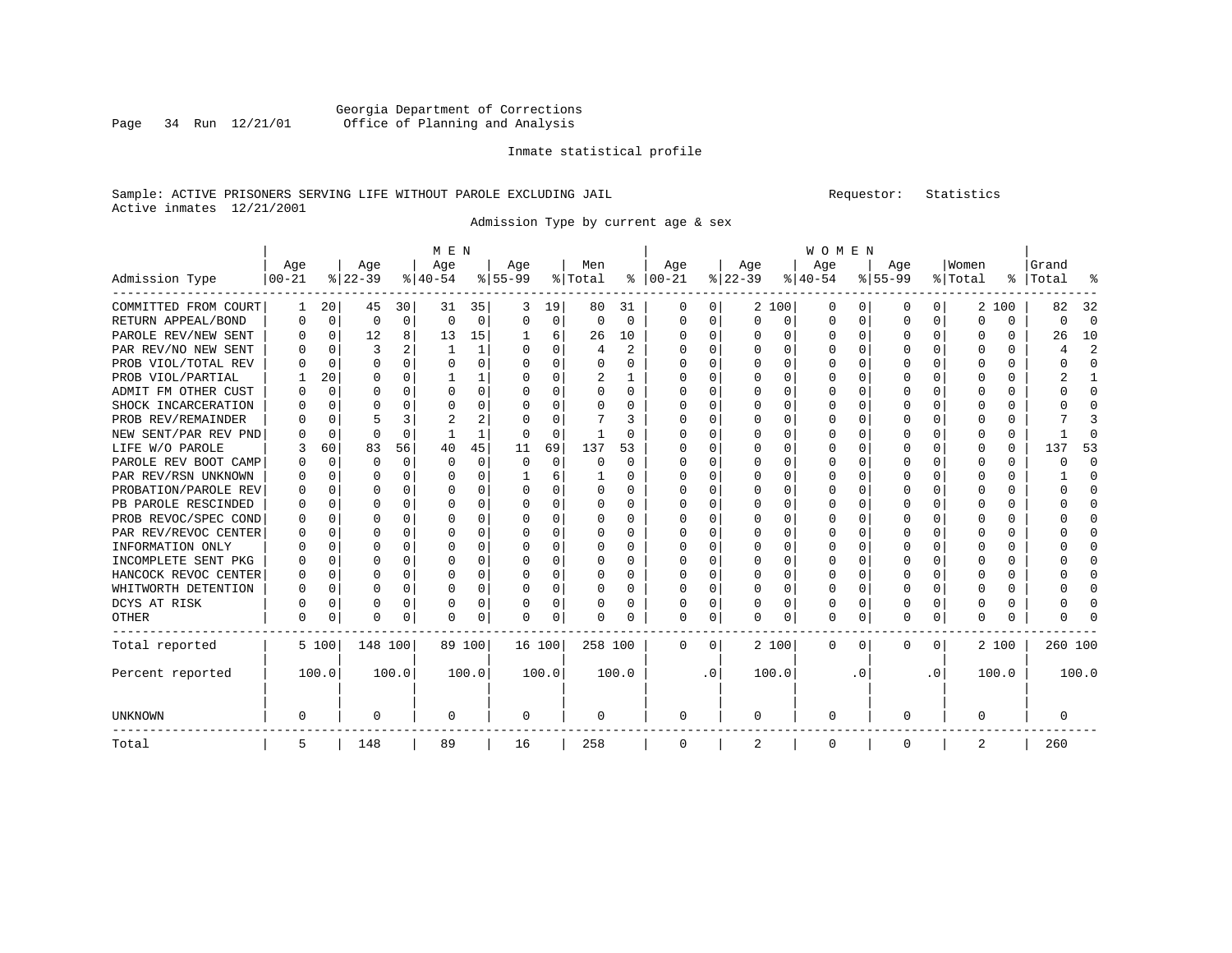Georgia Department of Corrections
Office of Planning and Analysis

Inmate statistical profile

Sample: ACTIVE PRISONERS SERVING LIFE WITHOUT PAROLE EXCLUDING JAIL
Active inmates 12/21/2001

Requestor: Statistics

Admission Type by current age & sex

| Admission Type | MEN Age 00-21 | % | Age 22-39 | % | Age 40-54 | % | Age 55-99 | % | Men Total | % | WOMEN Age 00-21 | % | Age 22-39 | % | Age 40-54 | % | Age 55-99 | % | Women Total | % | Grand Total | % |
|---|---|---|---|---|---|---|---|---|---|---|---|---|---|---|---|---|---|---|---|---|---|---|
| COMMITTED FROM COURT | 1 | 20 | 45 | 30 | 31 | 35 | 3 | 19 | 80 | 31 | 0 | 0 | 2 | 100 | 0 | 0 | 0 | 0 | 2 | 100 | 82 | 32 |
| RETURN APPEAL/BOND | 0 | 0 | 0 | 0 | 0 | 0 | 0 | 0 | 0 | 0 | 0 | 0 | 0 | 0 | 0 | 0 | 0 | 0 | 0 | 0 | 0 | 0 |
| PAROLE REV/NEW SENT | 0 | 0 | 12 | 8 | 13 | 15 | 1 | 6 | 26 | 10 | 0 | 0 | 0 | 0 | 0 | 0 | 0 | 0 | 0 | 0 | 26 | 10 |
| PAR REV/NO NEW SENT | 0 | 0 | 3 | 2 | 1 | 1 | 0 | 0 | 4 | 2 | 0 | 0 | 0 | 0 | 0 | 0 | 0 | 0 | 0 | 0 | 4 | 2 |
| PROB VIOL/TOTAL REV | 0 | 0 | 0 | 0 | 0 | 0 | 0 | 0 | 0 | 0 | 0 | 0 | 0 | 0 | 0 | 0 | 0 | 0 | 0 | 0 | 0 | 0 |
| PROB VIOL/PARTIAL | 1 | 20 | 0 | 0 | 1 | 1 | 0 | 0 | 2 | 1 | 0 | 0 | 0 | 0 | 0 | 0 | 0 | 0 | 0 | 0 | 2 | 1 |
| ADMIT FM OTHER CUST | 0 | 0 | 0 | 0 | 0 | 0 | 0 | 0 | 0 | 0 | 0 | 0 | 0 | 0 | 0 | 0 | 0 | 0 | 0 | 0 | 0 | 0 |
| SHOCK INCARCERATION | 0 | 0 | 0 | 0 | 0 | 0 | 0 | 0 | 0 | 0 | 0 | 0 | 0 | 0 | 0 | 0 | 0 | 0 | 0 | 0 | 0 | 0 |
| PROB REV/REMAINDER | 0 | 0 | 5 | 3 | 2 | 2 | 0 | 0 | 7 | 3 | 0 | 0 | 0 | 0 | 0 | 0 | 0 | 0 | 0 | 0 | 7 | 3 |
| NEW SENT/PAR REV PND | 0 | 0 | 0 | 0 | 1 | 1 | 0 | 0 | 1 | 0 | 0 | 0 | 0 | 0 | 0 | 0 | 0 | 0 | 0 | 0 | 1 | 0 |
| LIFE W/O PAROLE | 3 | 60 | 83 | 56 | 40 | 45 | 11 | 69 | 137 | 53 | 0 | 0 | 0 | 0 | 0 | 0 | 0 | 0 | 0 | 0 | 137 | 53 |
| PAROLE REV BOOT CAMP | 0 | 0 | 0 | 0 | 0 | 0 | 0 | 0 | 0 | 0 | 0 | 0 | 0 | 0 | 0 | 0 | 0 | 0 | 0 | 0 | 0 | 0 |
| PAR REV/RSN UNKNOWN | 0 | 0 | 0 | 0 | 0 | 0 | 1 | 6 | 1 | 0 | 0 | 0 | 0 | 0 | 0 | 0 | 0 | 0 | 0 | 0 | 1 | 0 |
| PROBATION/PAROLE REV | 0 | 0 | 0 | 0 | 0 | 0 | 0 | 0 | 0 | 0 | 0 | 0 | 0 | 0 | 0 | 0 | 0 | 0 | 0 | 0 | 0 | 0 |
| PB PAROLE RESCINDED | 0 | 0 | 0 | 0 | 0 | 0 | 0 | 0 | 0 | 0 | 0 | 0 | 0 | 0 | 0 | 0 | 0 | 0 | 0 | 0 | 0 | 0 |
| PROB REVOC/SPEC COND | 0 | 0 | 0 | 0 | 0 | 0 | 0 | 0 | 0 | 0 | 0 | 0 | 0 | 0 | 0 | 0 | 0 | 0 | 0 | 0 | 0 | 0 |
| PAR REV/REVOC CENTER | 0 | 0 | 0 | 0 | 0 | 0 | 0 | 0 | 0 | 0 | 0 | 0 | 0 | 0 | 0 | 0 | 0 | 0 | 0 | 0 | 0 | 0 |
| INFORMATION ONLY | 0 | 0 | 0 | 0 | 0 | 0 | 0 | 0 | 0 | 0 | 0 | 0 | 0 | 0 | 0 | 0 | 0 | 0 | 0 | 0 | 0 | 0 |
| INCOMPLETE SENT PKG | 0 | 0 | 0 | 0 | 0 | 0 | 0 | 0 | 0 | 0 | 0 | 0 | 0 | 0 | 0 | 0 | 0 | 0 | 0 | 0 | 0 | 0 |
| HANCOCK REVOC CENTER | 0 | 0 | 0 | 0 | 0 | 0 | 0 | 0 | 0 | 0 | 0 | 0 | 0 | 0 | 0 | 0 | 0 | 0 | 0 | 0 | 0 | 0 |
| WHITWORTH DETENTION | 0 | 0 | 0 | 0 | 0 | 0 | 0 | 0 | 0 | 0 | 0 | 0 | 0 | 0 | 0 | 0 | 0 | 0 | 0 | 0 | 0 | 0 |
| DCYS AT RISK | 0 | 0 | 0 | 0 | 0 | 0 | 0 | 0 | 0 | 0 | 0 | 0 | 0 | 0 | 0 | 0 | 0 | 0 | 0 | 0 | 0 | 0 |
| OTHER | 0 | 0 | 0 | 0 | 0 | 0 | 0 | 0 | 0 | 0 | 0 | 0 | 0 | 0 | 0 | 0 | 0 | 0 | 0 | 0 | 0 | 0 |
| Total reported | 5 | 100 | 148 | 100 | 89 | 100 | 16 | 100 | 258 | 100 | 0 | 0 | 2 | 100 | 0 | 0 | 0 | 0 | 2 | 100 | 260 | 100 |
| Percent reported | | 100.0 | | 100.0 | | 100.0 | | 100.0 | | 100.0 | | .0 | | 100.0 | | .0 | | .0 | | 100.0 | | 100.0 |
| UNKNOWN | 0 | | 0 | | 0 | | 0 | | 0 | | 0 | | 0 | | 0 | | 0 | | 0 | | 0 | |
| Total | 5 | | 148 | | 89 | | 16 | | 258 | | 0 | | 2 | | 0 | | 0 | | 2 | | 260 | |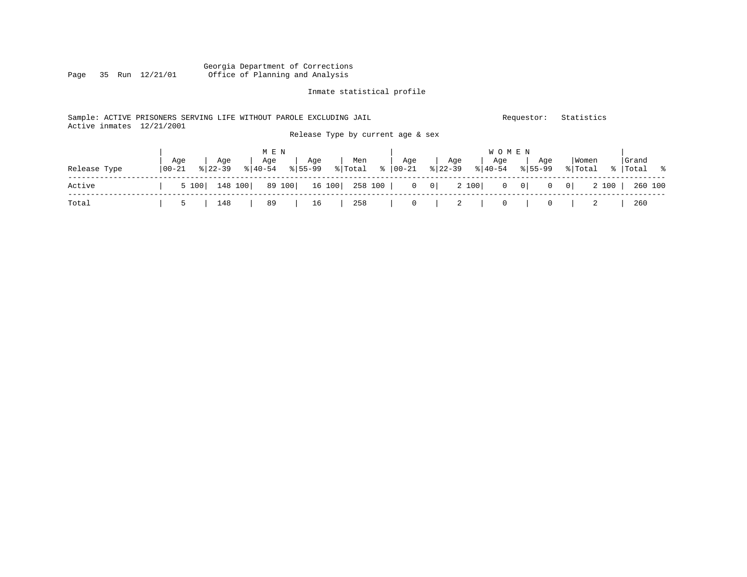Georgia Department of Corrections
Office of Planning and Analysis

Inmate statistical profile

Sample: ACTIVE PRISONERS SERVING LIFE WITHOUT PAROLE EXCLUDING JAIL
Active inmates 12/21/2001

Requestor: Statistics

Release Type by current age & sex

| Release Type | MEN Age 00-21 | % | Age 22-39 | % | Age 40-54 | % | Age 55-99 | % | Men Total | % | WOMEN Age 00-21 | % | Age 22-39 | % | Age 40-54 | % | Age 55-99 | % | Women Total | % | Grand Total | % |
|---|---|---|---|---|---|---|---|---|---|---|---|---|---|---|---|---|---|---|---|---|---|---|
| Active | 5 | 100 | 148 | 100 | 89 | 100 | 16 | 100 | 258 | 100 | 0 | 0 | 2 | 100 | 0 | 0 | 0 | 0 | 2 | 100 | 260 | 100 |
| Total | 5 | | 148 | | 89 | | 16 | | 258 | | 0 | | 2 | | 0 | | 0 | | 2 | | 260 | |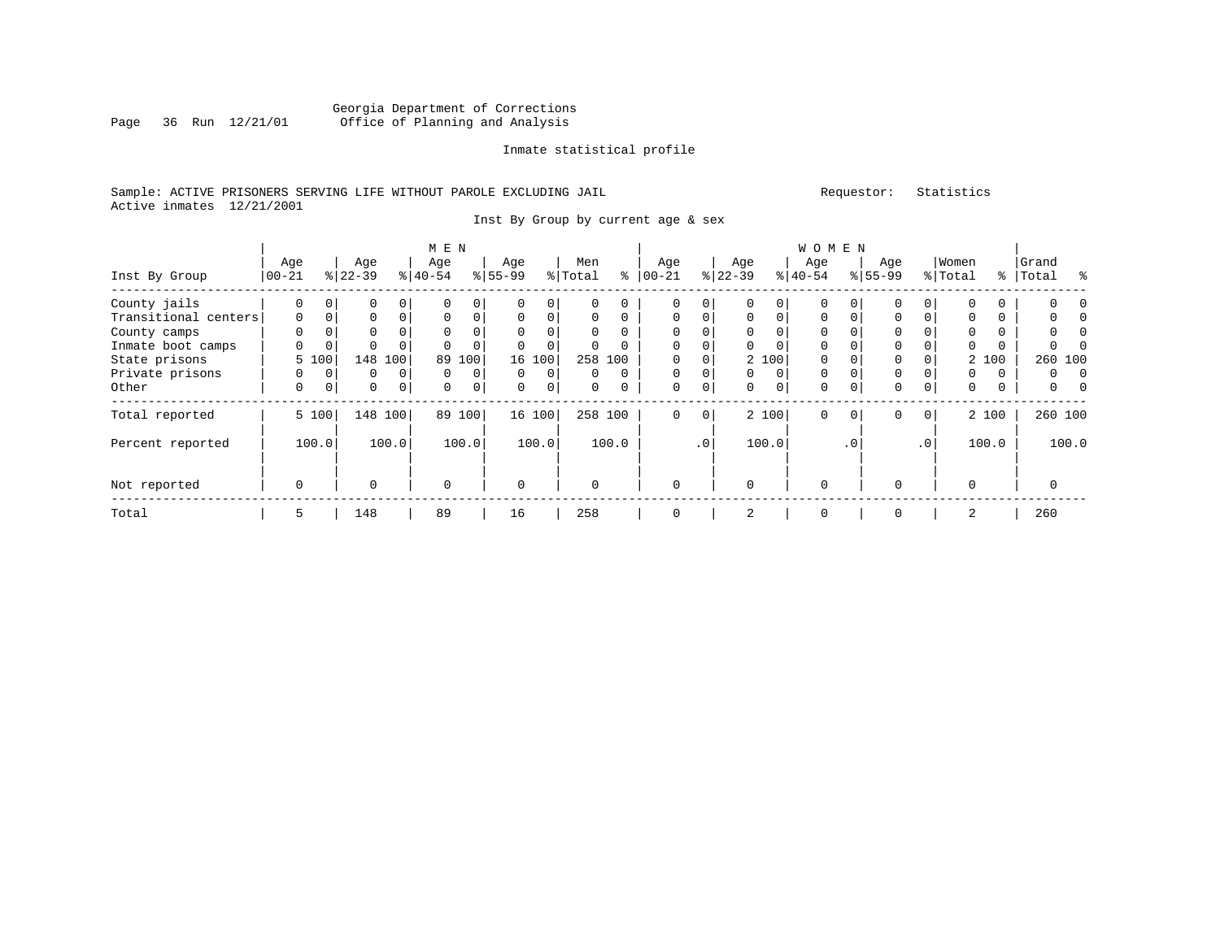Georgia Department of Corrections
Office of Planning and Analysis

Inmate statistical profile

Sample: ACTIVE PRISONERS SERVING LIFE WITHOUT PAROLE EXCLUDING JAIL

Requestor: Statistics

Active inmates 12/21/2001

Inst By Group by current age & sex

| Inst By Group | MEN Age 00-21 | % | Age 22-39 | % | Age 40-54 | % | Age 55-99 | % | Men Total | % | WOMEN Age 00-21 | % | Age 22-39 | % | Age 40-54 | % | Age 55-99 | % | Women Total | % | Grand Total | % |
|---|---|---|---|---|---|---|---|---|---|---|---|---|---|---|---|---|---|---|---|---|---|---|
| County jails | 0 | 0 | 0 | 0 | 0 | 0 | 0 | 0 | 0 | 0 | 0 | 0 | 0 | 0 | 0 | 0 | 0 | 0 | 0 | 0 | 0 | 0 |
| Transitional centers | 0 | 0 | 0 | 0 | 0 | 0 | 0 | 0 | 0 | 0 | 0 | 0 | 0 | 0 | 0 | 0 | 0 | 0 | 0 | 0 | 0 | 0 |
| County camps | 0 | 0 | 0 | 0 | 0 | 0 | 0 | 0 | 0 | 0 | 0 | 0 | 0 | 0 | 0 | 0 | 0 | 0 | 0 | 0 | 0 | 0 |
| Inmate boot camps | 0 | 0 | 0 | 0 | 0 | 0 | 0 | 0 | 0 | 0 | 0 | 0 | 0 | 0 | 0 | 0 | 0 | 0 | 0 | 0 | 0 | 0 |
| State prisons | 5 | 100 | 148 | 100 | 89 | 100 | 16 | 100 | 258 | 100 | 0 | 0 | 2 | 100 | 0 | 0 | 0 | 0 | 2 | 100 | 260 | 100 |
| Private prisons | 0 | 0 | 0 | 0 | 0 | 0 | 0 | 0 | 0 | 0 | 0 | 0 | 0 | 0 | 0 | 0 | 0 | 0 | 0 | 0 | 0 | 0 |
| Other | 0 | 0 | 0 | 0 | 0 | 0 | 0 | 0 | 0 | 0 | 0 | 0 | 0 | 0 | 0 | 0 | 0 | 0 | 0 | 0 | 0 | 0 |
| Total reported | 5 | 100 | 148 | 100 | 89 | 100 | 16 | 100 | 258 | 100 | 0 | 0 | 2 | 100 | 0 | 0 | 0 | 0 | 2 | 100 | 260 | 100 |
| Percent reported | | 100.0 | | 100.0 | | 100.0 | | 100.0 | | 100.0 | | .0 | | 100.0 | | .0 | | .0 | | 100.0 | | 100.0 |
| Not reported | 0 | | 0 | | 0 | | 0 | | 0 | | 0 | | 0 | | 0 | | 0 | | 0 | | 0 | |
| Total | 5 | | 148 | | 89 | | 16 | | 258 | | 0 | | 2 | | 0 | | 0 | | 2 | | 260 | |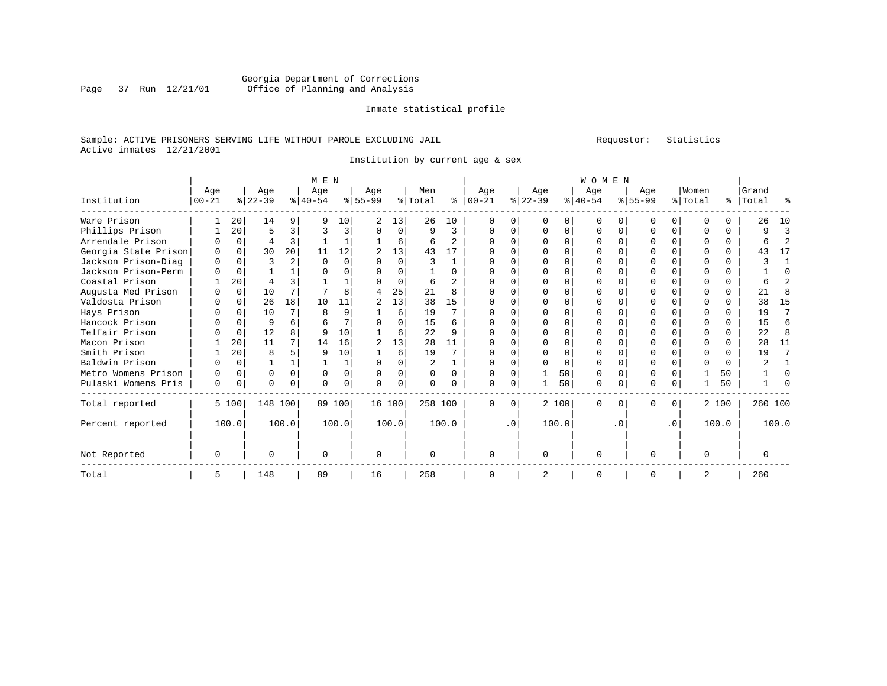Georgia Department of Corrections
Office of Planning and Analysis

Inmate statistical profile

Sample: ACTIVE PRISONERS SERVING LIFE WITHOUT PAROLE EXCLUDING JAIL    Requestor: Statistics
Active inmates 12/21/2001

Institution by current age & sex

| Institution | MEN Age 00-21 | % | Age 22-39 | % | Age 40-54 | % | Age 55-99 | % | Men Total | % | WOMEN Age 00-21 | % | Age 22-39 | % | Age 40-54 | % | Age 55-99 | % | Women Total | % | Grand Total | % |
|---|---|---|---|---|---|---|---|---|---|---|---|---|---|---|---|---|---|---|---|---|---|---|
| Ware Prison | 1 | 20 | 14 | 9 | 9 | 10 | 2 | 13 | 26 | 10 | 0 | 0 | 0 | 0 | 0 | 0 | 0 | 0 | 0 | 0 | 26 | 10 |
| Phillips Prison | 1 | 20 | 5 | 3 | 3 | 3 | 0 | 0 | 9 | 3 | 0 | 0 | 0 | 0 | 0 | 0 | 0 | 0 | 0 | 0 | 9 | 3 |
| Arrendale Prison | 0 | 0 | 4 | 3 | 1 | 1 | 1 | 6 | 6 | 2 | 0 | 0 | 0 | 0 | 0 | 0 | 0 | 0 | 0 | 0 | 6 | 2 |
| Georgia State Prison | 0 | 0 | 30 | 20 | 11 | 12 | 2 | 13 | 43 | 17 | 0 | 0 | 0 | 0 | 0 | 0 | 0 | 0 | 0 | 0 | 43 | 17 |
| Jackson Prison-Diag | 0 | 0 | 3 | 2 | 0 | 0 | 0 | 0 | 3 | 1 | 0 | 0 | 0 | 0 | 0 | 0 | 0 | 0 | 0 | 0 | 3 | 1 |
| Jackson Prison-Perm | 0 | 0 | 1 | 1 | 0 | 0 | 0 | 0 | 1 | 0 | 0 | 0 | 0 | 0 | 0 | 0 | 0 | 0 | 0 | 0 | 1 | 0 |
| Coastal Prison | 1 | 20 | 4 | 3 | 1 | 1 | 0 | 0 | 6 | 2 | 0 | 0 | 0 | 0 | 0 | 0 | 0 | 0 | 0 | 0 | 6 | 2 |
| Augusta Med Prison | 0 | 0 | 10 | 7 | 7 | 8 | 4 | 25 | 21 | 8 | 0 | 0 | 0 | 0 | 0 | 0 | 0 | 0 | 0 | 0 | 21 | 8 |
| Valdosta Prison | 0 | 0 | 26 | 18 | 10 | 11 | 2 | 13 | 38 | 15 | 0 | 0 | 0 | 0 | 0 | 0 | 0 | 0 | 0 | 0 | 38 | 15 |
| Hays Prison | 0 | 0 | 10 | 7 | 8 | 9 | 1 | 6 | 19 | 7 | 0 | 0 | 0 | 0 | 0 | 0 | 0 | 0 | 0 | 0 | 19 | 7 |
| Hancock Prison | 0 | 0 | 9 | 6 | 6 | 7 | 0 | 0 | 15 | 6 | 0 | 0 | 0 | 0 | 0 | 0 | 0 | 0 | 0 | 0 | 15 | 6 |
| Telfair Prison | 0 | 0 | 12 | 8 | 9 | 10 | 1 | 6 | 22 | 9 | 0 | 0 | 0 | 0 | 0 | 0 | 0 | 0 | 0 | 0 | 22 | 8 |
| Macon Prison | 1 | 20 | 11 | 7 | 14 | 16 | 2 | 13 | 28 | 11 | 0 | 0 | 0 | 0 | 0 | 0 | 0 | 0 | 0 | 0 | 28 | 11 |
| Smith Prison | 1 | 20 | 8 | 5 | 9 | 10 | 1 | 6 | 19 | 7 | 0 | 0 | 0 | 0 | 0 | 0 | 0 | 0 | 0 | 0 | 19 | 7 |
| Baldwin Prison | 0 | 0 | 1 | 1 | 1 | 1 | 0 | 0 | 2 | 1 | 0 | 0 | 0 | 0 | 0 | 0 | 0 | 0 | 0 | 0 | 2 | 1 |
| Metro Womens Prison | 0 | 0 | 0 | 0 | 0 | 0 | 0 | 0 | 0 | 0 | 0 | 0 | 1 | 50 | 0 | 0 | 0 | 0 | 1 | 50 | 1 | 0 |
| Pulaski Womens Pris | 0 | 0 | 0 | 0 | 0 | 0 | 0 | 0 | 0 | 0 | 0 | 0 | 1 | 50 | 0 | 0 | 0 | 0 | 1 | 50 | 1 | 0 |
| Total reported | 5 | 100 | 148 | 100 | 89 | 100 | 16 | 100 | 258 | 100 | 0 | 0 | 2 | 100 | 0 | 0 | 0 | 0 | 2 | 100 | 260 | 100 |
| Percent reported | | 100.0 | | 100.0 | | 100.0 | | 100.0 | | 100.0 | | .0 | | 100.0 | | .0 | | .0 | | 100.0 | | 100.0 |
| Not Reported | 0 | | 0 | | 0 | | 0 | | 0 | | 0 | | 0 | | 0 | | 0 | | 0 | | 0 | |
| Total | 5 | | 148 | | 89 | | 16 | | 258 | | 0 | | 2 | | 0 | | 0 | | 2 | | 260 | |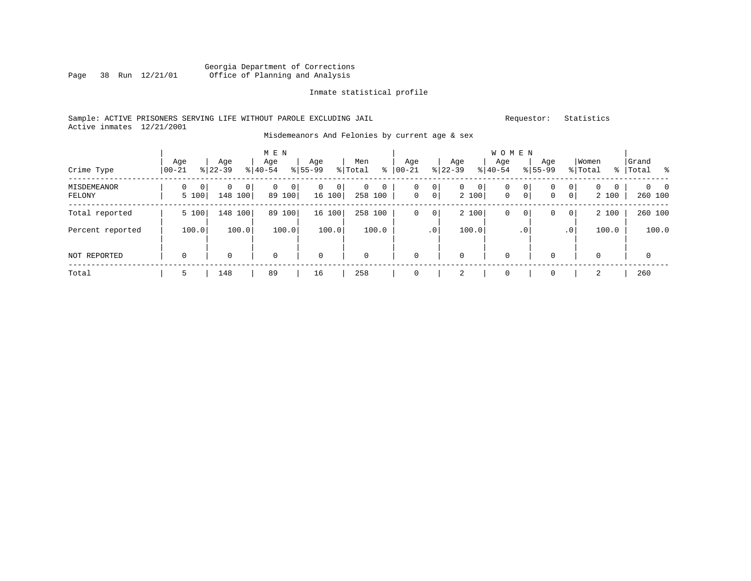Georgia Department of Corrections
Office of Planning and Analysis

Inmate statistical profile

Sample: ACTIVE PRISONERS SERVING LIFE WITHOUT PAROLE EXCLUDING JAIL

Requestor: Statistics

Active inmates 12/21/2001

Misdemeanors And Felonies by current age & sex

| Crime Type | MEN Age 00-21 | % | Age 22-39 | % | Age 40-54 | % | Age 55-99 | % | Men Total | % | WOMEN Age 00-21 | % | Age 22-39 | % | Age 40-54 | % | Age 55-99 | % | Women Total | % | Grand Total | % |
|---|---|---|---|---|---|---|---|---|---|---|---|---|---|---|---|---|---|---|---|---|---|---|
| MISDEMEANOR | 0 | 0 | 0 | 0 | 0 | 0 | 0 | 0 | 0 | 0 | 0 | 0 | 0 | 0 | 0 | 0 | 0 | 0 | 0 | 0 | 0 | 0 |
| FELONY | 5 | 100 | 148 | 100 | 89 | 100 | 16 | 100 | 258 | 100 | 0 | 0 | 2 | 100 | 0 | 0 | 0 | 0 | 2 | 100 | 260 | 100 |
| Total reported | 5 | 100 | 148 | 100 | 89 | 100 | 16 | 100 | 258 | 100 | 0 | 0 | 2 | 100 | 0 | 0 | 0 | 0 | 2 | 100 | 260 | 100 |
| Percent reported | | 100.0 | | 100.0 | | 100.0 | | 100.0 | | 100.0 | | .0 | | 100.0 | | .0 | | .0 | | 100.0 | | 100.0 |
| NOT REPORTED | 0 | | 0 | | 0 | | 0 | | 0 | | 0 | | 0 | | 0 | | 0 | | 0 | | 0 | |
| Total | 5 | | 148 | | 89 | | 16 | | 258 | | 0 | | 2 | | 0 | | 0 | | 2 | | 260 | |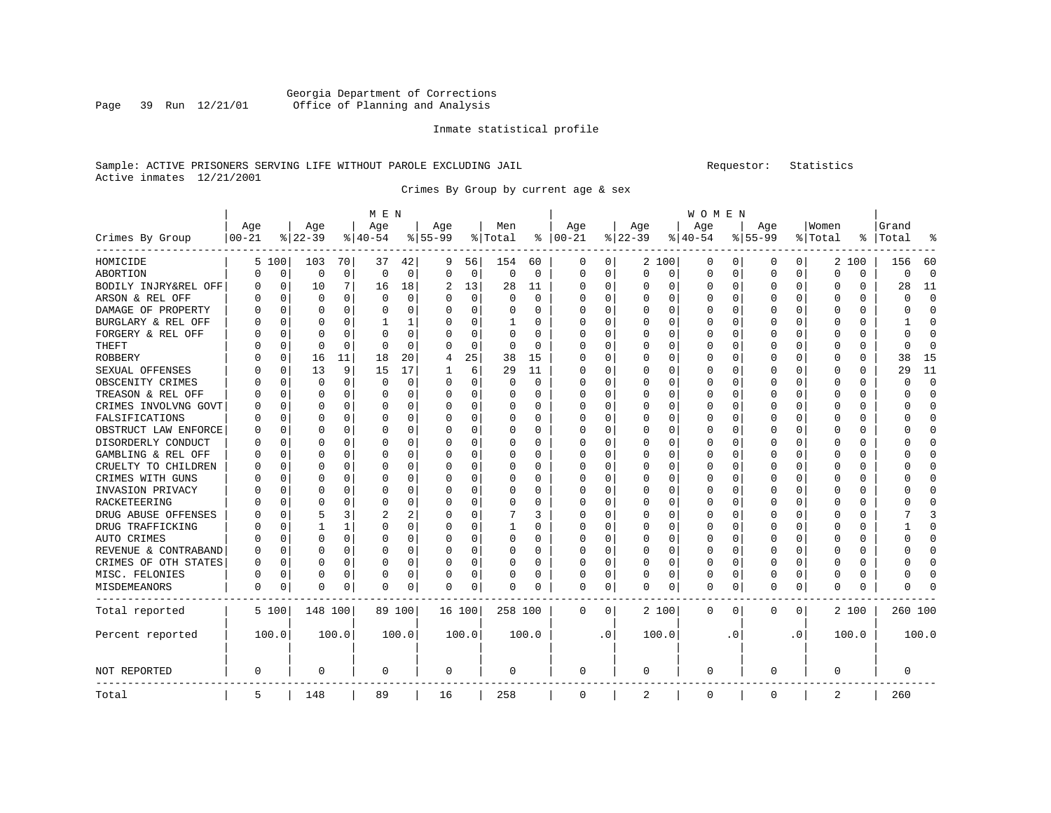Georgia Department of Corrections
Office of Planning and Analysis

Inmate statistical profile

Sample: ACTIVE PRISONERS SERVING LIFE WITHOUT PAROLE EXCLUDING JAIL    Requestor: Statistics
Active inmates 12/21/2001

Crimes By Group by current age & sex

| Crimes By Group | MEN Age 00-21 | % | Age 22-39 | % | Age 40-54 | % | Age 55-99 | % | Men Total | % | WOMEN Age 00-21 | % | Age 22-39 | % | Age 40-54 | % | Age 55-99 | % | Women Total | % | Grand Total | % |
|---|---|---|---|---|---|---|---|---|---|---|---|---|---|---|---|---|---|---|---|---|---|---|
| HOMICIDE | 5 | 100 | 103 | 70 | 37 | 42 | 9 | 56 | 154 | 60 | 0 | 0 | 2 | 100 | 0 | 0 | 0 | 0 | 2 | 100 | 156 | 60 |
| ABORTION | 0 | 0 | 0 | 0 | 0 | 0 | 0 | 0 | 0 | 0 | 0 | 0 | 0 | 0 | 0 | 0 | 0 | 0 | 0 | 0 | 0 | 0 |
| BODILY INJRY&REL OFF | 0 | 0 | 10 | 7 | 16 | 18 | 2 | 13 | 28 | 11 | 0 | 0 | 0 | 0 | 0 | 0 | 0 | 0 | 0 | 0 | 28 | 11 |
| ARSON & REL OFF | 0 | 0 | 0 | 0 | 0 | 0 | 0 | 0 | 0 | 0 | 0 | 0 | 0 | 0 | 0 | 0 | 0 | 0 | 0 | 0 | 0 | 0 |
| DAMAGE OF PROPERTY | 0 | 0 | 0 | 0 | 0 | 0 | 0 | 0 | 0 | 0 | 0 | 0 | 0 | 0 | 0 | 0 | 0 | 0 | 0 | 0 | 0 | 0 |
| BURGLARY & REL OFF | 0 | 0 | 0 | 0 | 1 | 1 | 0 | 0 | 1 | 0 | 0 | 0 | 0 | 0 | 0 | 0 | 0 | 0 | 0 | 0 | 1 | 0 |
| FORGERY & REL OFF | 0 | 0 | 0 | 0 | 0 | 0 | 0 | 0 | 0 | 0 | 0 | 0 | 0 | 0 | 0 | 0 | 0 | 0 | 0 | 0 | 0 | 0 |
| THEFT | 0 | 0 | 0 | 0 | 0 | 0 | 0 | 0 | 0 | 0 | 0 | 0 | 0 | 0 | 0 | 0 | 0 | 0 | 0 | 0 | 0 | 0 |
| ROBBERY | 0 | 0 | 16 | 11 | 18 | 20 | 4 | 25 | 38 | 15 | 0 | 0 | 0 | 0 | 0 | 0 | 0 | 0 | 0 | 0 | 38 | 15 |
| SEXUAL OFFENSES | 0 | 0 | 13 | 9 | 15 | 17 | 1 | 6 | 29 | 11 | 0 | 0 | 0 | 0 | 0 | 0 | 0 | 0 | 0 | 0 | 29 | 11 |
| OBSCENITY CRIMES | 0 | 0 | 0 | 0 | 0 | 0 | 0 | 0 | 0 | 0 | 0 | 0 | 0 | 0 | 0 | 0 | 0 | 0 | 0 | 0 | 0 | 0 |
| TREASON & REL OFF | 0 | 0 | 0 | 0 | 0 | 0 | 0 | 0 | 0 | 0 | 0 | 0 | 0 | 0 | 0 | 0 | 0 | 0 | 0 | 0 | 0 | 0 |
| CRIMES INVOLVNG GOVT | 0 | 0 | 0 | 0 | 0 | 0 | 0 | 0 | 0 | 0 | 0 | 0 | 0 | 0 | 0 | 0 | 0 | 0 | 0 | 0 | 0 | 0 |
| FALSIFICATIONS | 0 | 0 | 0 | 0 | 0 | 0 | 0 | 0 | 0 | 0 | 0 | 0 | 0 | 0 | 0 | 0 | 0 | 0 | 0 | 0 | 0 | 0 |
| OBSTRUCT LAW ENFORCE | 0 | 0 | 0 | 0 | 0 | 0 | 0 | 0 | 0 | 0 | 0 | 0 | 0 | 0 | 0 | 0 | 0 | 0 | 0 | 0 | 0 | 0 |
| DISORDERLY CONDUCT | 0 | 0 | 0 | 0 | 0 | 0 | 0 | 0 | 0 | 0 | 0 | 0 | 0 | 0 | 0 | 0 | 0 | 0 | 0 | 0 | 0 | 0 |
| GAMBLING & REL OFF | 0 | 0 | 0 | 0 | 0 | 0 | 0 | 0 | 0 | 0 | 0 | 0 | 0 | 0 | 0 | 0 | 0 | 0 | 0 | 0 | 0 | 0 |
| CRUELTY TO CHILDREN | 0 | 0 | 0 | 0 | 0 | 0 | 0 | 0 | 0 | 0 | 0 | 0 | 0 | 0 | 0 | 0 | 0 | 0 | 0 | 0 | 0 | 0 |
| CRIMES WITH GUNS | 0 | 0 | 0 | 0 | 0 | 0 | 0 | 0 | 0 | 0 | 0 | 0 | 0 | 0 | 0 | 0 | 0 | 0 | 0 | 0 | 0 | 0 |
| INVASION PRIVACY | 0 | 0 | 0 | 0 | 0 | 0 | 0 | 0 | 0 | 0 | 0 | 0 | 0 | 0 | 0 | 0 | 0 | 0 | 0 | 0 | 0 | 0 |
| RACKETEERING | 0 | 0 | 0 | 0 | 0 | 0 | 0 | 0 | 0 | 0 | 0 | 0 | 0 | 0 | 0 | 0 | 0 | 0 | 0 | 0 | 0 | 0 |
| DRUG ABUSE OFFENSES | 0 | 0 | 5 | 3 | 2 | 2 | 0 | 0 | 7 | 3 | 0 | 0 | 0 | 0 | 0 | 0 | 0 | 0 | 0 | 0 | 7 | 3 |
| DRUG TRAFFICKING | 0 | 0 | 1 | 1 | 0 | 0 | 0 | 0 | 1 | 0 | 0 | 0 | 0 | 0 | 0 | 0 | 0 | 0 | 0 | 0 | 1 | 0 |
| AUTO CRIMES | 0 | 0 | 0 | 0 | 0 | 0 | 0 | 0 | 0 | 0 | 0 | 0 | 0 | 0 | 0 | 0 | 0 | 0 | 0 | 0 | 0 | 0 |
| REVENUE & CONTRABAND | 0 | 0 | 0 | 0 | 0 | 0 | 0 | 0 | 0 | 0 | 0 | 0 | 0 | 0 | 0 | 0 | 0 | 0 | 0 | 0 | 0 | 0 |
| CRIMES OF OTH STATES | 0 | 0 | 0 | 0 | 0 | 0 | 0 | 0 | 0 | 0 | 0 | 0 | 0 | 0 | 0 | 0 | 0 | 0 | 0 | 0 | 0 | 0 |
| MISC. FELONIES | 0 | 0 | 0 | 0 | 0 | 0 | 0 | 0 | 0 | 0 | 0 | 0 | 0 | 0 | 0 | 0 | 0 | 0 | 0 | 0 | 0 | 0 |
| MISDEMEANORS | 0 | 0 | 0 | 0 | 0 | 0 | 0 | 0 | 0 | 0 | 0 | 0 | 0 | 0 | 0 | 0 | 0 | 0 | 0 | 0 | 0 | 0 |
| Total reported | 5 | 100 | 148 | 100 | 89 | 100 | 16 | 100 | 258 | 100 | 0 | 0 | 2 | 100 | 0 | 0 | 0 | 0 | 2 | 100 | 260 | 100 |
| Percent reported | 100.0 | | 100.0 | | 100.0 | | 100.0 | | 100.0 | | .0 | | 100.0 | | .0 | | .0 | | 100.0 | | 100.0 | |
| NOT REPORTED | 0 | | 0 | | 0 | | 0 | | 0 | | 0 | | 0 | | 0 | | 0 | | 0 | | 0 | |
| Total | 5 | | 148 | | 89 | | 16 | | 258 | | 0 | | 2 | | 0 | | 0 | | 2 | | 260 | |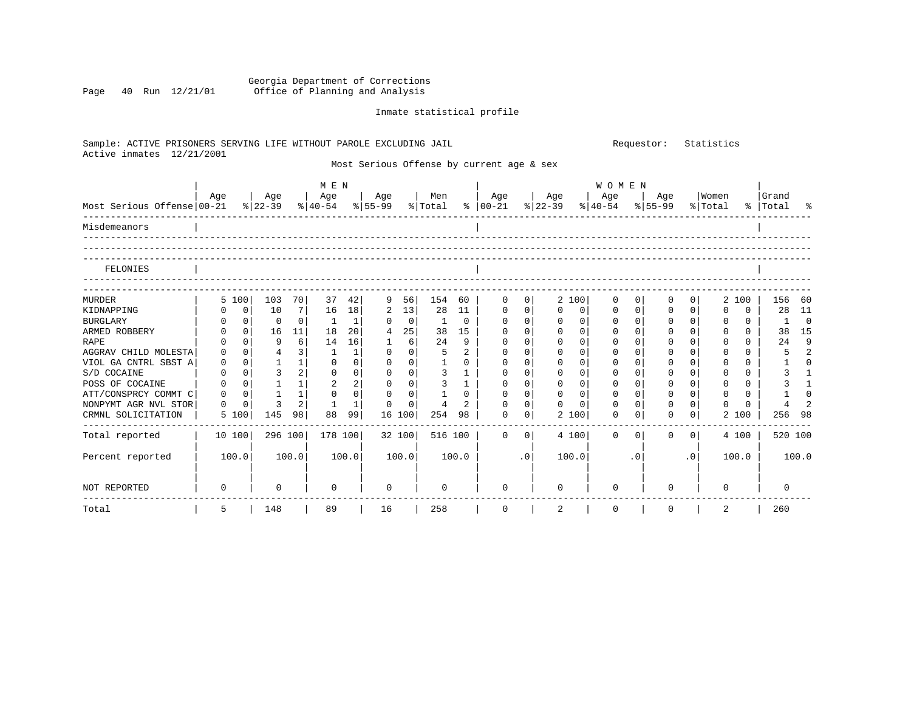Georgia Department of Corrections
Office of Planning and Analysis

Inmate statistical profile

Sample: ACTIVE PRISONERS SERVING LIFE WITHOUT PAROLE EXCLUDING JAIL    Requestor: Statistics
Active inmates 12/21/2001

Most Serious Offense by current age & sex

| Most Serious Offense | MEN Age 00-21 | % | Age 22-39 | % | Age 40-54 | % | Age 55-99 | % | Men Total | % | WOMEN Age 00-21 | % | Age 22-39 | % | Age 40-54 | % | Age 55-99 | % | Women Total | % | Grand Total | % |
|---|---|---|---|---|---|---|---|---|---|---|---|---|---|---|---|---|---|---|---|---|---|---|
| Misdemeanors | | | | | | | | | | | | | | | | | | | | | | |
| FELONIES | | | | | | | | | | | | | | | | | | | | | | |
| MURDER | 5 | 100 | 103 | 70 | 37 | 42 | 9 | 56 | 154 | 60 | 0 | 0 | 2 | 100 | 0 | 0 | 0 | 0 | 2 | 100 | 156 | 60 |
| KIDNAPPING | 0 | 0 | 10 | 7 | 16 | 18 | 2 | 13 | 28 | 11 | 0 | 0 | 0 | 0 | 0 | 0 | 0 | 0 | 0 | 0 | 28 | 11 |
| BURGLARY | 0 | 0 | 0 | 0 | 1 | 1 | 0 | 0 | 1 | 0 | 0 | 0 | 0 | 0 | 0 | 0 | 0 | 0 | 0 | 0 | 1 | 0 |
| ARMED ROBBERY | 0 | 0 | 16 | 11 | 18 | 20 | 4 | 25 | 38 | 15 | 0 | 0 | 0 | 0 | 0 | 0 | 0 | 0 | 0 | 0 | 38 | 15 |
| RAPE | 0 | 0 | 9 | 6 | 14 | 16 | 1 | 6 | 24 | 9 | 0 | 0 | 0 | 0 | 0 | 0 | 0 | 0 | 0 | 0 | 24 | 9 |
| AGGRAV CHILD MOLESTA | 0 | 0 | 4 | 3 | 1 | 1 | 0 | 0 | 5 | 2 | 0 | 0 | 0 | 0 | 0 | 0 | 0 | 0 | 0 | 0 | 5 | 2 |
| VIOL GA CNTRL SBST A | 0 | 0 | 1 | 1 | 0 | 0 | 0 | 0 | 1 | 0 | 0 | 0 | 0 | 0 | 0 | 0 | 0 | 0 | 0 | 0 | 1 | 0 |
| S/D COCAINE | 0 | 0 | 3 | 2 | 0 | 0 | 0 | 0 | 3 | 1 | 0 | 0 | 0 | 0 | 0 | 0 | 0 | 0 | 0 | 0 | 3 | 1 |
| POSS OF COCAINE | 0 | 0 | 1 | 1 | 2 | 2 | 0 | 0 | 3 | 1 | 0 | 0 | 0 | 0 | 0 | 0 | 0 | 0 | 0 | 0 | 3 | 1 |
| ATT/CONSPRCY COMMT C | 0 | 0 | 1 | 1 | 0 | 0 | 0 | 0 | 1 | 0 | 0 | 0 | 0 | 0 | 0 | 0 | 0 | 0 | 0 | 0 | 1 | 0 |
| NONPYMT AGR NVL STOR | 0 | 0 | 3 | 2 | 1 | 1 | 0 | 0 | 4 | 2 | 0 | 0 | 0 | 0 | 0 | 0 | 0 | 0 | 0 | 0 | 4 | 2 |
| CRMNL SOLICITATION | 5 | 100 | 145 | 98 | 88 | 99 | 16 | 100 | 254 | 98 | 0 | 0 | 2 | 100 | 0 | 0 | 0 | 0 | 2 | 100 | 256 | 98 |
| Total reported | 10 | 100 | 296 | 100 | 178 | 100 | 32 | 100 | 516 | 100 | 0 | 0 | 4 | 100 | 0 | 0 | 0 | 0 | 4 | 100 | 520 | 100 |
| Percent reported | | 100.0 | | 100.0 | | 100.0 | | 100.0 | | 100.0 | | .0 | | 100.0 | | .0 | | .0 | | 100.0 | | 100.0 |
| NOT REPORTED | 0 | | 0 | | 0 | | 0 | | 0 | | 0 | | 0 | | 0 | | 0 | | 0 | | 0 | |
| Total | 5 | | 148 | | 89 | | 16 | | 258 | | 0 | | 2 | | 0 | | 0 | | 2 | | 260 | |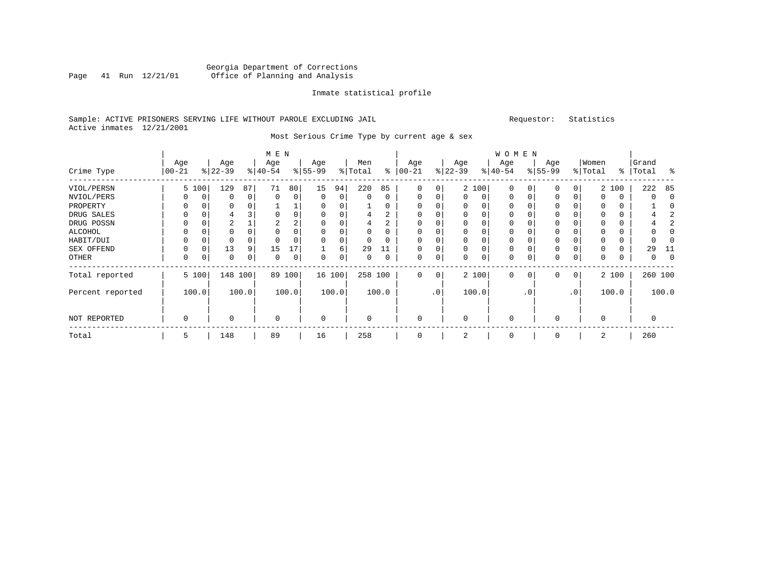Georgia Department of Corrections
Office of Planning and Analysis

Inmate statistical profile

Sample: ACTIVE PRISONERS SERVING LIFE WITHOUT PAROLE EXCLUDING JAIL

Requestor: Statistics

Active inmates 12/21/2001

Most Serious Crime Type by current age & sex

| Crime Type | MEN Age 00-21 | % | Age 22-39 | % | Age 40-54 | % | Age 55-99 | % | Men Total | % | WOMEN Age 00-21 | % | Age 22-39 | % | Age 40-54 | % | Age 55-99 | % | Women Total | % | Grand Total | % |
|---|---|---|---|---|---|---|---|---|---|---|---|---|---|---|---|---|---|---|---|---|---|---|
| VIOL/PERSN | 5 | 100 | 129 | 87 | 71 | 80 | 15 | 94 | 220 | 85 | 0 | 0 | 2 | 100 | 0 | 0 | 0 | 0 | 2 | 100 | 222 | 85 |
| NVIOL/PERS | 0 | 0 | 0 | 0 | 0 | 0 | 0 | 0 | 0 | 0 | 0 | 0 | 0 | 0 | 0 | 0 | 0 | 0 | 0 | 0 | 0 | 0 |
| PROPERTY | 0 | 0 | 0 | 0 | 1 | 1 | 0 | 0 | 1 | 0 | 0 | 0 | 0 | 0 | 0 | 0 | 0 | 0 | 0 | 0 | 1 | 0 |
| DRUG SALES | 0 | 0 | 4 | 3 | 0 | 0 | 0 | 0 | 4 | 2 | 0 | 0 | 0 | 0 | 0 | 0 | 0 | 0 | 0 | 0 | 4 | 2 |
| DRUG POSSN | 0 | 0 | 2 | 1 | 2 | 2 | 0 | 0 | 4 | 2 | 0 | 0 | 0 | 0 | 0 | 0 | 0 | 0 | 0 | 0 | 4 | 2 |
| ALCOHOL | 0 | 0 | 0 | 0 | 0 | 0 | 0 | 0 | 0 | 0 | 0 | 0 | 0 | 0 | 0 | 0 | 0 | 0 | 0 | 0 | 0 | 0 |
| HABIT/DUI | 0 | 0 | 0 | 0 | 0 | 0 | 0 | 0 | 0 | 0 | 0 | 0 | 0 | 0 | 0 | 0 | 0 | 0 | 0 | 0 | 0 | 0 |
| SEX OFFEND | 0 | 0 | 13 | 9 | 15 | 17 | 1 | 6 | 29 | 11 | 0 | 0 | 0 | 0 | 0 | 0 | 0 | 0 | 0 | 0 | 29 | 11 |
| OTHER | 0 | 0 | 0 | 0 | 0 | 0 | 0 | 0 | 0 | 0 | 0 | 0 | 0 | 0 | 0 | 0 | 0 | 0 | 0 | 0 | 0 | 0 |
| Total reported | 5 | 100 | 148 | 100 | 89 | 100 | 16 | 100 | 258 | 100 | 0 | 0 | 2 | 100 | 0 | 0 | 0 | 0 | 2 | 100 | 260 | 100 |
| Percent reported | | 100.0 | | 100.0 | | 100.0 | | 100.0 | | 100.0 | | .0 | | 100.0 | | .0 | | .0 | | 100.0 | | 100.0 |
| NOT REPORTED | 0 | | 0 | | 0 | | 0 | | 0 | | 0 | | 0 | | 0 | | 0 | | 0 | | 0 | |
| Total | 5 | | 148 | | 89 | | 16 | | 258 | | 0 | | 2 | | 0 | | 0 | | 2 | | 260 | |